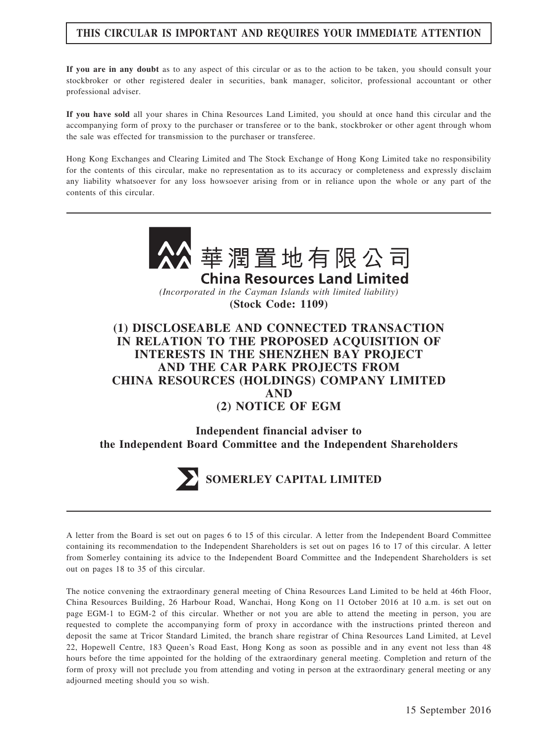**THIS CIRCULAR IS IMPORTANT AND REQUIRES YOUR IMMEDIATE ATTENTION**

**If you are in any doubt** as to any aspect of this circular or as to the action to be taken, you should consult your stockbroker or other registered dealer in securities, bank manager, solicitor, professional accountant or other professional adviser.

**If you have sold** all your shares in China Resources Land Limited, you should at once hand this circular and the accompanying form of proxy to the purchaser or transferee or to the bank, stockbroker or other agent through whom the sale was effected for transmission to the purchaser or transferee.

Hong Kong Exchanges and Clearing Limited and The Stock Exchange of Hong Kong Limited take no responsibility for the contents of this circular, make no representation as to its accuracy or completeness and expressly disclaim any liability whatsoever for any loss howsoever arising from or in reliance upon the whole or any part of the contents of this circular.

華潤置地有限公司

**China Resources Land Limited**

*(Incorporated in the Cayman Islands with limited liability)*

**(Stock Code: 1109)**

# (1) DISCLOSEABLE AND CONNECTED TRANSACTION IN RELATION TO THE PROPOSED ACQUISITION OF INTERESTS IN THE SHENZHEN BAY PROJECT AND THE CAR PARK PROJECTS FROM CHINA RESOURCES (HOLDINGS) COMPANY LIMITED AND (2) NOTICE OF EGM

**Independent financial adviser to the Independent Board Committee and the Independent Shareholders**

**SOMERLEY CAPITAL LIMITED**

A letter from the Board is set out on pages 6 to 15 of this circular. A letter from the Independent Board Committee containing its recommendation to the Independent Shareholders is set out on pages 16 to 17 of this circular. A letter from Somerley containing its advice to the Independent Board Committee and the Independent Shareholders is set out on pages 18 to 35 of this circular.

The notice convening the extraordinary general meeting of China Resources Land Limited to be held at 46th Floor, China Resources Building, 26 Harbour Road, Wanchai, Hong Kong on 11 October 2016 at 10 a.m. is set out on page EGM-1 to EGM-2 of this circular. Whether or not you are able to attend the meeting in person, you are requested to complete the accompanying form of proxy in accordance with the instructions printed thereon and deposit the same at Tricor Standard Limited, the branch share registrar of China Resources Land Limited, at Level 22, Hopewell Centre, 183 Queen's Road East, Hong Kong as soon as possible and in any event not less than 48 hours before the time appointed for the holding of the extraordinary general meeting. Completion and return of the form of proxy will not preclude you from attending and voting in person at the extraordinary general meeting or any adjourned meeting should you so wish.

15 September 2016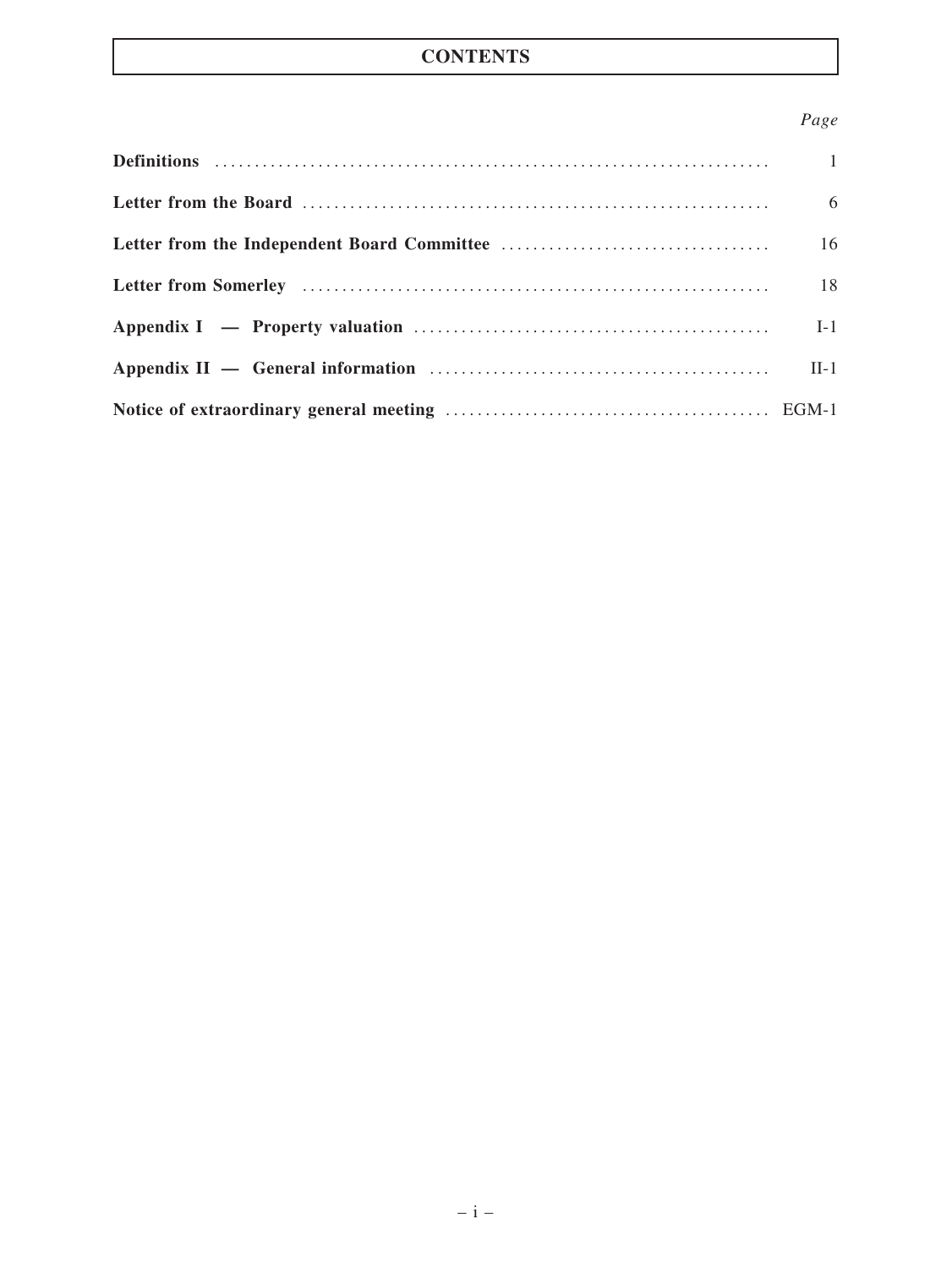# CONTENTS

| | *Page* |
|---|---|
| **Definitions** | 1 |
| **Letter from the Board** | 6 |
| **Letter from the Independent Board Committee** | 16 |
| **Letter from Somerley** | 18 |
| **Appendix I — Property valuation** | I-1 |
| **Appendix II — General information** | II-1 |
| **Notice of extraordinary general meeting** | EGM-1 |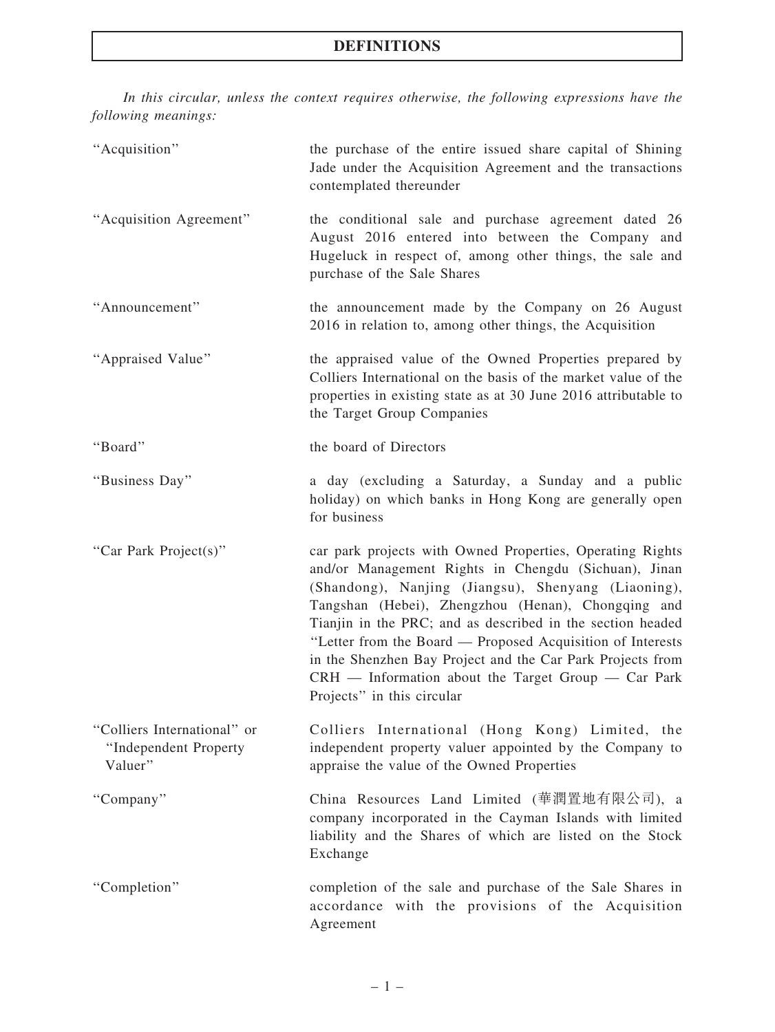# DEFINITIONS

*In this circular, unless the context requires otherwise, the following expressions have the following meanings:*

| | |
|---|---|
| "Acquisition" | the purchase of the entire issued share capital of Shining Jade under the Acquisition Agreement and the transactions contemplated thereunder |
| "Acquisition Agreement" | the conditional sale and purchase agreement dated 26 August 2016 entered into between the Company and Hugeluck in respect of, among other things, the sale and purchase of the Sale Shares |
| "Announcement" | the announcement made by the Company on 26 August 2016 in relation to, among other things, the Acquisition |
| "Appraised Value" | the appraised value of the Owned Properties prepared by Colliers International on the basis of the market value of the properties in existing state as at 30 June 2016 attributable to the Target Group Companies |
| "Board" | the board of Directors |
| "Business Day" | a day (excluding a Saturday, a Sunday and a public holiday) on which banks in Hong Kong are generally open for business |
| "Car Park Project(s)" | car park projects with Owned Properties, Operating Rights and/or Management Rights in Chengdu (Sichuan), Jinan (Shandong), Nanjing (Jiangsu), Shenyang (Liaoning), Tangshan (Hebei), Zhengzhou (Henan), Chongqing and Tianjin in the PRC; and as described in the section headed "Letter from the Board — Proposed Acquisition of Interests in the Shenzhen Bay Project and the Car Park Projects from CRH — Information about the Target Group — Car Park Projects" in this circular |
| "Colliers International" or "Independent Property Valuer" | Colliers International (Hong Kong) Limited, the independent property valuer appointed by the Company to appraise the value of the Owned Properties |
| "Company" | China Resources Land Limited (華潤置地有限公司), a company incorporated in the Cayman Islands with limited liability and the Shares of which are listed on the Stock Exchange |
| "Completion" | completion of the sale and purchase of the Sale Shares in accordance with the provisions of the Acquisition Agreement |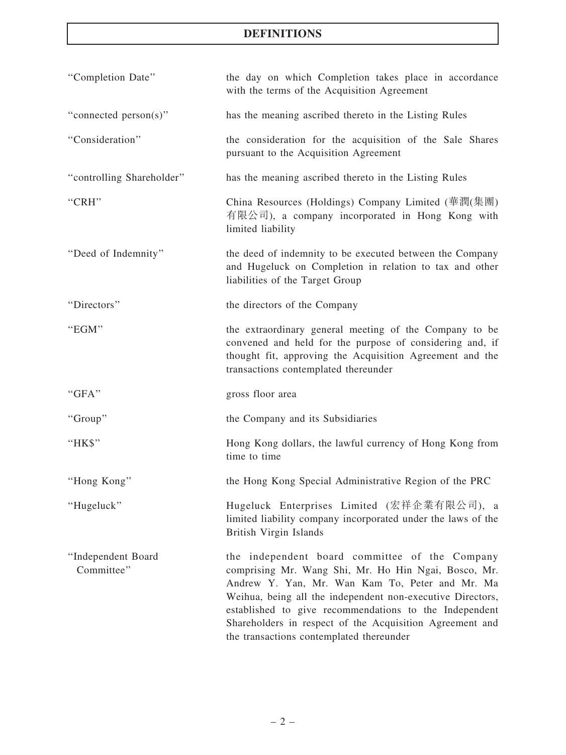# DEFINITIONS

| | |
|---|---|
| "Completion Date" | the day on which Completion takes place in accordance with the terms of the Acquisition Agreement |
| "connected person(s)" | has the meaning ascribed thereto in the Listing Rules |
| "Consideration" | the consideration for the acquisition of the Sale Shares pursuant to the Acquisition Agreement |
| "controlling Shareholder" | has the meaning ascribed thereto in the Listing Rules |
| "CRH" | China Resources (Holdings) Company Limited (華潤(集團)有限公司), a company incorporated in Hong Kong with limited liability |
| "Deed of Indemnity" | the deed of indemnity to be executed between the Company and Hugeluck on Completion in relation to tax and other liabilities of the Target Group |
| "Directors" | the directors of the Company |
| "EGM" | the extraordinary general meeting of the Company to be convened and held for the purpose of considering and, if thought fit, approving the Acquisition Agreement and the transactions contemplated thereunder |
| "GFA" | gross floor area |
| "Group" | the Company and its Subsidiaries |
| "HK$" | Hong Kong dollars, the lawful currency of Hong Kong from time to time |
| "Hong Kong" | the Hong Kong Special Administrative Region of the PRC |
| "Hugeluck" | Hugeluck Enterprises Limited (宏祥企業有限公司), a limited liability company incorporated under the laws of the British Virgin Islands |
| "Independent Board Committee" | the independent board committee of the Company comprising Mr. Wang Shi, Mr. Ho Hin Ngai, Bosco, Mr. Andrew Y. Yan, Mr. Wan Kam To, Peter and Mr. Ma Weihua, being all the independent non-executive Directors, established to give recommendations to the Independent Shareholders in respect of the Acquisition Agreement and the transactions contemplated thereunder |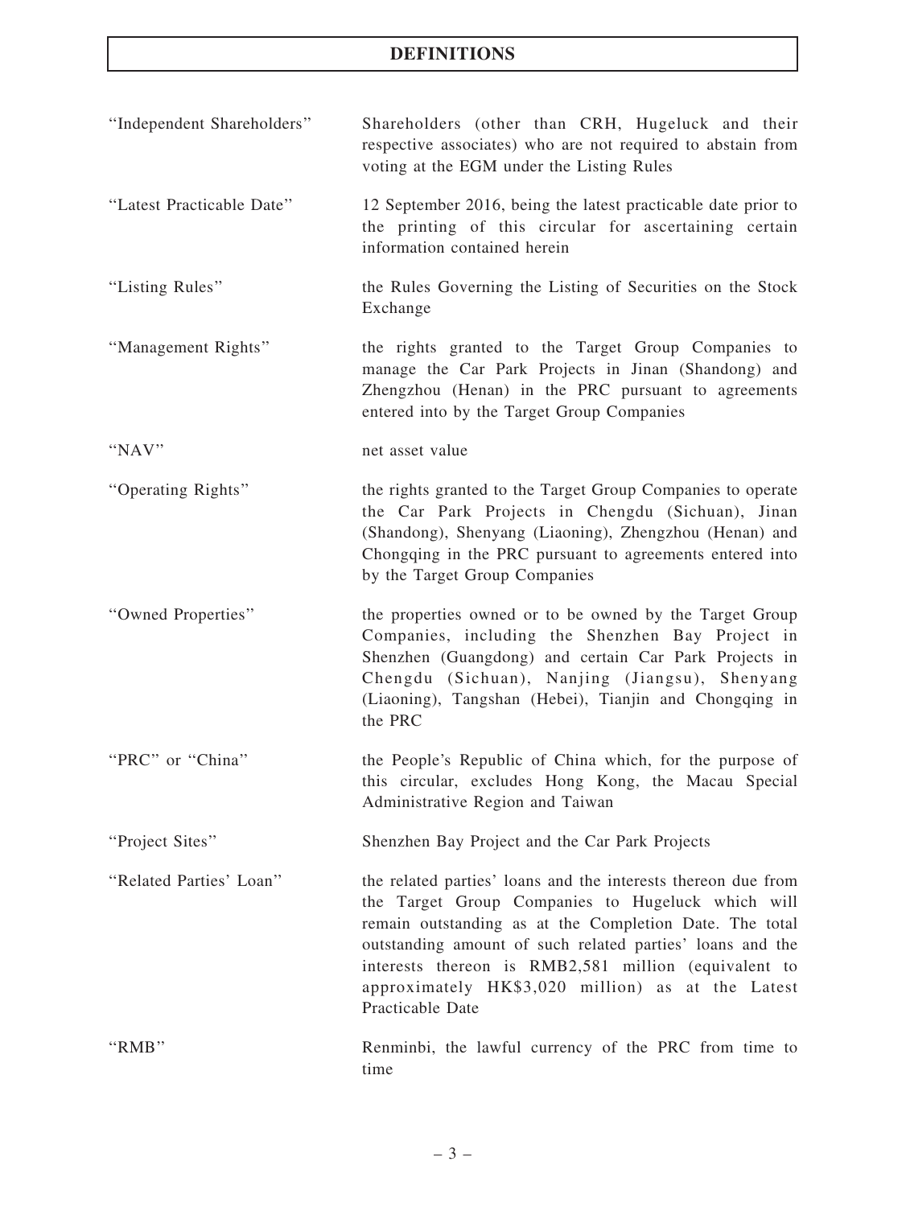# DEFINITIONS

| | |
|---|---|
| "Independent Shareholders" | Shareholders (other than CRH, Hugeluck and their respective associates) who are not required to abstain from voting at the EGM under the Listing Rules |
| "Latest Practicable Date" | 12 September 2016, being the latest practicable date prior to the printing of this circular for ascertaining certain information contained herein |
| "Listing Rules" | the Rules Governing the Listing of Securities on the Stock Exchange |
| "Management Rights" | the rights granted to the Target Group Companies to manage the Car Park Projects in Jinan (Shandong) and Zhengzhou (Henan) in the PRC pursuant to agreements entered into by the Target Group Companies |
| "NAV" | net asset value |
| "Operating Rights" | the rights granted to the Target Group Companies to operate the Car Park Projects in Chengdu (Sichuan), Jinan (Shandong), Shenyang (Liaoning), Zhengzhou (Henan) and Chongqing in the PRC pursuant to agreements entered into by the Target Group Companies |
| "Owned Properties" | the properties owned or to be owned by the Target Group Companies, including the Shenzhen Bay Project in Shenzhen (Guangdong) and certain Car Park Projects in Chengdu (Sichuan), Nanjing (Jiangsu), Shenyang (Liaoning), Tangshan (Hebei), Tianjin and Chongqing in the PRC |
| "PRC" or "China" | the People's Republic of China which, for the purpose of this circular, excludes Hong Kong, the Macau Special Administrative Region and Taiwan |
| "Project Sites" | Shenzhen Bay Project and the Car Park Projects |
| "Related Parties' Loan" | the related parties' loans and the interests thereon due from the Target Group Companies to Hugeluck which will remain outstanding as at the Completion Date. The total outstanding amount of such related parties' loans and the interests thereon is RMB2,581 million (equivalent to approximately HK$3,020 million) as at the Latest Practicable Date |
| "RMB" | Renminbi, the lawful currency of the PRC from time to time |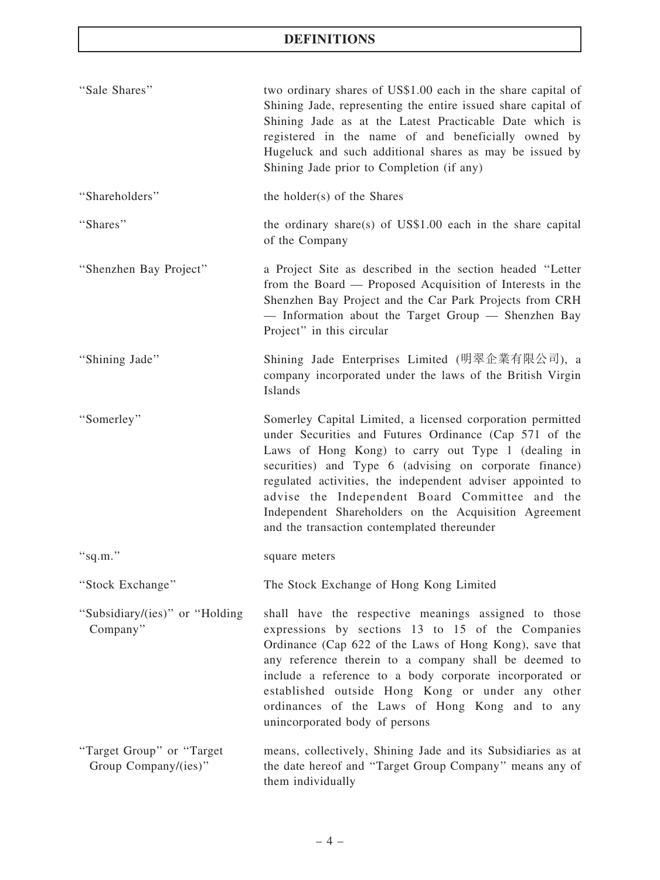# DEFINITIONS

| | |
|---|---|
| "Sale Shares" | two ordinary shares of US$1.00 each in the share capital of Shining Jade, representing the entire issued share capital of Shining Jade as at the Latest Practicable Date which is registered in the name of and beneficially owned by Hugeluck and such additional shares as may be issued by Shining Jade prior to Completion (if any) |
| "Shareholders" | the holder(s) of the Shares |
| "Shares" | the ordinary share(s) of US$1.00 each in the share capital of the Company |
| "Shenzhen Bay Project" | a Project Site as described in the section headed "Letter from the Board — Proposed Acquisition of Interests in the Shenzhen Bay Project and the Car Park Projects from CRH — Information about the Target Group — Shenzhen Bay Project" in this circular |
| "Shining Jade" | Shining Jade Enterprises Limited (明翠企業有限公司), a company incorporated under the laws of the British Virgin Islands |
| "Somerley" | Somerley Capital Limited, a licensed corporation permitted under Securities and Futures Ordinance (Cap 571 of the Laws of Hong Kong) to carry out Type 1 (dealing in securities) and Type 6 (advising on corporate finance) regulated activities, the independent adviser appointed to advise the Independent Board Committee and the Independent Shareholders on the Acquisition Agreement and the transaction contemplated thereunder |
| "sq.m." | square meters |
| "Stock Exchange" | The Stock Exchange of Hong Kong Limited |
| "Subsidiary/(ies)" or "Holding Company" | shall have the respective meanings assigned to those expressions by sections 13 to 15 of the Companies Ordinance (Cap 622 of the Laws of Hong Kong), save that any reference therein to a company shall be deemed to include a reference to a body corporate incorporated or established outside Hong Kong or under any other ordinances of the Laws of Hong Kong and to any unincorporated body of persons |
| "Target Group" or "Target Group Company/(ies)" | means, collectively, Shining Jade and its Subsidiaries as at the date hereof and "Target Group Company" means any of them individually |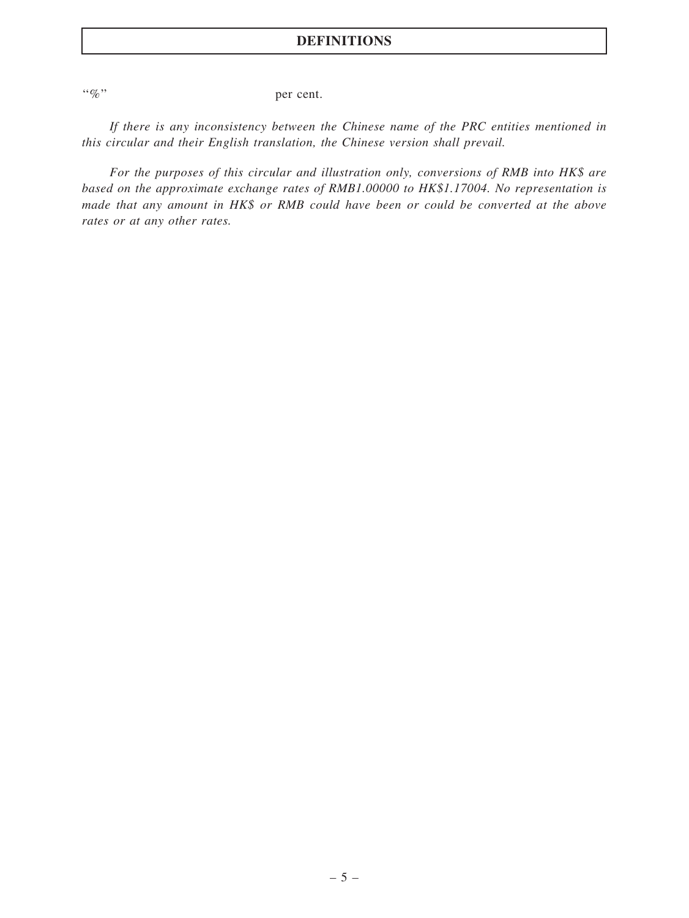| | |
|---|---|
| "%" | per cent. |

*If there is any inconsistency between the Chinese name of the PRC entities mentioned in this circular and their English translation, the Chinese version shall prevail.*

*For the purposes of this circular and illustration only, conversions of RMB into HK$ are based on the approximate exchange rates of RMB1.00000 to HK$1.17004. No representation is made that any amount in HK$ or RMB could have been or could be converted at the above rates or at any other rates.*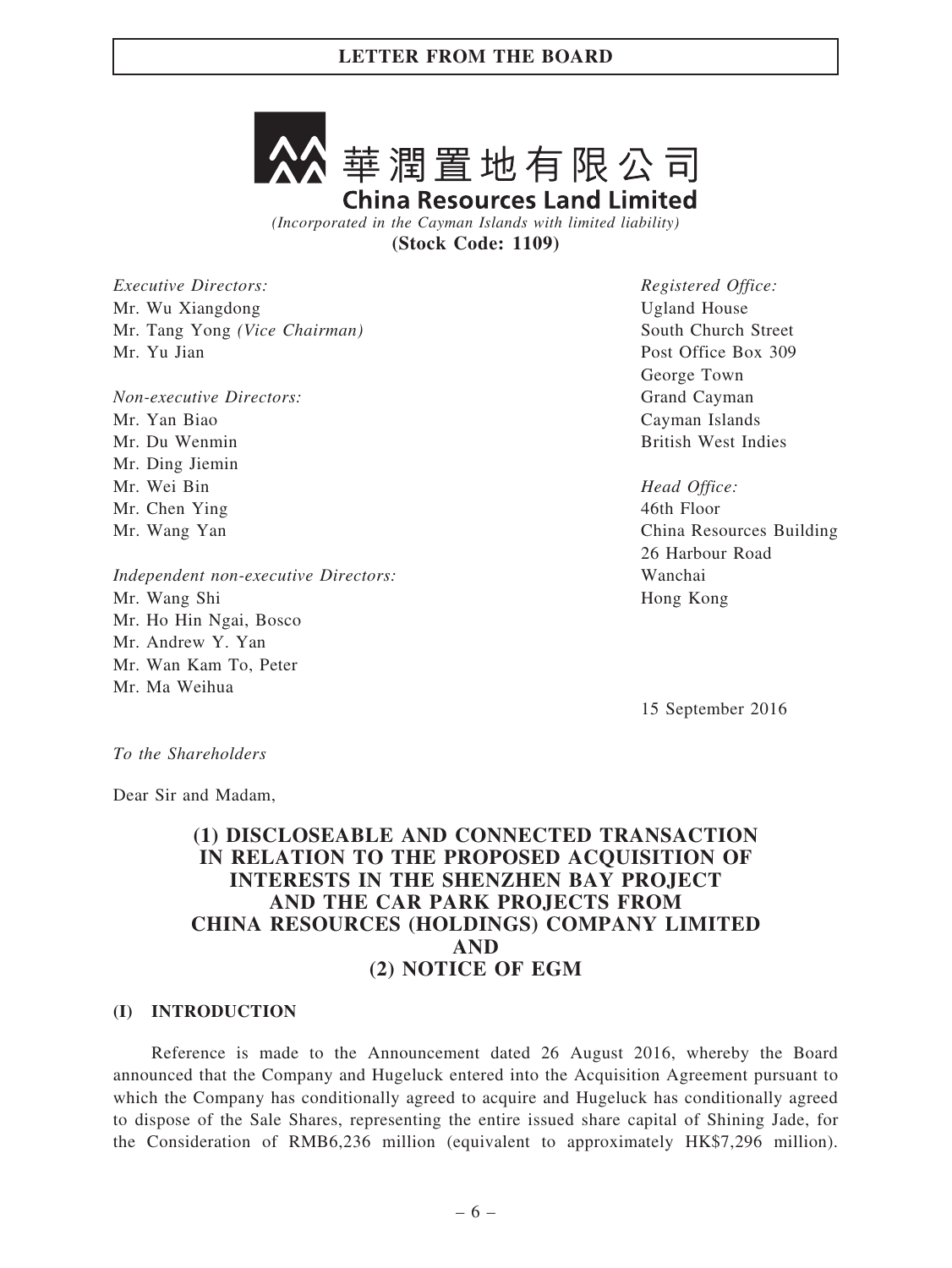# LETTER FROM THE BOARD

華潤置地有限公司

**China Resources Land Limited**

*(Incorporated in the Cayman Islands with limited liability)*

**(Stock Code: 1109)**

*Executive Directors:*
Mr. Wu Xiangdong
Mr. Tang Yong *(Vice Chairman)*
Mr. Yu Jian

*Non-executive Directors:*
Mr. Yan Biao
Mr. Du Wenmin
Mr. Ding Jiemin
Mr. Wei Bin
Mr. Chen Ying
Mr. Wang Yan

*Independent non-executive Directors:*
Mr. Wang Shi
Mr. Ho Hin Ngai, Bosco
Mr. Andrew Y. Yan
Mr. Wan Kam To, Peter
Mr. Ma Weihua

*Registered Office:*
Ugland House
South Church Street
Post Office Box 309
George Town
Grand Cayman
Cayman Islands
British West Indies

*Head Office:*
46th Floor
China Resources Building
26 Harbour Road
Wanchai
Hong Kong

15 September 2016

*To the Shareholders*

Dear Sir and Madam,

## (1) DISCLOSEABLE AND CONNECTED TRANSACTION IN RELATION TO THE PROPOSED ACQUISITION OF INTERESTS IN THE SHENZHEN BAY PROJECT AND THE CAR PARK PROJECTS FROM CHINA RESOURCES (HOLDINGS) COMPANY LIMITED AND (2) NOTICE OF EGM

### (I) INTRODUCTION

Reference is made to the Announcement dated 26 August 2016, whereby the Board announced that the Company and Hugeluck entered into the Acquisition Agreement pursuant to which the Company has conditionally agreed to acquire and Hugeluck has conditionally agreed to dispose of the Sale Shares, representing the entire issued share capital of Shining Jade, for the Consideration of RMB6,236 million (equivalent to approximately HK$7,296 million).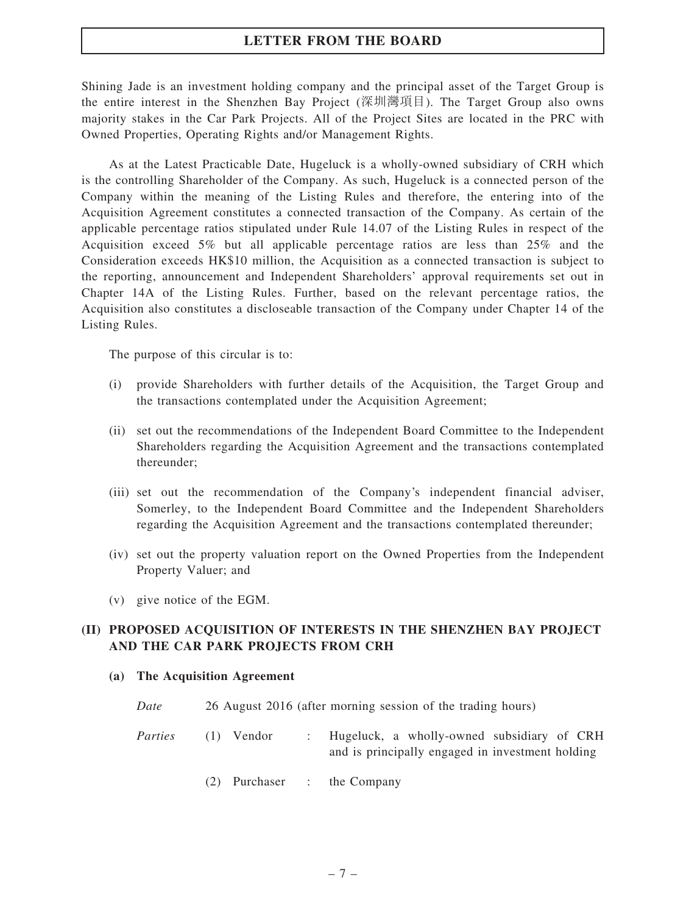Shining Jade is an investment holding company and the principal asset of the Target Group is the entire interest in the Shenzhen Bay Project (深圳灣項目). The Target Group also owns majority stakes in the Car Park Projects. All of the Project Sites are located in the PRC with Owned Properties, Operating Rights and/or Management Rights.

As at the Latest Practicable Date, Hugeluck is a wholly-owned subsidiary of CRH which is the controlling Shareholder of the Company. As such, Hugeluck is a connected person of the Company within the meaning of the Listing Rules and therefore, the entering into of the Acquisition Agreement constitutes a connected transaction of the Company. As certain of the applicable percentage ratios stipulated under Rule 14.07 of the Listing Rules in respect of the Acquisition exceed 5% but all applicable percentage ratios are less than 25% and the Consideration exceeds HK$10 million, the Acquisition as a connected transaction is subject to the reporting, announcement and Independent Shareholders' approval requirements set out in Chapter 14A of the Listing Rules. Further, based on the relevant percentage ratios, the Acquisition also constitutes a discloseable transaction of the Company under Chapter 14 of the Listing Rules.

The purpose of this circular is to:

(i) provide Shareholders with further details of the Acquisition, the Target Group and the transactions contemplated under the Acquisition Agreement;

(ii) set out the recommendations of the Independent Board Committee to the Independent Shareholders regarding the Acquisition Agreement and the transactions contemplated thereunder;

(iii) set out the recommendation of the Company's independent financial adviser, Somerley, to the Independent Board Committee and the Independent Shareholders regarding the Acquisition Agreement and the transactions contemplated thereunder;

(iv) set out the property valuation report on the Owned Properties from the Independent Property Valuer; and

(v) give notice of the EGM.

## (II) PROPOSED ACQUISITION OF INTERESTS IN THE SHENZHEN BAY PROJECT AND THE CAR PARK PROJECTS FROM CRH

### (a) The Acquisition Agreement

*Date* 26 August 2016 (after morning session of the trading hours)

*Parties* (1) Vendor : Hugeluck, a wholly-owned subsidiary of CRH and is principally engaged in investment holding

(2) Purchaser : the Company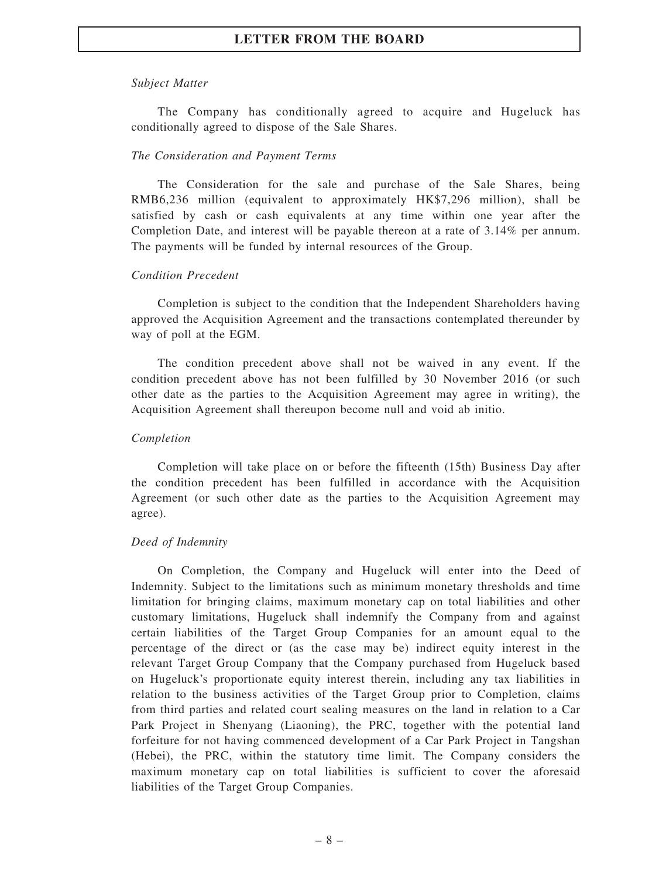*Subject Matter*

The Company has conditionally agreed to acquire and Hugeluck has conditionally agreed to dispose of the Sale Shares.

*The Consideration and Payment Terms*

The Consideration for the sale and purchase of the Sale Shares, being RMB6,236 million (equivalent to approximately HK$7,296 million), shall be satisfied by cash or cash equivalents at any time within one year after the Completion Date, and interest will be payable thereon at a rate of 3.14% per annum. The payments will be funded by internal resources of the Group.

*Condition Precedent*

Completion is subject to the condition that the Independent Shareholders having approved the Acquisition Agreement and the transactions contemplated thereunder by way of poll at the EGM.

The condition precedent above shall not be waived in any event. If the condition precedent above has not been fulfilled by 30 November 2016 (or such other date as the parties to the Acquisition Agreement may agree in writing), the Acquisition Agreement shall thereupon become null and void ab initio.

*Completion*

Completion will take place on or before the fifteenth (15th) Business Day after the condition precedent has been fulfilled in accordance with the Acquisition Agreement (or such other date as the parties to the Acquisition Agreement may agree).

*Deed of Indemnity*

On Completion, the Company and Hugeluck will enter into the Deed of Indemnity. Subject to the limitations such as minimum monetary thresholds and time limitation for bringing claims, maximum monetary cap on total liabilities and other customary limitations, Hugeluck shall indemnify the Company from and against certain liabilities of the Target Group Companies for an amount equal to the percentage of the direct or (as the case may be) indirect equity interest in the relevant Target Group Company that the Company purchased from Hugeluck based on Hugeluck's proportionate equity interest therein, including any tax liabilities in relation to the business activities of the Target Group prior to Completion, claims from third parties and related court sealing measures on the land in relation to a Car Park Project in Shenyang (Liaoning), the PRC, together with the potential land forfeiture for not having commenced development of a Car Park Project in Tangshan (Hebei), the PRC, within the statutory time limit. The Company considers the maximum monetary cap on total liabilities is sufficient to cover the aforesaid liabilities of the Target Group Companies.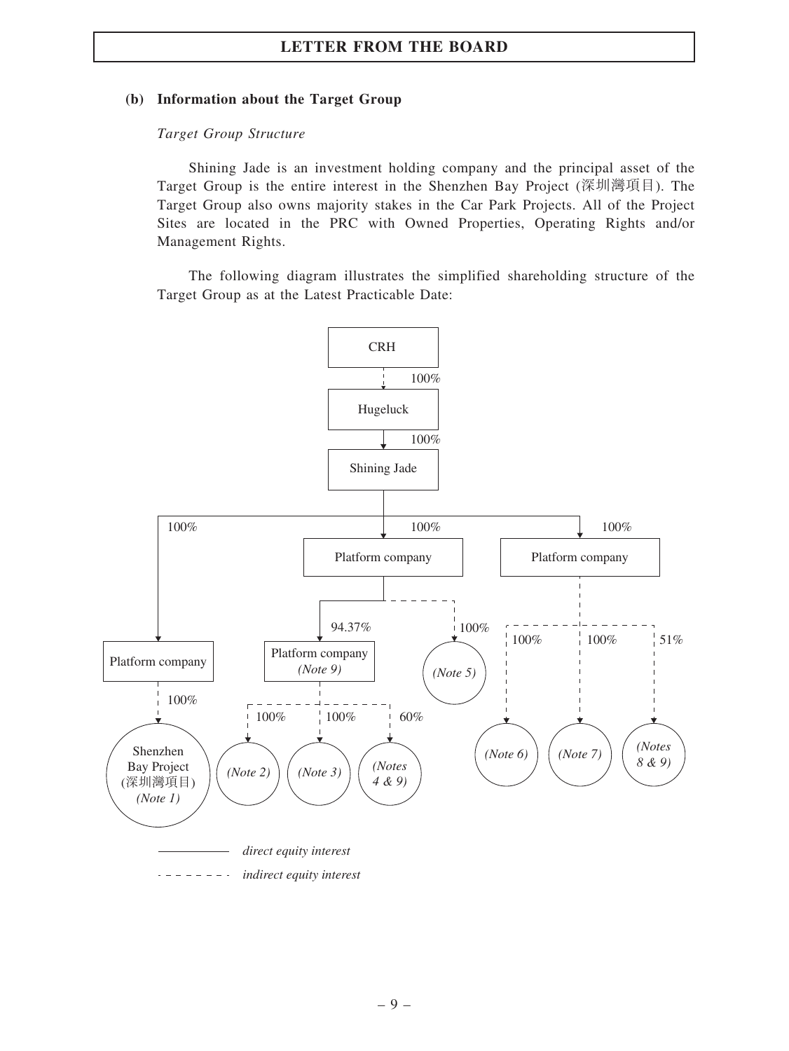## (b) Information about the Target Group

*Target Group Structure*

Shining Jade is an investment holding company and the principal asset of the Target Group is the entire interest in the Shenzhen Bay Project (深圳灣項目). The Target Group also owns majority stakes in the Car Park Projects. All of the Project Sites are located in the PRC with Owned Properties, Operating Rights and/or Management Rights.

The following diagram illustrates the simplified shareholding structure of the Target Group as at the Latest Practicable Date:

```
CRH
  ┆ 100%
Hugeluck
  │ 100%
Shining Jade
  ├── 100% ──> Platform company
  │              ┆ 100%
  │              Shenzhen Bay Project (深圳灣項目) (Note 1)
  ├── 100% ──> Platform company
  │              ├── 94.37% ──> Platform company (Note 9)
  │              │                ┆ 100% ──> (Note 2)
  │              │                ┆ 100% ──> (Note 3)
  │              │                ┆ 60%  ──> (Notes 4 & 9)
  │              ┆ 100% ──> (Note 5)
  └── 100% ──> Platform company
                 ┆ 100% ──> (Note 6)
                 ┆ 100% ──> (Note 7)
                 ┆ 51%  ──> (Notes 8 & 9)
```

──────── *direct equity interest*

- - - - - - - *indirect equity interest*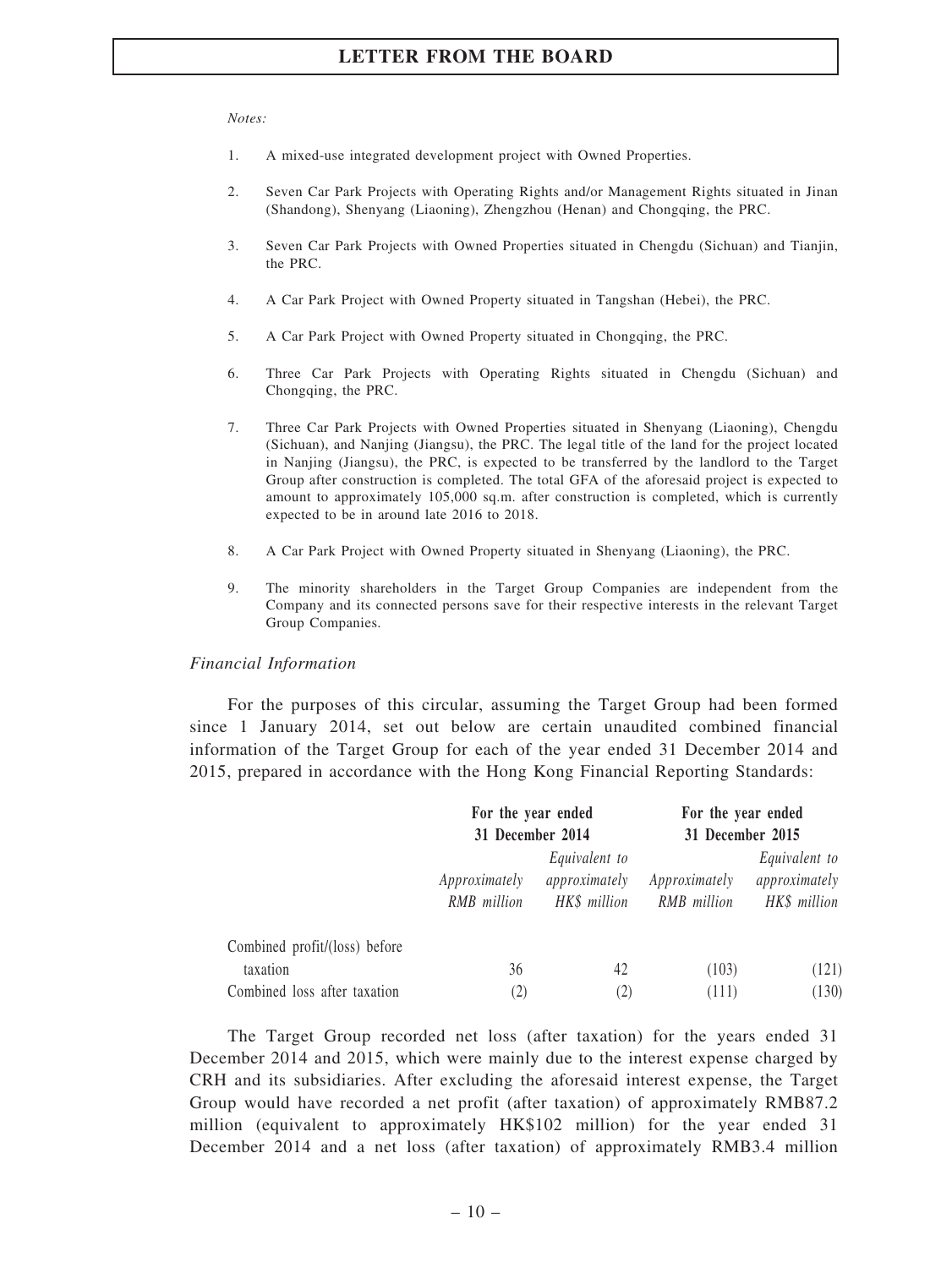*Notes:*

1. A mixed-use integrated development project with Owned Properties.

2. Seven Car Park Projects with Operating Rights and/or Management Rights situated in Jinan (Shandong), Shenyang (Liaoning), Zhengzhou (Henan) and Chongqing, the PRC.

3. Seven Car Park Projects with Owned Properties situated in Chengdu (Sichuan) and Tianjin, the PRC.

4. A Car Park Project with Owned Property situated in Tangshan (Hebei), the PRC.

5. A Car Park Project with Owned Property situated in Chongqing, the PRC.

6. Three Car Park Projects with Operating Rights situated in Chengdu (Sichuan) and Chongqing, the PRC.

7. Three Car Park Projects with Owned Properties situated in Shenyang (Liaoning), Chengdu (Sichuan), and Nanjing (Jiangsu), the PRC. The legal title of the land for the project located in Nanjing (Jiangsu), the PRC, is expected to be transferred by the landlord to the Target Group after construction is completed. The total GFA of the aforesaid project is expected to amount to approximately 105,000 sq.m. after construction is completed, which is currently expected to be in around late 2016 to 2018.

8. A Car Park Project with Owned Property situated in Shenyang (Liaoning), the PRC.

9. The minority shareholders in the Target Group Companies are independent from the Company and its connected persons save for their respective interests in the relevant Target Group Companies.

*Financial Information*

For the purposes of this circular, assuming the Target Group had been formed since 1 January 2014, set out below are certain unaudited combined financial information of the Target Group for each of the year ended 31 December 2014 and 2015, prepared in accordance with the Hong Kong Financial Reporting Standards:

| | **For the year ended 31 December 2014** | | **For the year ended 31 December 2015** | |
|---|---|---|---|---|
| | *Approximately RMB million* | *Equivalent to approximately HK$ million* | *Approximately RMB million* | *Equivalent to approximately HK$ million* |
| Combined profit/(loss) before taxation | 36 | 42 | (103) | (121) |
| Combined loss after taxation | (2) | (2) | (111) | (130) |

The Target Group recorded net loss (after taxation) for the years ended 31 December 2014 and 2015, which were mainly due to the interest expense charged by CRH and its subsidiaries. After excluding the aforesaid interest expense, the Target Group would have recorded a net profit (after taxation) of approximately RMB87.2 million (equivalent to approximately HK$102 million) for the year ended 31 December 2014 and a net loss (after taxation) of approximately RMB3.4 million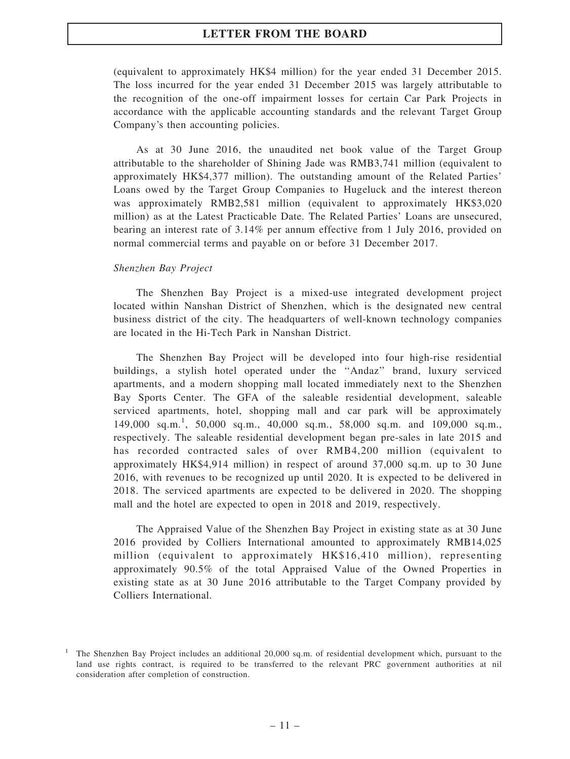(equivalent to approximately HK$4 million) for the year ended 31 December 2015. The loss incurred for the year ended 31 December 2015 was largely attributable to the recognition of the one-off impairment losses for certain Car Park Projects in accordance with the applicable accounting standards and the relevant Target Group Company's then accounting policies.

As at 30 June 2016, the unaudited net book value of the Target Group attributable to the shareholder of Shining Jade was RMB3,741 million (equivalent to approximately HK$4,377 million). The outstanding amount of the Related Parties' Loans owed by the Target Group Companies to Hugeluck and the interest thereon was approximately RMB2,581 million (equivalent to approximately HK$3,020 million) as at the Latest Practicable Date. The Related Parties' Loans are unsecured, bearing an interest rate of 3.14% per annum effective from 1 July 2016, provided on normal commercial terms and payable on or before 31 December 2017.

*Shenzhen Bay Project*

The Shenzhen Bay Project is a mixed-use integrated development project located within Nanshan District of Shenzhen, which is the designated new central business district of the city. The headquarters of well-known technology companies are located in the Hi-Tech Park in Nanshan District.

The Shenzhen Bay Project will be developed into four high-rise residential buildings, a stylish hotel operated under the "Andaz" brand, luxury serviced apartments, and a modern shopping mall located immediately next to the Shenzhen Bay Sports Center. The GFA of the saleable residential development, saleable serviced apartments, hotel, shopping mall and car park will be approximately 149,000 sq.m.[1], 50,000 sq.m., 40,000 sq.m., 58,000 sq.m. and 109,000 sq.m., respectively. The saleable residential development began pre-sales in late 2015 and has recorded contracted sales of over RMB4,200 million (equivalent to approximately HK$4,914 million) in respect of around 37,000 sq.m. up to 30 June 2016, with revenues to be recognized up until 2020. It is expected to be delivered in 2018. The serviced apartments are expected to be delivered in 2020. The shopping mall and the hotel are expected to open in 2018 and 2019, respectively.

The Appraised Value of the Shenzhen Bay Project in existing state as at 30 June 2016 provided by Colliers International amounted to approximately RMB14,025 million (equivalent to approximately HK$16,410 million), representing approximately 90.5% of the total Appraised Value of the Owned Properties in existing state as at 30 June 2016 attributable to the Target Company provided by Colliers International.

[1] The Shenzhen Bay Project includes an additional 20,000 sq.m. of residential development which, pursuant to the land use rights contract, is required to be transferred to the relevant PRC government authorities at nil consideration after completion of construction.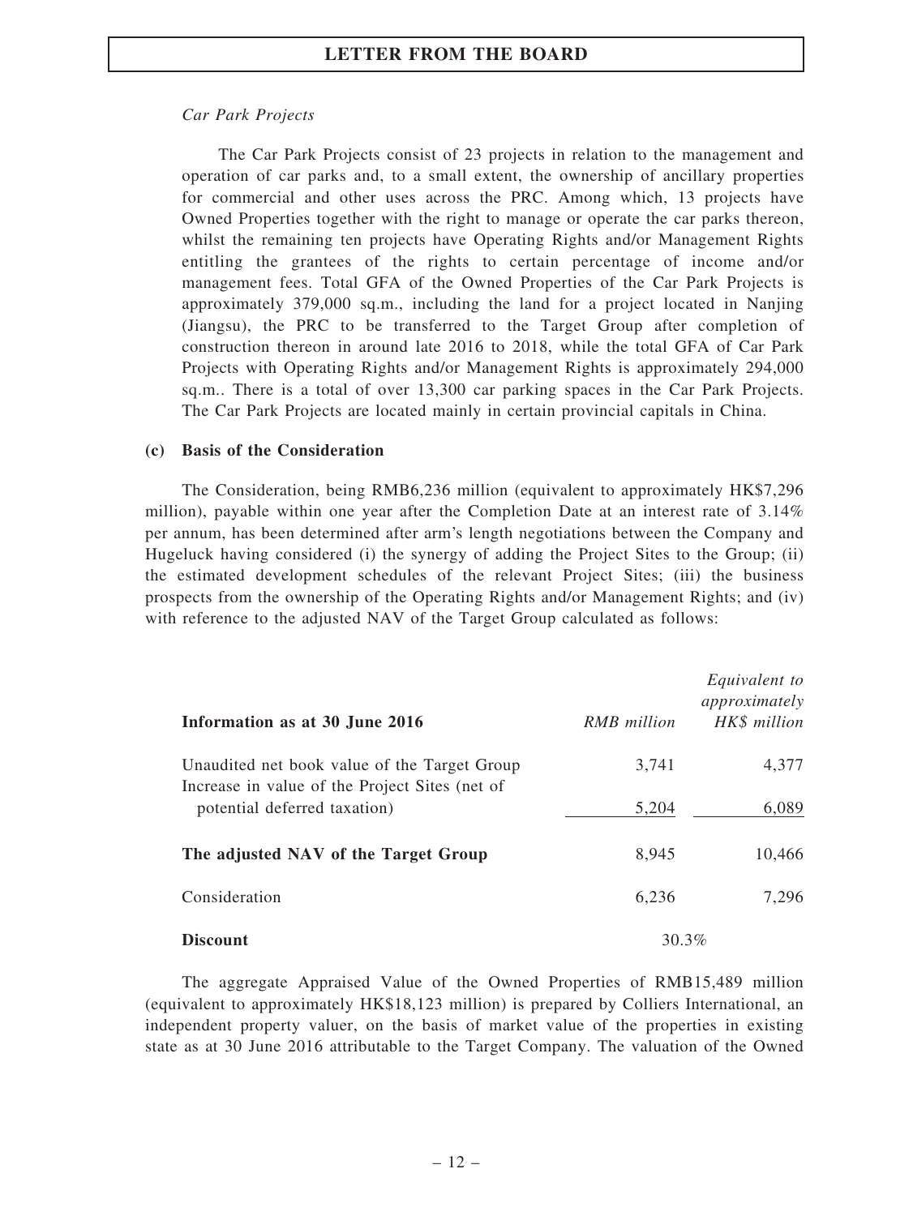*Car Park Projects*

The Car Park Projects consist of 23 projects in relation to the management and operation of car parks and, to a small extent, the ownership of ancillary properties for commercial and other uses across the PRC. Among which, 13 projects have Owned Properties together with the right to manage or operate the car parks thereon, whilst the remaining ten projects have Operating Rights and/or Management Rights entitling the grantees of the rights to certain percentage of income and/or management fees. Total GFA of the Owned Properties of the Car Park Projects is approximately 379,000 sq.m., including the land for a project located in Nanjing (Jiangsu), the PRC to be transferred to the Target Group after completion of construction thereon in around late 2016 to 2018, while the total GFA of Car Park Projects with Operating Rights and/or Management Rights is approximately 294,000 sq.m.. There is a total of over 13,300 car parking spaces in the Car Park Projects. The Car Park Projects are located mainly in certain provincial capitals in China.

**(c) Basis of the Consideration**

The Consideration, being RMB6,236 million (equivalent to approximately HK$7,296 million), payable within one year after the Completion Date at an interest rate of 3.14% per annum, has been determined after arm's length negotiations between the Company and Hugeluck having considered (i) the synergy of adding the Project Sites to the Group; (ii) the estimated development schedules of the relevant Project Sites; (iii) the business prospects from the ownership of the Operating Rights and/or Management Rights; and (iv) with reference to the adjusted NAV of the Target Group calculated as follows:

| **Information as at 30 June 2016** | *RMB million* | *Equivalent to approximately HK$ million* |
|---|---|---|
| Unaudited net book value of the Target Group | 3,741 | 4,377 |
| Increase in value of the Project Sites (net of potential deferred taxation) | 5,204 | 6,089 |
| **The adjusted NAV of the Target Group** | 8,945 | 10,466 |
| Consideration | 6,236 | 7,296 |
| **Discount** | 30.3% | |

The aggregate Appraised Value of the Owned Properties of RMB15,489 million (equivalent to approximately HK$18,123 million) is prepared by Colliers International, an independent property valuer, on the basis of market value of the properties in existing state as at 30 June 2016 attributable to the Target Company. The valuation of the Owned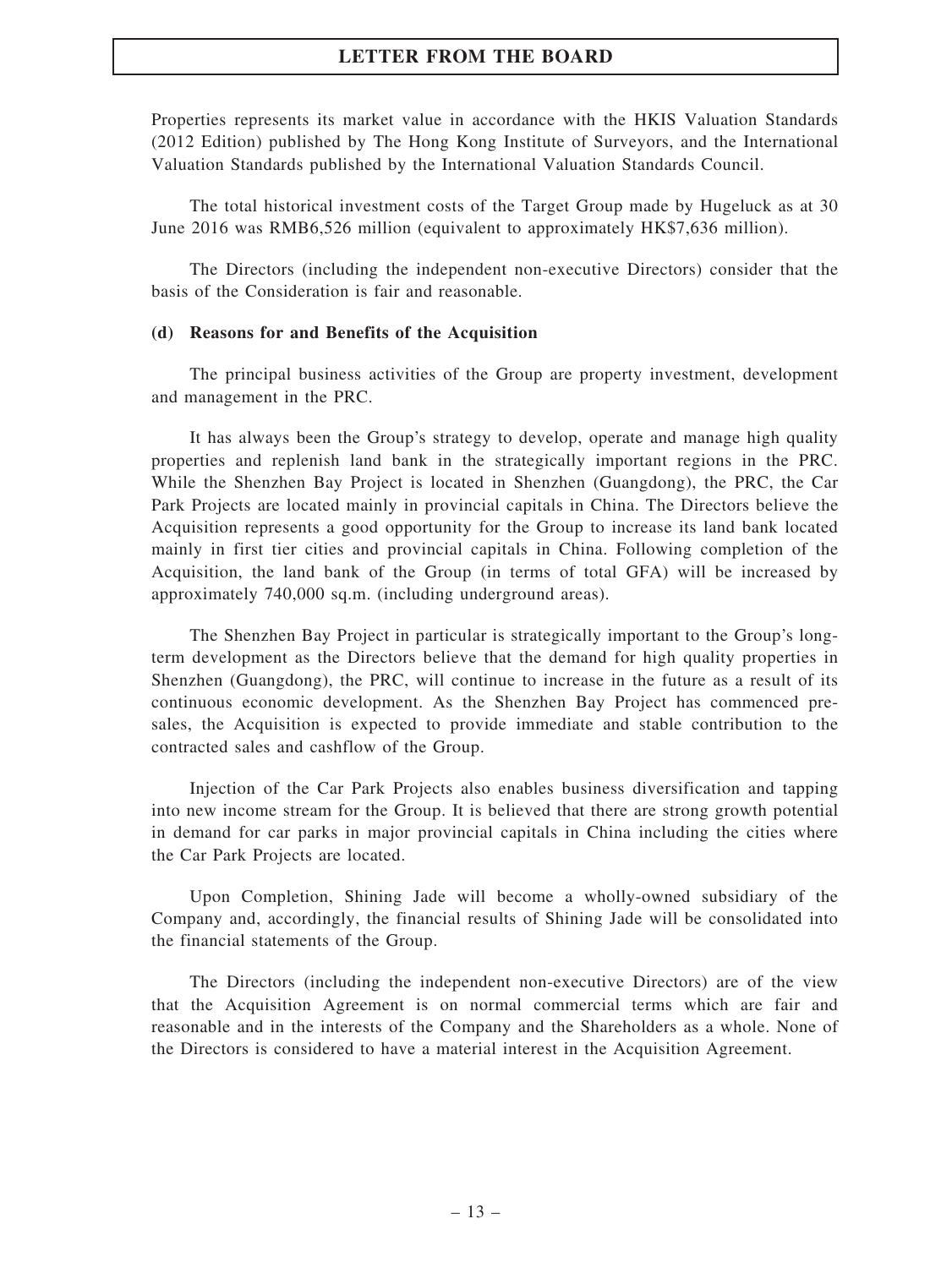Properties represents its market value in accordance with the HKIS Valuation Standards (2012 Edition) published by The Hong Kong Institute of Surveyors, and the International Valuation Standards published by the International Valuation Standards Council.

The total historical investment costs of the Target Group made by Hugeluck as at 30 June 2016 was RMB6,526 million (equivalent to approximately HK$7,636 million).

The Directors (including the independent non-executive Directors) consider that the basis of the Consideration is fair and reasonable.

#### (d) Reasons for and Benefits of the Acquisition

The principal business activities of the Group are property investment, development and management in the PRC.

It has always been the Group's strategy to develop, operate and manage high quality properties and replenish land bank in the strategically important regions in the PRC. While the Shenzhen Bay Project is located in Shenzhen (Guangdong), the PRC, the Car Park Projects are located mainly in provincial capitals in China. The Directors believe the Acquisition represents a good opportunity for the Group to increase its land bank located mainly in first tier cities and provincial capitals in China. Following completion of the Acquisition, the land bank of the Group (in terms of total GFA) will be increased by approximately 740,000 sq.m. (including underground areas).

The Shenzhen Bay Project in particular is strategically important to the Group's long-term development as the Directors believe that the demand for high quality properties in Shenzhen (Guangdong), the PRC, will continue to increase in the future as a result of its continuous economic development. As the Shenzhen Bay Project has commenced pre-sales, the Acquisition is expected to provide immediate and stable contribution to the contracted sales and cashflow of the Group.

Injection of the Car Park Projects also enables business diversification and tapping into new income stream for the Group. It is believed that there are strong growth potential in demand for car parks in major provincial capitals in China including the cities where the Car Park Projects are located.

Upon Completion, Shining Jade will become a wholly-owned subsidiary of the Company and, accordingly, the financial results of Shining Jade will be consolidated into the financial statements of the Group.

The Directors (including the independent non-executive Directors) are of the view that the Acquisition Agreement is on normal commercial terms which are fair and reasonable and in the interests of the Company and the Shareholders as a whole. None of the Directors is considered to have a material interest in the Acquisition Agreement.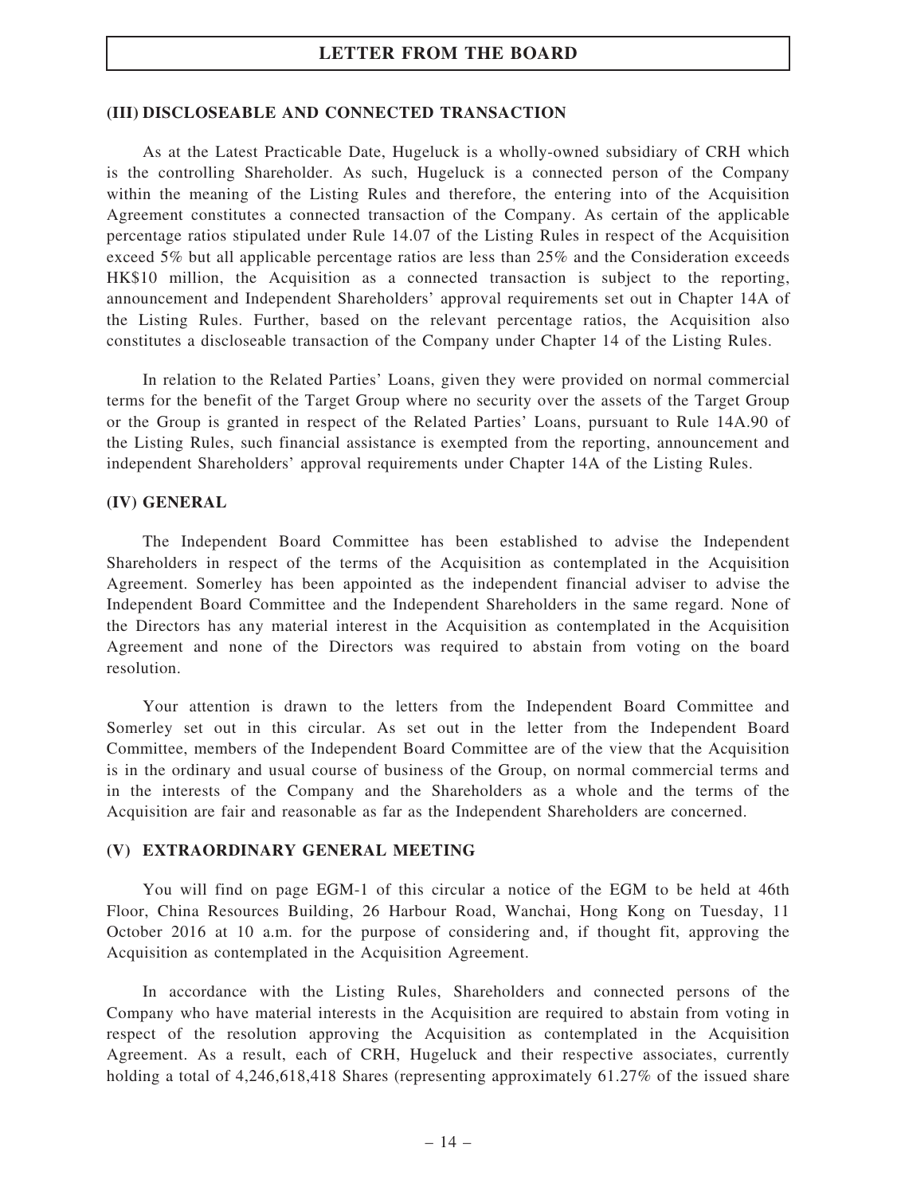## (III) DISCLOSEABLE AND CONNECTED TRANSACTION

As at the Latest Practicable Date, Hugeluck is a wholly-owned subsidiary of CRH which is the controlling Shareholder. As such, Hugeluck is a connected person of the Company within the meaning of the Listing Rules and therefore, the entering into of the Acquisition Agreement constitutes a connected transaction of the Company. As certain of the applicable percentage ratios stipulated under Rule 14.07 of the Listing Rules in respect of the Acquisition exceed 5% but all applicable percentage ratios are less than 25% and the Consideration exceeds HK$10 million, the Acquisition as a connected transaction is subject to the reporting, announcement and Independent Shareholders' approval requirements set out in Chapter 14A of the Listing Rules. Further, based on the relevant percentage ratios, the Acquisition also constitutes a discloseable transaction of the Company under Chapter 14 of the Listing Rules.

In relation to the Related Parties' Loans, given they were provided on normal commercial terms for the benefit of the Target Group where no security over the assets of the Target Group or the Group is granted in respect of the Related Parties' Loans, pursuant to Rule 14A.90 of the Listing Rules, such financial assistance is exempted from the reporting, announcement and independent Shareholders' approval requirements under Chapter 14A of the Listing Rules.

## (IV) GENERAL

The Independent Board Committee has been established to advise the Independent Shareholders in respect of the terms of the Acquisition as contemplated in the Acquisition Agreement. Somerley has been appointed as the independent financial adviser to advise the Independent Board Committee and the Independent Shareholders in the same regard. None of the Directors has any material interest in the Acquisition as contemplated in the Acquisition Agreement and none of the Directors was required to abstain from voting on the board resolution.

Your attention is drawn to the letters from the Independent Board Committee and Somerley set out in this circular. As set out in the letter from the Independent Board Committee, members of the Independent Board Committee are of the view that the Acquisition is in the ordinary and usual course of business of the Group, on normal commercial terms and in the interests of the Company and the Shareholders as a whole and the terms of the Acquisition are fair and reasonable as far as the Independent Shareholders are concerned.

## (V) EXTRAORDINARY GENERAL MEETING

You will find on page EGM-1 of this circular a notice of the EGM to be held at 46th Floor, China Resources Building, 26 Harbour Road, Wanchai, Hong Kong on Tuesday, 11 October 2016 at 10 a.m. for the purpose of considering and, if thought fit, approving the Acquisition as contemplated in the Acquisition Agreement.

In accordance with the Listing Rules, Shareholders and connected persons of the Company who have material interests in the Acquisition are required to abstain from voting in respect of the resolution approving the Acquisition as contemplated in the Acquisition Agreement. As a result, each of CRH, Hugeluck and their respective associates, currently holding a total of 4,246,618,418 Shares (representing approximately 61.27% of the issued share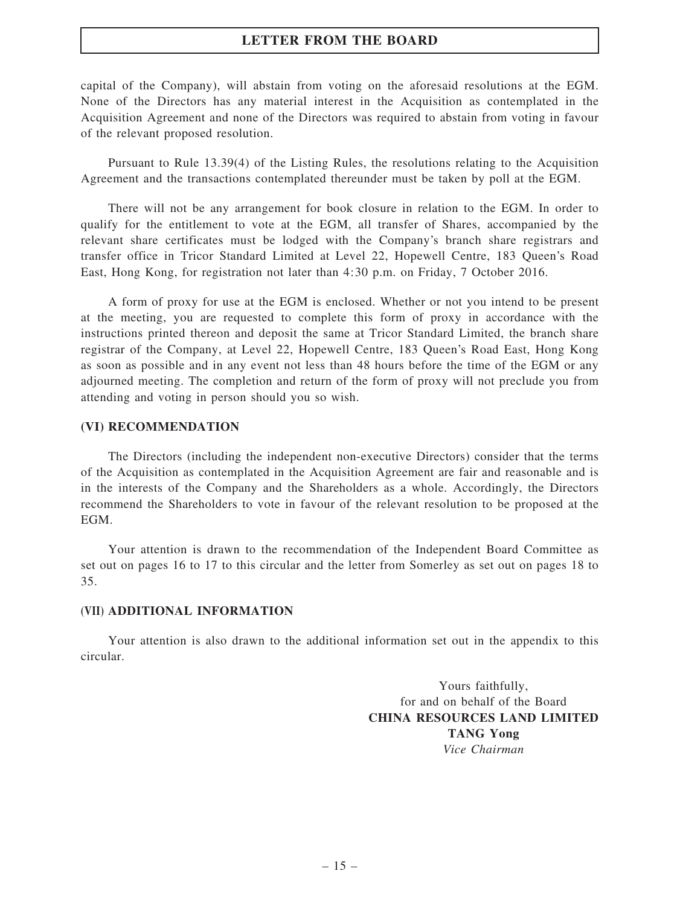capital of the Company), will abstain from voting on the aforesaid resolutions at the EGM. None of the Directors has any material interest in the Acquisition as contemplated in the Acquisition Agreement and none of the Directors was required to abstain from voting in favour of the relevant proposed resolution.

Pursuant to Rule 13.39(4) of the Listing Rules, the resolutions relating to the Acquisition Agreement and the transactions contemplated thereunder must be taken by poll at the EGM.

There will not be any arrangement for book closure in relation to the EGM. In order to qualify for the entitlement to vote at the EGM, all transfer of Shares, accompanied by the relevant share certificates must be lodged with the Company's branch share registrars and transfer office in Tricor Standard Limited at Level 22, Hopewell Centre, 183 Queen's Road East, Hong Kong, for registration not later than 4:30 p.m. on Friday, 7 October 2016.

A form of proxy for use at the EGM is enclosed. Whether or not you intend to be present at the meeting, you are requested to complete this form of proxy in accordance with the instructions printed thereon and deposit the same at Tricor Standard Limited, the branch share registrar of the Company, at Level 22, Hopewell Centre, 183 Queen's Road East, Hong Kong as soon as possible and in any event not less than 48 hours before the time of the EGM or any adjourned meeting. The completion and return of the form of proxy will not preclude you from attending and voting in person should you so wish.

## (VI) RECOMMENDATION

The Directors (including the independent non-executive Directors) consider that the terms of the Acquisition as contemplated in the Acquisition Agreement are fair and reasonable and is in the interests of the Company and the Shareholders as a whole. Accordingly, the Directors recommend the Shareholders to vote in favour of the relevant resolution to be proposed at the EGM.

Your attention is drawn to the recommendation of the Independent Board Committee as set out on pages 16 to 17 to this circular and the letter from Somerley as set out on pages 18 to 35.

## (VII) ADDITIONAL INFORMATION

Your attention is also drawn to the additional information set out in the appendix to this circular.

Yours faithfully,
for and on behalf of the Board
**CHINA RESOURCES LAND LIMITED**
**TANG Yong**
*Vice Chairman*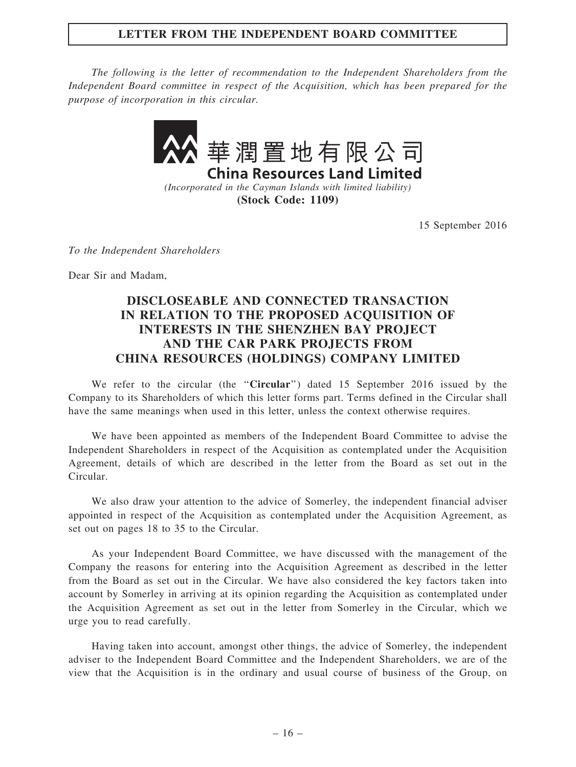# LETTER FROM THE INDEPENDENT BOARD COMMITTEE

*The following is the letter of recommendation to the Independent Shareholders from the Independent Board committee in respect of the Acquisition, which has been prepared for the purpose of incorporation in this circular.*

華潤置地有限公司
**China Resources Land Limited**
*(Incorporated in the Cayman Islands with limited liability)*
**(Stock Code: 1109)**

15 September 2016

*To the Independent Shareholders*

Dear Sir and Madam,

## DISCLOSEABLE AND CONNECTED TRANSACTION IN RELATION TO THE PROPOSED ACQUISITION OF INTERESTS IN THE SHENZHEN BAY PROJECT AND THE CAR PARK PROJECTS FROM CHINA RESOURCES (HOLDINGS) COMPANY LIMITED

We refer to the circular (the "**Circular**") dated 15 September 2016 issued by the Company to its Shareholders of which this letter forms part. Terms defined in the Circular shall have the same meanings when used in this letter, unless the context otherwise requires.

We have been appointed as members of the Independent Board Committee to advise the Independent Shareholders in respect of the Acquisition as contemplated under the Acquisition Agreement, details of which are described in the letter from the Board as set out in the Circular.

We also draw your attention to the advice of Somerley, the independent financial adviser appointed in respect of the Acquisition as contemplated under the Acquisition Agreement, as set out on pages 18 to 35 to the Circular.

As your Independent Board Committee, we have discussed with the management of the Company the reasons for entering into the Acquisition Agreement as described in the letter from the Board as set out in the Circular. We have also considered the key factors taken into account by Somerley in arriving at its opinion regarding the Acquisition as contemplated under the Acquisition Agreement as set out in the letter from Somerley in the Circular, which we urge you to read carefully.

Having taken into account, amongst other things, the advice of Somerley, the independent adviser to the Independent Board Committee and the Independent Shareholders, we are of the view that the Acquisition is in the ordinary and usual course of business of the Group, on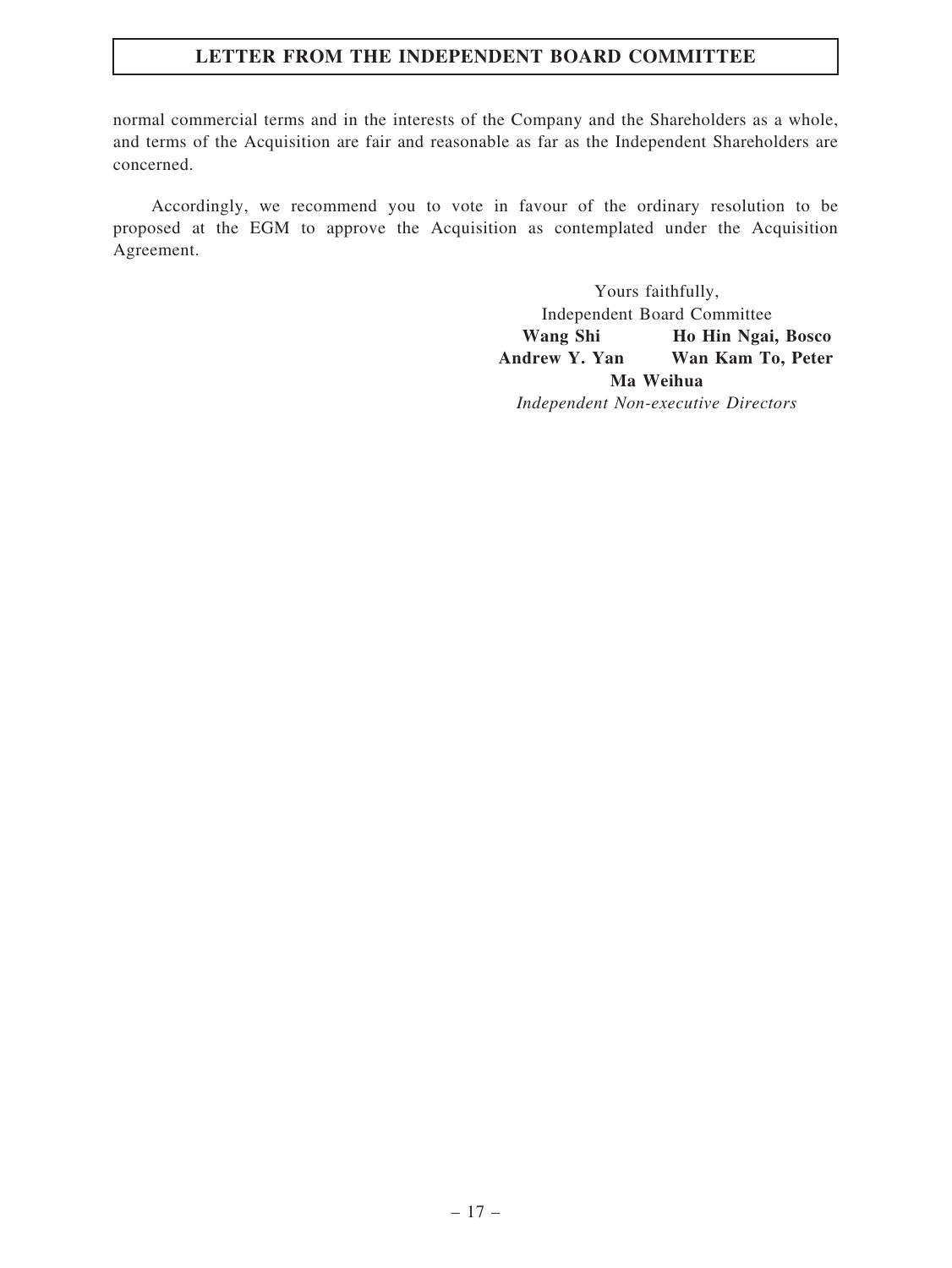normal commercial terms and in the interests of the Company and the Shareholders as a whole, and terms of the Acquisition are fair and reasonable as far as the Independent Shareholders are concerned.

Accordingly, we recommend you to vote in favour of the ordinary resolution to be proposed at the EGM to approve the Acquisition as contemplated under the Acquisition Agreement.

Yours faithfully,
Independent Board Committee
**Wang Shi** **Ho Hin Ngai, Bosco**
**Andrew Y. Yan** **Wan Kam To, Peter**
**Ma Weihua**
*Independent Non-executive Directors*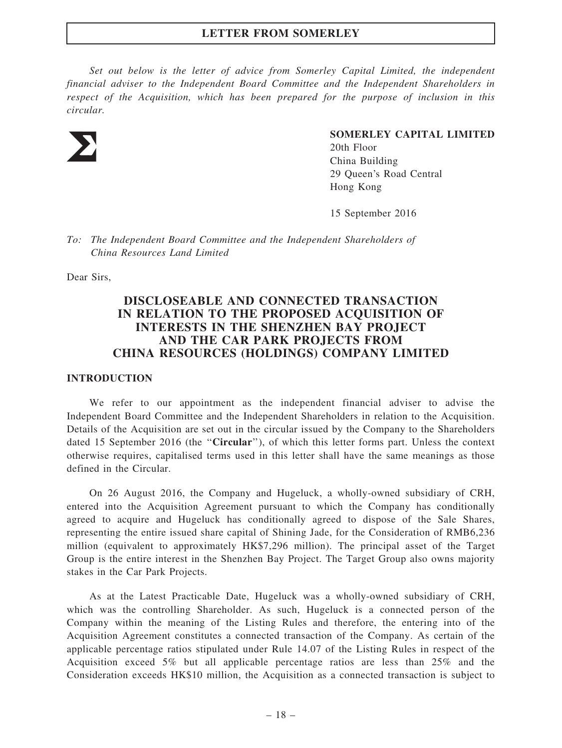*Set out below is the letter of advice from Somerley Capital Limited, the independent financial adviser to the Independent Board Committee and the Independent Shareholders in respect of the Acquisition, which has been prepared for the purpose of inclusion in this circular.*

**SOMERLEY CAPITAL LIMITED**
20th Floor
China Building
29 Queen's Road Central
Hong Kong

15 September 2016

*To: The Independent Board Committee and the Independent Shareholders of China Resources Land Limited*

Dear Sirs,

## DISCLOSEABLE AND CONNECTED TRANSACTION IN RELATION TO THE PROPOSED ACQUISITION OF INTERESTS IN THE SHENZHEN BAY PROJECT AND THE CAR PARK PROJECTS FROM CHINA RESOURCES (HOLDINGS) COMPANY LIMITED

### INTRODUCTION

We refer to our appointment as the independent financial adviser to advise the Independent Board Committee and the Independent Shareholders in relation to the Acquisition. Details of the Acquisition are set out in the circular issued by the Company to the Shareholders dated 15 September 2016 (the "**Circular**"), of which this letter forms part. Unless the context otherwise requires, capitalised terms used in this letter shall have the same meanings as those defined in the Circular.

On 26 August 2016, the Company and Hugeluck, a wholly-owned subsidiary of CRH, entered into the Acquisition Agreement pursuant to which the Company has conditionally agreed to acquire and Hugeluck has conditionally agreed to dispose of the Sale Shares, representing the entire issued share capital of Shining Jade, for the Consideration of RMB6,236 million (equivalent to approximately HK$7,296 million). The principal asset of the Target Group is the entire interest in the Shenzhen Bay Project. The Target Group also owns majority stakes in the Car Park Projects.

As at the Latest Practicable Date, Hugeluck was a wholly-owned subsidiary of CRH, which was the controlling Shareholder. As such, Hugeluck is a connected person of the Company within the meaning of the Listing Rules and therefore, the entering into of the Acquisition Agreement constitutes a connected transaction of the Company. As certain of the applicable percentage ratios stipulated under Rule 14.07 of the Listing Rules in respect of the Acquisition exceed 5% but all applicable percentage ratios are less than 25% and the Consideration exceeds HK$10 million, the Acquisition as a connected transaction is subject to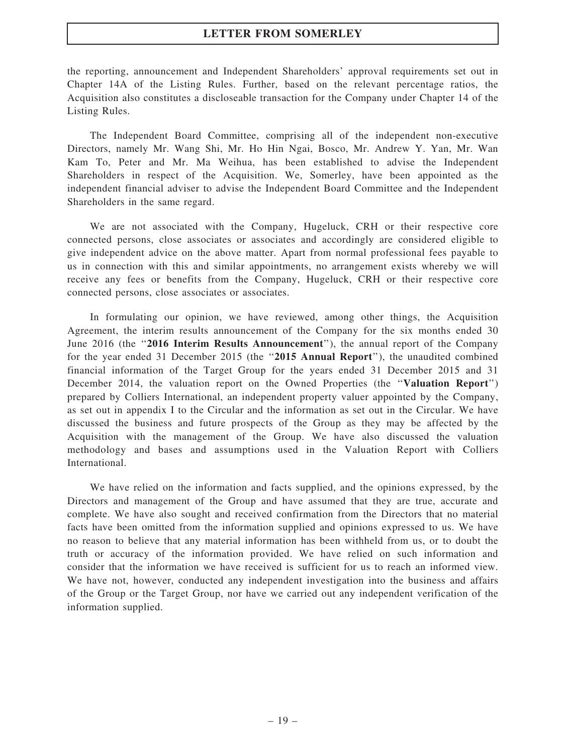the reporting, announcement and Independent Shareholders' approval requirements set out in Chapter 14A of the Listing Rules. Further, based on the relevant percentage ratios, the Acquisition also constitutes a discloseable transaction for the Company under Chapter 14 of the Listing Rules.

The Independent Board Committee, comprising all of the independent non-executive Directors, namely Mr. Wang Shi, Mr. Ho Hin Ngai, Bosco, Mr. Andrew Y. Yan, Mr. Wan Kam To, Peter and Mr. Ma Weihua, has been established to advise the Independent Shareholders in respect of the Acquisition. We, Somerley, have been appointed as the independent financial adviser to advise the Independent Board Committee and the Independent Shareholders in the same regard.

We are not associated with the Company, Hugeluck, CRH or their respective core connected persons, close associates or associates and accordingly are considered eligible to give independent advice on the above matter. Apart from normal professional fees payable to us in connection with this and similar appointments, no arrangement exists whereby we will receive any fees or benefits from the Company, Hugeluck, CRH or their respective core connected persons, close associates or associates.

In formulating our opinion, we have reviewed, among other things, the Acquisition Agreement, the interim results announcement of the Company for the six months ended 30 June 2016 (the "**2016 Interim Results Announcement**"), the annual report of the Company for the year ended 31 December 2015 (the "**2015 Annual Report**"), the unaudited combined financial information of the Target Group for the years ended 31 December 2015 and 31 December 2014, the valuation report on the Owned Properties (the "**Valuation Report**") prepared by Colliers International, an independent property valuer appointed by the Company, as set out in appendix I to the Circular and the information as set out in the Circular. We have discussed the business and future prospects of the Group as they may be affected by the Acquisition with the management of the Group. We have also discussed the valuation methodology and bases and assumptions used in the Valuation Report with Colliers International.

We have relied on the information and facts supplied, and the opinions expressed, by the Directors and management of the Group and have assumed that they are true, accurate and complete. We have also sought and received confirmation from the Directors that no material facts have been omitted from the information supplied and opinions expressed to us. We have no reason to believe that any material information has been withheld from us, or to doubt the truth or accuracy of the information provided. We have relied on such information and consider that the information we have received is sufficient for us to reach an informed view. We have not, however, conducted any independent investigation into the business and affairs of the Group or the Target Group, nor have we carried out any independent verification of the information supplied.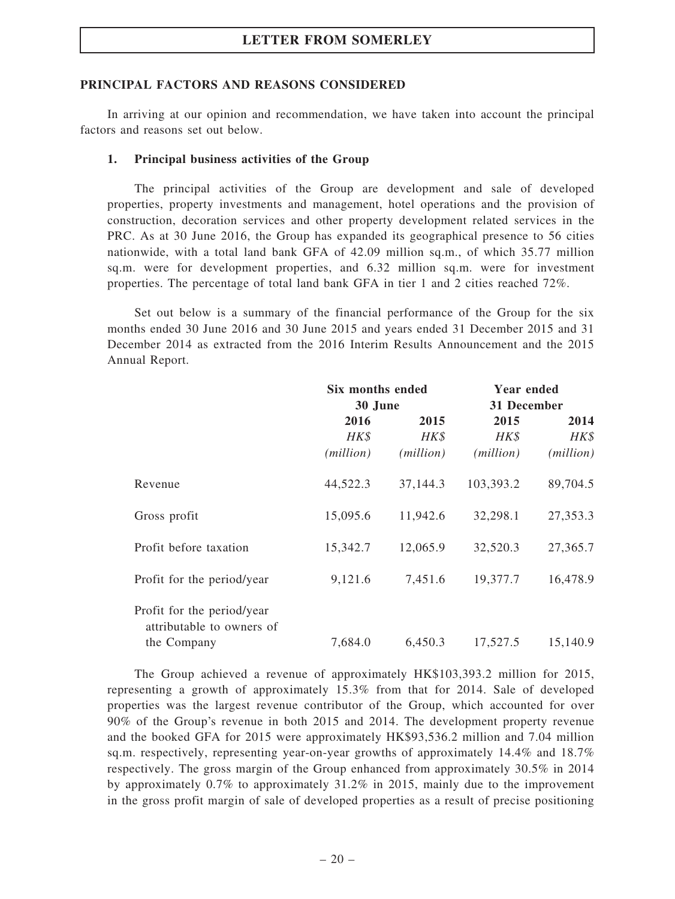## PRINCIPAL FACTORS AND REASONS CONSIDERED

In arriving at our opinion and recommendation, we have taken into account the principal factors and reasons set out below.

### 1. Principal business activities of the Group

The principal activities of the Group are development and sale of developed properties, property investments and management, hotel operations and the provision of construction, decoration services and other property development related services in the PRC. As at 30 June 2016, the Group has expanded its geographical presence to 56 cities nationwide, with a total land bank GFA of 42.09 million sq.m., of which 35.77 million sq.m. were for development properties, and 6.32 million sq.m. were for investment properties. The percentage of total land bank GFA in tier 1 and 2 cities reached 72%.

Set out below is a summary of the financial performance of the Group for the six months ended 30 June 2016 and 30 June 2015 and years ended 31 December 2015 and 31 December 2014 as extracted from the 2016 Interim Results Announcement and the 2015 Annual Report.

| | Six months ended 30 June | | Year ended 31 December | |
|---|---|---|---|---|
| | 2016 | 2015 | 2015 | 2014 |
| | *HK$* *(million)* | *HK$* *(million)* | *HK$* *(million)* | *HK$* *(million)* |
| Revenue | 44,522.3 | 37,144.3 | 103,393.2 | 89,704.5 |
| Gross profit | 15,095.6 | 11,942.6 | 32,298.1 | 27,353.3 |
| Profit before taxation | 15,342.7 | 12,065.9 | 32,520.3 | 27,365.7 |
| Profit for the period/year | 9,121.6 | 7,451.6 | 19,377.7 | 16,478.9 |
| Profit for the period/year attributable to owners of the Company | 7,684.0 | 6,450.3 | 17,527.5 | 15,140.9 |

The Group achieved a revenue of approximately HK$103,393.2 million for 2015, representing a growth of approximately 15.3% from that for 2014. Sale of developed properties was the largest revenue contributor of the Group, which accounted for over 90% of the Group's revenue in both 2015 and 2014. The development property revenue and the booked GFA for 2015 were approximately HK$93,536.2 million and 7.04 million sq.m. respectively, representing year-on-year growths of approximately 14.4% and 18.7% respectively. The gross margin of the Group enhanced from approximately 30.5% in 2014 by approximately 0.7% to approximately 31.2% in 2015, mainly due to the improvement in the gross profit margin of sale of developed properties as a result of precise positioning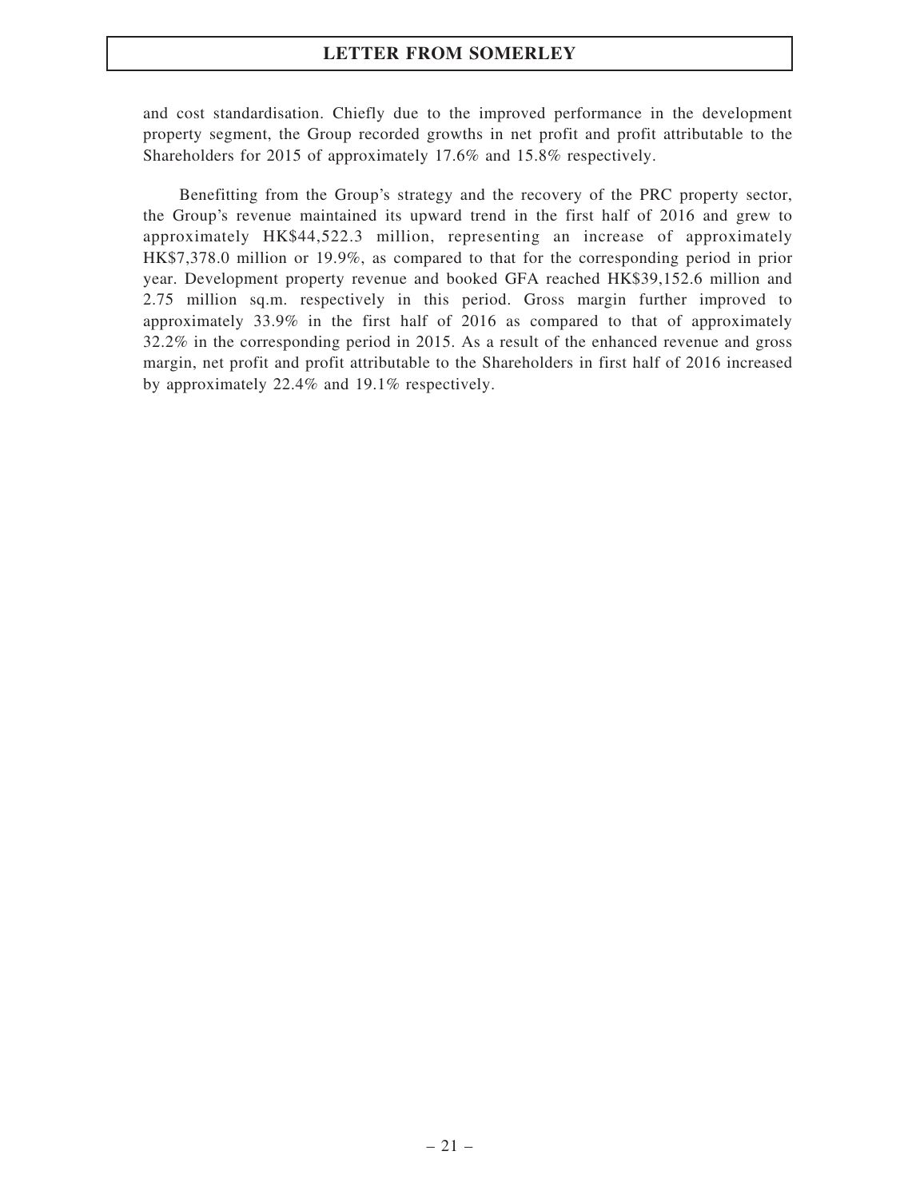and cost standardisation. Chiefly due to the improved performance in the development property segment, the Group recorded growths in net profit and profit attributable to the Shareholders for 2015 of approximately 17.6% and 15.8% respectively.

Benefitting from the Group's strategy and the recovery of the PRC property sector, the Group's revenue maintained its upward trend in the first half of 2016 and grew to approximately HK$44,522.3 million, representing an increase of approximately HK$7,378.0 million or 19.9%, as compared to that for the corresponding period in prior year. Development property revenue and booked GFA reached HK$39,152.6 million and 2.75 million sq.m. respectively in this period. Gross margin further improved to approximately 33.9% in the first half of 2016 as compared to that of approximately 32.2% in the corresponding period in 2015. As a result of the enhanced revenue and gross margin, net profit and profit attributable to the Shareholders in first half of 2016 increased by approximately 22.4% and 19.1% respectively.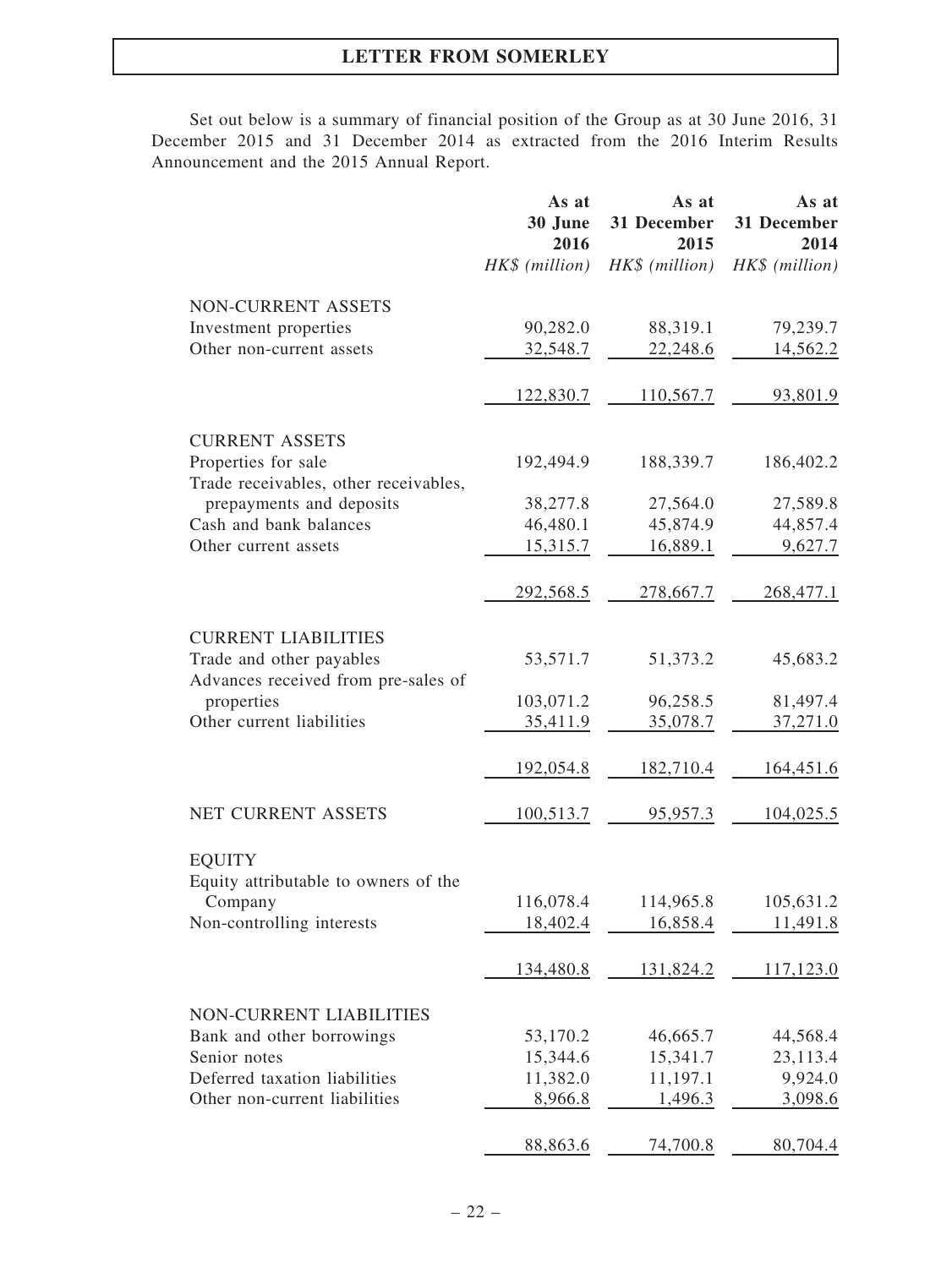Set out below is a summary of financial position of the Group as at 30 June 2016, 31 December 2015 and 31 December 2014 as extracted from the 2016 Interim Results Announcement and the 2015 Annual Report.

| | As at 30 June 2016 | As at 31 December 2015 | As at 31 December 2014 |
|---|---|---|---|
| | *HK$ (million)* | *HK$ (million)* | *HK$ (million)* |
| NON-CURRENT ASSETS | | | |
| Investment properties | 90,282.0 | 88,319.1 | 79,239.7 |
| Other non-current assets | 32,548.7 | 22,248.6 | 14,562.2 |
| | 122,830.7 | 110,567.7 | 93,801.9 |
| CURRENT ASSETS | | | |
| Properties for sale | 192,494.9 | 188,339.7 | 186,402.2 |
| Trade receivables, other receivables, prepayments and deposits | 38,277.8 | 27,564.0 | 27,589.8 |
| Cash and bank balances | 46,480.1 | 45,874.9 | 44,857.4 |
| Other current assets | 15,315.7 | 16,889.1 | 9,627.7 |
| | 292,568.5 | 278,667.7 | 268,477.1 |
| CURRENT LIABILITIES | | | |
| Trade and other payables | 53,571.7 | 51,373.2 | 45,683.2 |
| Advances received from pre-sales of properties | 103,071.2 | 96,258.5 | 81,497.4 |
| Other current liabilities | 35,411.9 | 35,078.7 | 37,271.0 |
| | 192,054.8 | 182,710.4 | 164,451.6 |
| NET CURRENT ASSETS | 100,513.7 | 95,957.3 | 104,025.5 |
| EQUITY | | | |
| Equity attributable to owners of the Company | 116,078.4 | 114,965.8 | 105,631.2 |
| Non-controlling interests | 18,402.4 | 16,858.4 | 11,491.8 |
| | 134,480.8 | 131,824.2 | 117,123.0 |
| NON-CURRENT LIABILITIES | | | |
| Bank and other borrowings | 53,170.2 | 46,665.7 | 44,568.4 |
| Senior notes | 15,344.6 | 15,341.7 | 23,113.4 |
| Deferred taxation liabilities | 11,382.0 | 11,197.1 | 9,924.0 |
| Other non-current liabilities | 8,966.8 | 1,496.3 | 3,098.6 |
| | 88,863.6 | 74,700.8 | 80,704.4 |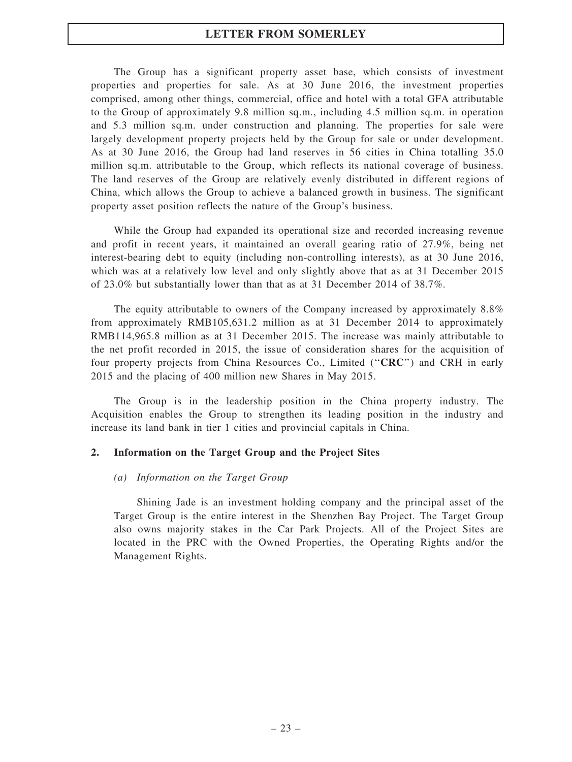The Group has a significant property asset base, which consists of investment properties and properties for sale. As at 30 June 2016, the investment properties comprised, among other things, commercial, office and hotel with a total GFA attributable to the Group of approximately 9.8 million sq.m., including 4.5 million sq.m. in operation and 5.3 million sq.m. under construction and planning. The properties for sale were largely development property projects held by the Group for sale or under development. As at 30 June 2016, the Group had land reserves in 56 cities in China totalling 35.0 million sq.m. attributable to the Group, which reflects its national coverage of business. The land reserves of the Group are relatively evenly distributed in different regions of China, which allows the Group to achieve a balanced growth in business. The significant property asset position reflects the nature of the Group's business.

While the Group had expanded its operational size and recorded increasing revenue and profit in recent years, it maintained an overall gearing ratio of 27.9%, being net interest-bearing debt to equity (including non-controlling interests), as at 30 June 2016, which was at a relatively low level and only slightly above that as at 31 December 2015 of 23.0% but substantially lower than that as at 31 December 2014 of 38.7%.

The equity attributable to owners of the Company increased by approximately 8.8% from approximately RMB105,631.2 million as at 31 December 2014 to approximately RMB114,965.8 million as at 31 December 2015. The increase was mainly attributable to the net profit recorded in 2015, the issue of consideration shares for the acquisition of four property projects from China Resources Co., Limited ("**CRC**") and CRH in early 2015 and the placing of 400 million new Shares in May 2015.

The Group is in the leadership position in the China property industry. The Acquisition enables the Group to strengthen its leading position in the industry and increase its land bank in tier 1 cities and provincial capitals in China.

## 2. Information on the Target Group and the Project Sites

### *(a) Information on the Target Group*

Shining Jade is an investment holding company and the principal asset of the Target Group is the entire interest in the Shenzhen Bay Project. The Target Group also owns majority stakes in the Car Park Projects. All of the Project Sites are located in the PRC with the Owned Properties, the Operating Rights and/or the Management Rights.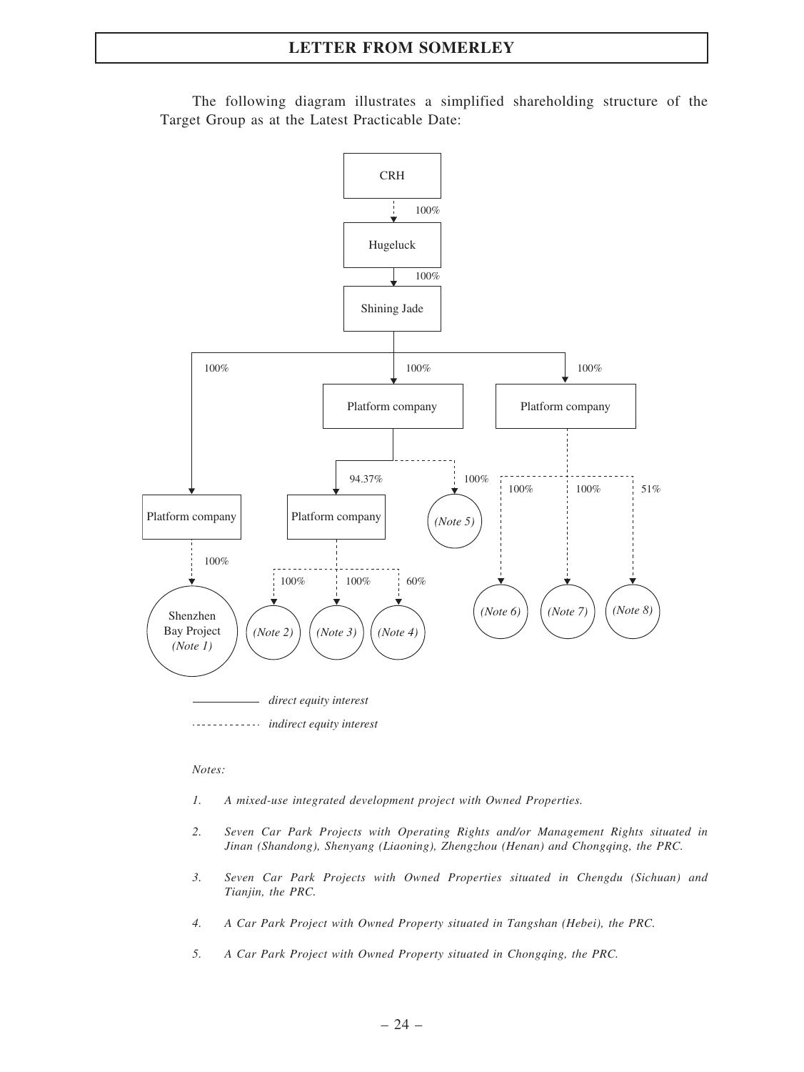The following diagram illustrates a simplified shareholding structure of the Target Group as at the Latest Practicable Date:

```
CRH
 ┆ 100%
Hugeluck
 │ 100%
Shining Jade
 ├── 100% ── Platform company
 │              ┆ 100%
 │           Shenzhen Bay Project (Note 1)
 ├── 100% ── Platform company
 │              ├── 94.37% ── Platform company
 │              │                ┆ 100% ── (Note 2)
 │              │                ┆ 100% ── (Note 3)
 │              │                ┆ 60%  ── (Note 4)
 │              ┆ 100% ── (Note 5)
 └── 100% ── Platform company
                ┆ 100% ── (Note 6)
                ┆ 100% ── (Note 7)
                ┆ 51%  ── (Note 8)
```

──── *direct equity interest*

┄┄┄┄ *indirect equity interest*

*Notes:*

1. *A mixed-use integrated development project with Owned Properties.*

2. *Seven Car Park Projects with Operating Rights and/or Management Rights situated in Jinan (Shandong), Shenyang (Liaoning), Zhengzhou (Henan) and Chongqing, the PRC.*

3. *Seven Car Park Projects with Owned Properties situated in Chengdu (Sichuan) and Tianjin, the PRC.*

4. *A Car Park Project with Owned Property situated in Tangshan (Hebei), the PRC.*

5. *A Car Park Project with Owned Property situated in Chongqing, the PRC.*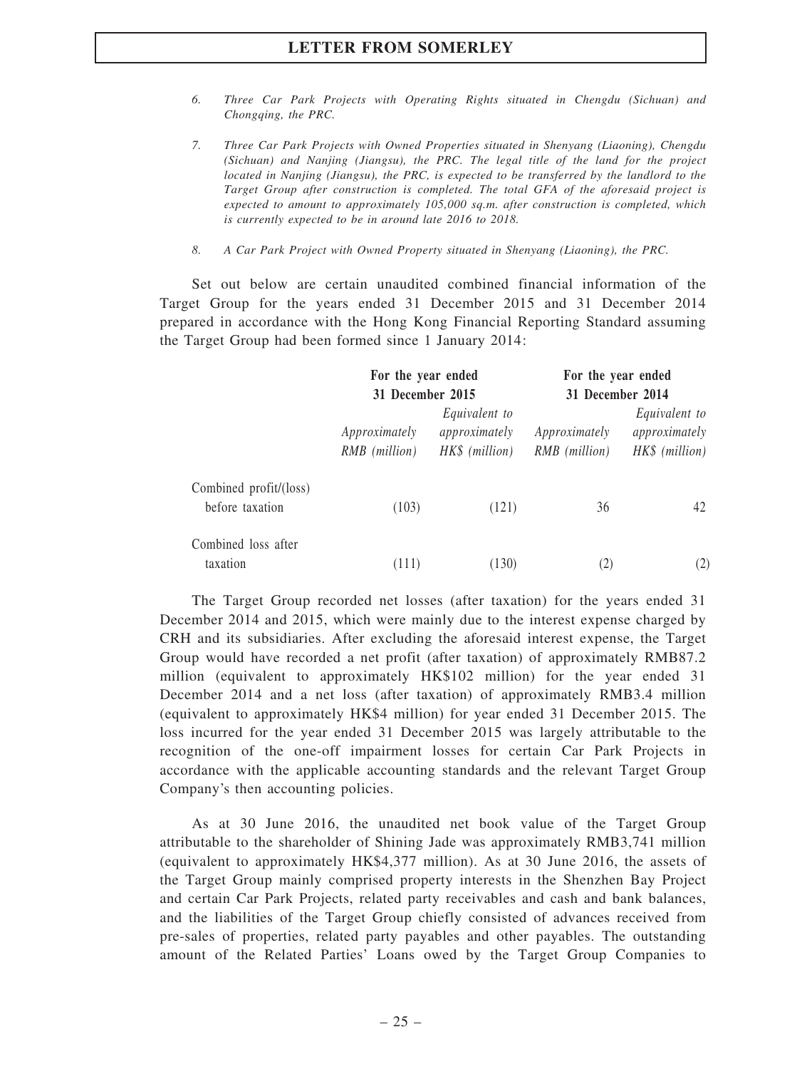6. *Three Car Park Projects with Operating Rights situated in Chengdu (Sichuan) and Chongqing, the PRC.*

7. *Three Car Park Projects with Owned Properties situated in Shenyang (Liaoning), Chengdu (Sichuan) and Nanjing (Jiangsu), the PRC. The legal title of the land for the project located in Nanjing (Jiangsu), the PRC, is expected to be transferred by the landlord to the Target Group after construction is completed. The total GFA of the aforesaid project is expected to amount to approximately 105,000 sq.m. after construction is completed, which is currently expected to be in around late 2016 to 2018.*

8. *A Car Park Project with Owned Property situated in Shenyang (Liaoning), the PRC.*

Set out below are certain unaudited combined financial information of the Target Group for the years ended 31 December 2015 and 31 December 2014 prepared in accordance with the Hong Kong Financial Reporting Standard assuming the Target Group had been formed since 1 January 2014:

| | For the year ended 31 December 2015 | | For the year ended 31 December 2014 | |
|---|---|---|---|---|
| | *Approximately RMB (million)* | *Equivalent to approximately HK$ (million)* | *Approximately RMB (million)* | *Equivalent to approximately HK$ (million)* |
| Combined profit/(loss) before taxation | (103) | (121) | 36 | 42 |
| Combined loss after taxation | (111) | (130) | (2) | (2) |

The Target Group recorded net losses (after taxation) for the years ended 31 December 2014 and 2015, which were mainly due to the interest expense charged by CRH and its subsidiaries. After excluding the aforesaid interest expense, the Target Group would have recorded a net profit (after taxation) of approximately RMB87.2 million (equivalent to approximately HK$102 million) for the year ended 31 December 2014 and a net loss (after taxation) of approximately RMB3.4 million (equivalent to approximately HK$4 million) for year ended 31 December 2015. The loss incurred for the year ended 31 December 2015 was largely attributable to the recognition of the one-off impairment losses for certain Car Park Projects in accordance with the applicable accounting standards and the relevant Target Group Company's then accounting policies.

As at 30 June 2016, the unaudited net book value of the Target Group attributable to the shareholder of Shining Jade was approximately RMB3,741 million (equivalent to approximately HK$4,377 million). As at 30 June 2016, the assets of the Target Group mainly comprised property interests in the Shenzhen Bay Project and certain Car Park Projects, related party receivables and cash and bank balances, and the liabilities of the Target Group chiefly consisted of advances received from pre-sales of properties, related party payables and other payables. The outstanding amount of the Related Parties' Loans owed by the Target Group Companies to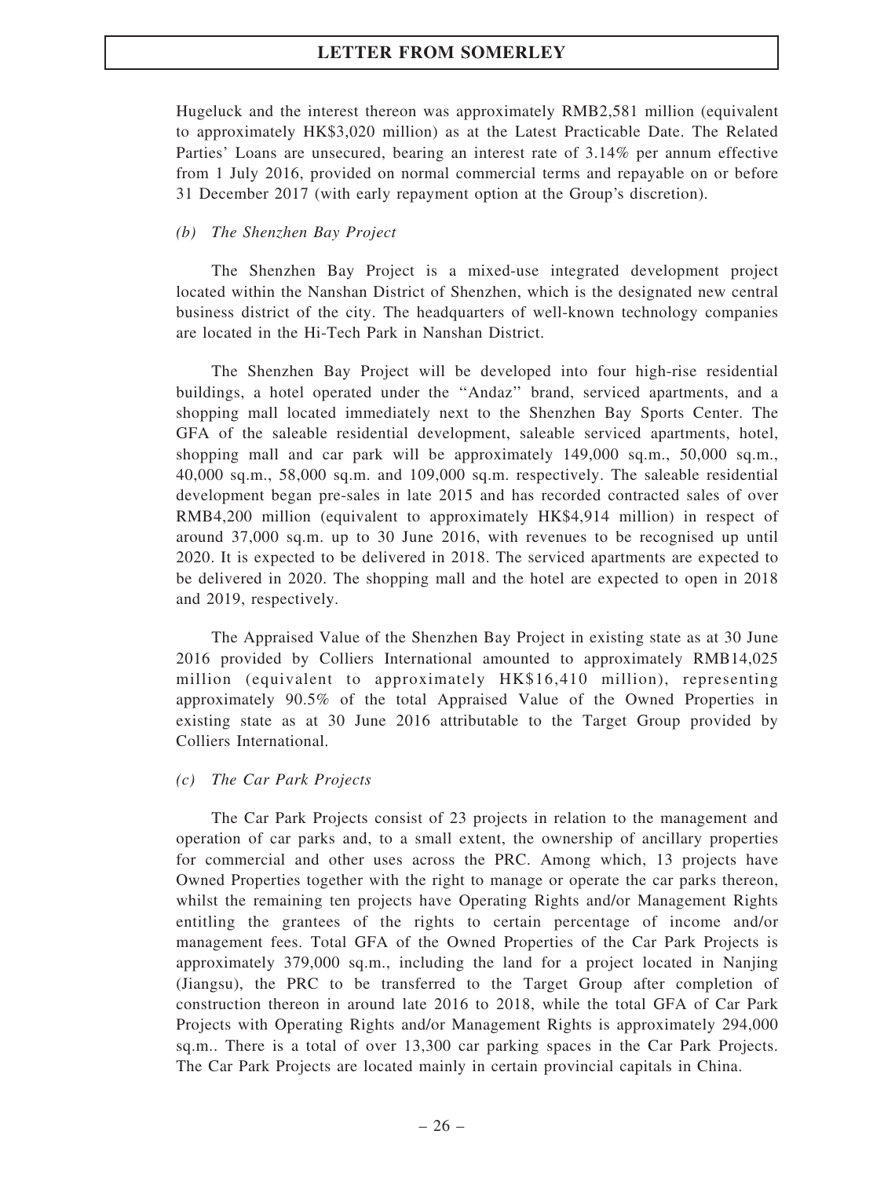Hugeluck and the interest thereon was approximately RMB2,581 million (equivalent to approximately HK$3,020 million) as at the Latest Practicable Date. The Related Parties' Loans are unsecured, bearing an interest rate of 3.14% per annum effective from 1 July 2016, provided on normal commercial terms and repayable on or before 31 December 2017 (with early repayment option at the Group's discretion).

*(b) The Shenzhen Bay Project*

The Shenzhen Bay Project is a mixed-use integrated development project located within the Nanshan District of Shenzhen, which is the designated new central business district of the city. The headquarters of well-known technology companies are located in the Hi-Tech Park in Nanshan District.

The Shenzhen Bay Project will be developed into four high-rise residential buildings, a hotel operated under the "Andaz" brand, serviced apartments, and a shopping mall located immediately next to the Shenzhen Bay Sports Center. The GFA of the saleable residential development, saleable serviced apartments, hotel, shopping mall and car park will be approximately 149,000 sq.m., 50,000 sq.m., 40,000 sq.m., 58,000 sq.m. and 109,000 sq.m. respectively. The saleable residential development began pre-sales in late 2015 and has recorded contracted sales of over RMB4,200 million (equivalent to approximately HK$4,914 million) in respect of around 37,000 sq.m. up to 30 June 2016, with revenues to be recognised up until 2020. It is expected to be delivered in 2018. The serviced apartments are expected to be delivered in 2020. The shopping mall and the hotel are expected to open in 2018 and 2019, respectively.

The Appraised Value of the Shenzhen Bay Project in existing state as at 30 June 2016 provided by Colliers International amounted to approximately RMB14,025 million (equivalent to approximately HK$16,410 million), representing approximately 90.5% of the total Appraised Value of the Owned Properties in existing state as at 30 June 2016 attributable to the Target Group provided by Colliers International.

*(c) The Car Park Projects*

The Car Park Projects consist of 23 projects in relation to the management and operation of car parks and, to a small extent, the ownership of ancillary properties for commercial and other uses across the PRC. Among which, 13 projects have Owned Properties together with the right to manage or operate the car parks thereon, whilst the remaining ten projects have Operating Rights and/or Management Rights entitling the grantees of the rights to certain percentage of income and/or management fees. Total GFA of the Owned Properties of the Car Park Projects is approximately 379,000 sq.m., including the land for a project located in Nanjing (Jiangsu), the PRC to be transferred to the Target Group after completion of construction thereon in around late 2016 to 2018, while the total GFA of Car Park Projects with Operating Rights and/or Management Rights is approximately 294,000 sq.m.. There is a total of over 13,300 car parking spaces in the Car Park Projects. The Car Park Projects are located mainly in certain provincial capitals in China.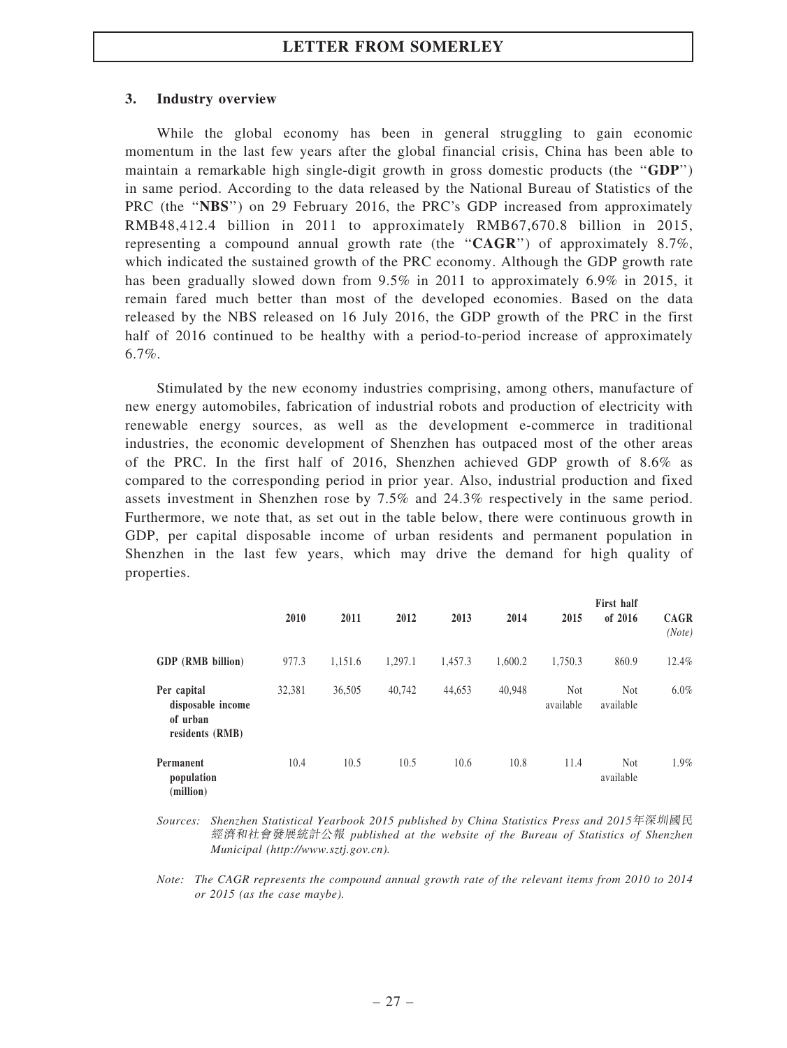### 3. Industry overview

While the global economy has been in general struggling to gain economic momentum in the last few years after the global financial crisis, China has been able to maintain a remarkable high single-digit growth in gross domestic products (the "**GDP**") in same period. According to the data released by the National Bureau of Statistics of the PRC (the "**NBS**") on 29 February 2016, the PRC's GDP increased from approximately RMB48,412.4 billion in 2011 to approximately RMB67,670.8 billion in 2015, representing a compound annual growth rate (the "**CAGR**") of approximately 8.7%, which indicated the sustained growth of the PRC economy. Although the GDP growth rate has been gradually slowed down from 9.5% in 2011 to approximately 6.9% in 2015, it remain fared much better than most of the developed economies. Based on the data released by the NBS released on 16 July 2016, the GDP growth of the PRC in the first half of 2016 continued to be healthy with a period-to-period increase of approximately 6.7%.

Stimulated by the new economy industries comprising, among others, manufacture of new energy automobiles, fabrication of industrial robots and production of electricity with renewable energy sources, as well as the development e-commerce in traditional industries, the economic development of Shenzhen has outpaced most of the other areas of the PRC. In the first half of 2016, Shenzhen achieved GDP growth of 8.6% as compared to the corresponding period in prior year. Also, industrial production and fixed assets investment in Shenzhen rose by 7.5% and 24.3% respectively in the same period. Furthermore, we note that, as set out in the table below, there were continuous growth in GDP, per capital disposable income of urban residents and permanent population in Shenzhen in the last few years, which may drive the demand for high quality of properties.

| | 2010 | 2011 | 2012 | 2013 | 2014 | 2015 | First half of 2016 | CAGR *(Note)* |
|---|---|---|---|---|---|---|---|---|
| **GDP (RMB billion)** | 977.3 | 1,151.6 | 1,297.1 | 1,457.3 | 1,600.2 | 1,750.3 | 860.9 | 12.4% |
| **Per capital disposable income of urban residents (RMB)** | 32,381 | 36,505 | 40,742 | 44,653 | 40,948 | Not available | Not available | 6.0% |
| **Permanent population (million)** | 10.4 | 10.5 | 10.5 | 10.6 | 10.8 | 11.4 | Not available | 1.9% |

*Sources: Shenzhen Statistical Yearbook 2015 published by China Statistics Press and 2015年深圳國民經濟和社會發展統計公報 published at the website of the Bureau of Statistics of Shenzhen Municipal (http://www.sztj.gov.cn).*

*Note: The CAGR represents the compound annual growth rate of the relevant items from 2010 to 2014 or 2015 (as the case maybe).*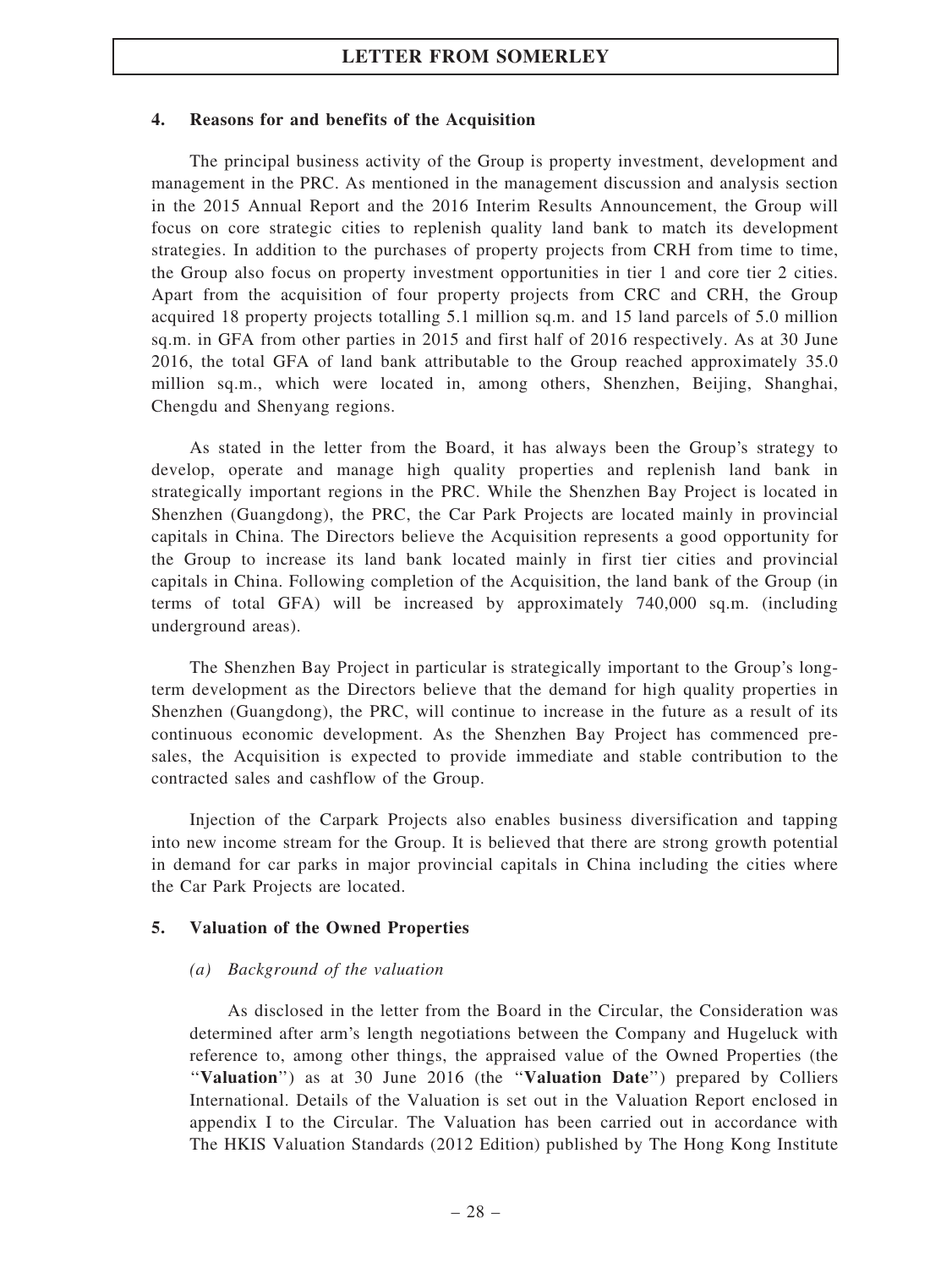### 4. Reasons for and benefits of the Acquisition

The principal business activity of the Group is property investment, development and management in the PRC. As mentioned in the management discussion and analysis section in the 2015 Annual Report and the 2016 Interim Results Announcement, the Group will focus on core strategic cities to replenish quality land bank to match its development strategies. In addition to the purchases of property projects from CRH from time to time, the Group also focus on property investment opportunities in tier 1 and core tier 2 cities. Apart from the acquisition of four property projects from CRC and CRH, the Group acquired 18 property projects totalling 5.1 million sq.m. and 15 land parcels of 5.0 million sq.m. in GFA from other parties in 2015 and first half of 2016 respectively. As at 30 June 2016, the total GFA of land bank attributable to the Group reached approximately 35.0 million sq.m., which were located in, among others, Shenzhen, Beijing, Shanghai, Chengdu and Shenyang regions.

As stated in the letter from the Board, it has always been the Group's strategy to develop, operate and manage high quality properties and replenish land bank in strategically important regions in the PRC. While the Shenzhen Bay Project is located in Shenzhen (Guangdong), the PRC, the Car Park Projects are located mainly in provincial capitals in China. The Directors believe the Acquisition represents a good opportunity for the Group to increase its land bank located mainly in first tier cities and provincial capitals in China. Following completion of the Acquisition, the land bank of the Group (in terms of total GFA) will be increased by approximately 740,000 sq.m. (including underground areas).

The Shenzhen Bay Project in particular is strategically important to the Group's long-term development as the Directors believe that the demand for high quality properties in Shenzhen (Guangdong), the PRC, will continue to increase in the future as a result of its continuous economic development. As the Shenzhen Bay Project has commenced pre-sales, the Acquisition is expected to provide immediate and stable contribution to the contracted sales and cashflow of the Group.

Injection of the Carpark Projects also enables business diversification and tapping into new income stream for the Group. It is believed that there are strong growth potential in demand for car parks in major provincial capitals in China including the cities where the Car Park Projects are located.

### 5. Valuation of the Owned Properties

*(a) Background of the valuation*

As disclosed in the letter from the Board in the Circular, the Consideration was determined after arm's length negotiations between the Company and Hugeluck with reference to, among other things, the appraised value of the Owned Properties (the "**Valuation**") as at 30 June 2016 (the "**Valuation Date**") prepared by Colliers International. Details of the Valuation is set out in the Valuation Report enclosed in appendix I to the Circular. The Valuation has been carried out in accordance with The HKIS Valuation Standards (2012 Edition) published by The Hong Kong Institute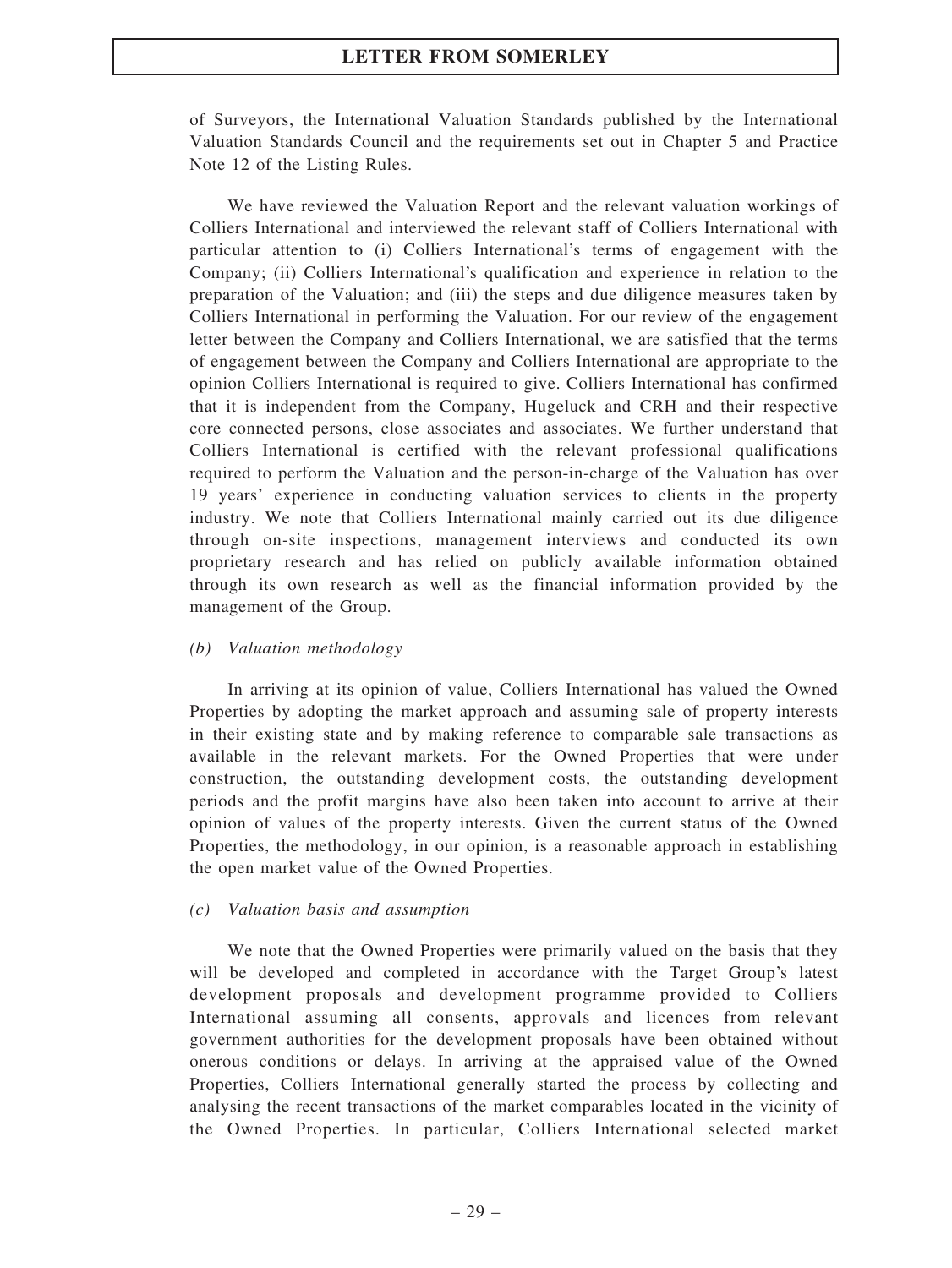of Surveyors, the International Valuation Standards published by the International Valuation Standards Council and the requirements set out in Chapter 5 and Practice Note 12 of the Listing Rules.

We have reviewed the Valuation Report and the relevant valuation workings of Colliers International and interviewed the relevant staff of Colliers International with particular attention to (i) Colliers International's terms of engagement with the Company; (ii) Colliers International's qualification and experience in relation to the preparation of the Valuation; and (iii) the steps and due diligence measures taken by Colliers International in performing the Valuation. For our review of the engagement letter between the Company and Colliers International, we are satisfied that the terms of engagement between the Company and Colliers International are appropriate to the opinion Colliers International is required to give. Colliers International has confirmed that it is independent from the Company, Hugeluck and CRH and their respective core connected persons, close associates and associates. We further understand that Colliers International is certified with the relevant professional qualifications required to perform the Valuation and the person-in-charge of the Valuation has over 19 years' experience in conducting valuation services to clients in the property industry. We note that Colliers International mainly carried out its due diligence through on-site inspections, management interviews and conducted its own proprietary research and has relied on publicly available information obtained through its own research as well as the financial information provided by the management of the Group.

*(b) Valuation methodology*

In arriving at its opinion of value, Colliers International has valued the Owned Properties by adopting the market approach and assuming sale of property interests in their existing state and by making reference to comparable sale transactions as available in the relevant markets. For the Owned Properties that were under construction, the outstanding development costs, the outstanding development periods and the profit margins have also been taken into account to arrive at their opinion of values of the property interests. Given the current status of the Owned Properties, the methodology, in our opinion, is a reasonable approach in establishing the open market value of the Owned Properties.

*(c) Valuation basis and assumption*

We note that the Owned Properties were primarily valued on the basis that they will be developed and completed in accordance with the Target Group's latest development proposals and development programme provided to Colliers International assuming all consents, approvals and licences from relevant government authorities for the development proposals have been obtained without onerous conditions or delays. In arriving at the appraised value of the Owned Properties, Colliers International generally started the process by collecting and analysing the recent transactions of the market comparables located in the vicinity of the Owned Properties. In particular, Colliers International selected market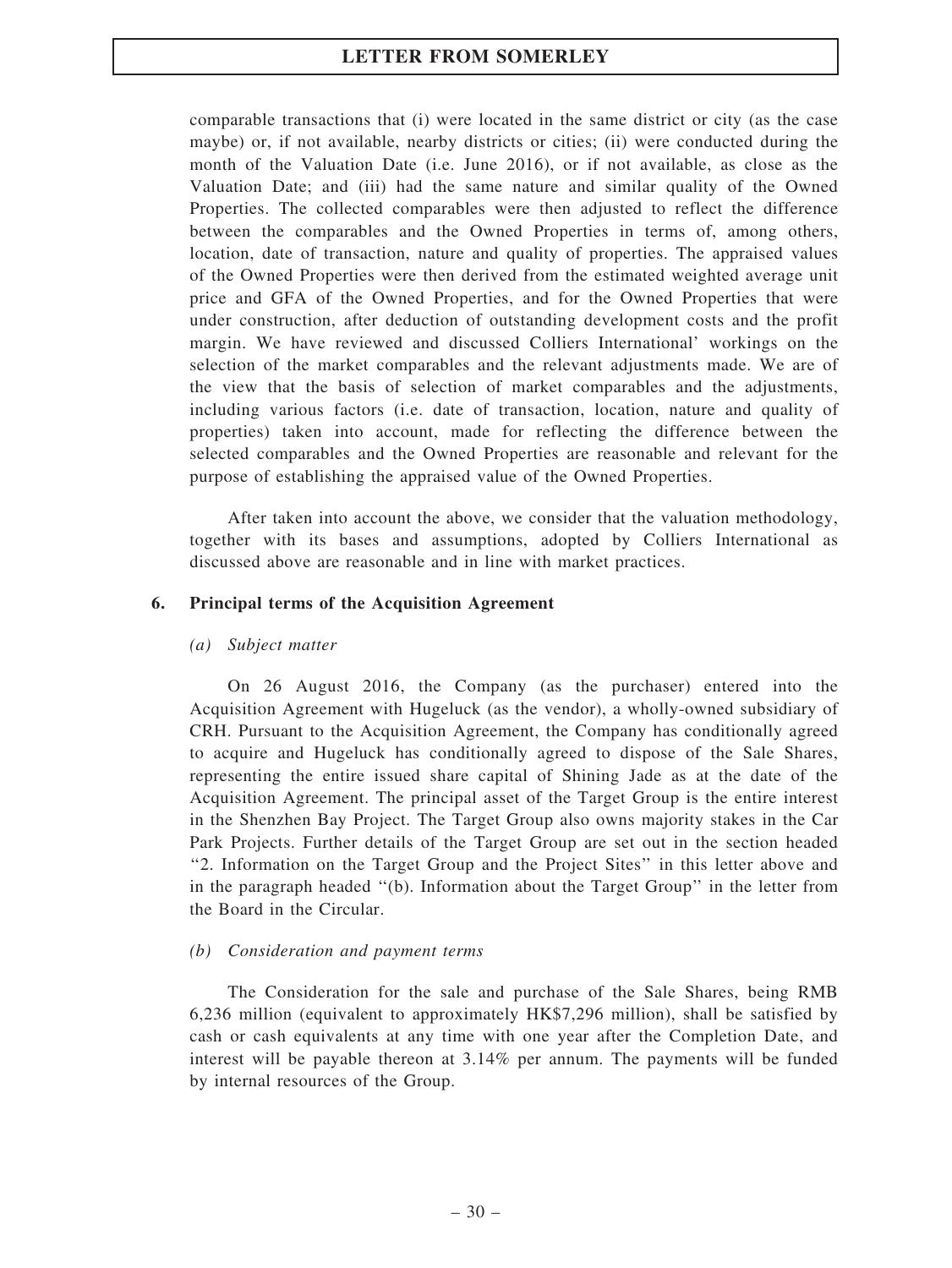comparable transactions that (i) were located in the same district or city (as the case maybe) or, if not available, nearby districts or cities; (ii) were conducted during the month of the Valuation Date (i.e. June 2016), or if not available, as close as the Valuation Date; and (iii) had the same nature and similar quality of the Owned Properties. The collected comparables were then adjusted to reflect the difference between the comparables and the Owned Properties in terms of, among others, location, date of transaction, nature and quality of properties. The appraised values of the Owned Properties were then derived from the estimated weighted average unit price and GFA of the Owned Properties, and for the Owned Properties that were under construction, after deduction of outstanding development costs and the profit margin. We have reviewed and discussed Colliers International' workings on the selection of the market comparables and the relevant adjustments made. We are of the view that the basis of selection of market comparables and the adjustments, including various factors (i.e. date of transaction, location, nature and quality of properties) taken into account, made for reflecting the difference between the selected comparables and the Owned Properties are reasonable and relevant for the purpose of establishing the appraised value of the Owned Properties.

After taken into account the above, we consider that the valuation methodology, together with its bases and assumptions, adopted by Colliers International as discussed above are reasonable and in line with market practices.

## 6. Principal terms of the Acquisition Agreement

### *(a) Subject matter*

On 26 August 2016, the Company (as the purchaser) entered into the Acquisition Agreement with Hugeluck (as the vendor), a wholly-owned subsidiary of CRH. Pursuant to the Acquisition Agreement, the Company has conditionally agreed to acquire and Hugeluck has conditionally agreed to dispose of the Sale Shares, representing the entire issued share capital of Shining Jade as at the date of the Acquisition Agreement. The principal asset of the Target Group is the entire interest in the Shenzhen Bay Project. The Target Group also owns majority stakes in the Car Park Projects. Further details of the Target Group are set out in the section headed "2. Information on the Target Group and the Project Sites" in this letter above and in the paragraph headed "(b). Information about the Target Group" in the letter from the Board in the Circular.

### *(b) Consideration and payment terms*

The Consideration for the sale and purchase of the Sale Shares, being RMB 6,236 million (equivalent to approximately HK$7,296 million), shall be satisfied by cash or cash equivalents at any time with one year after the Completion Date, and interest will be payable thereon at 3.14% per annum. The payments will be funded by internal resources of the Group.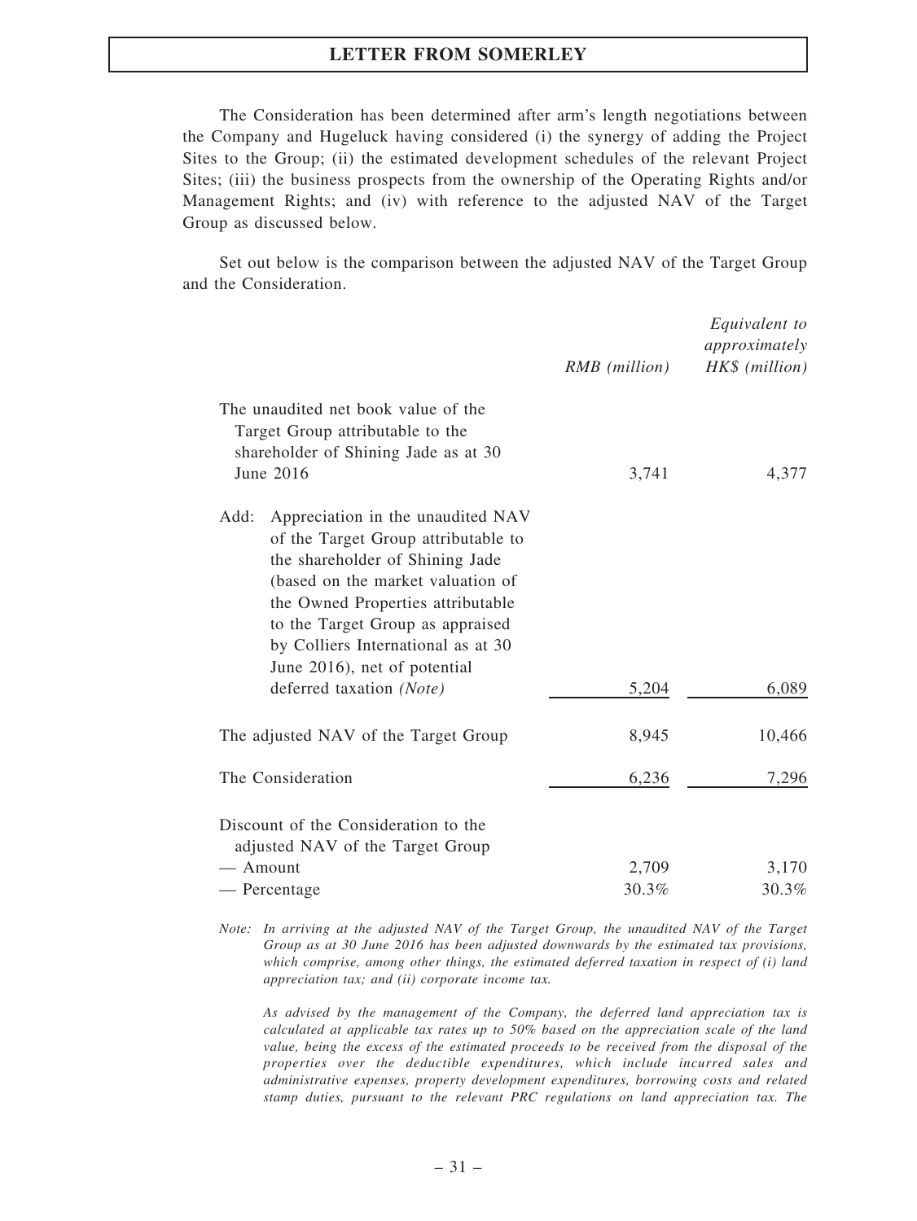The Consideration has been determined after arm's length negotiations between the Company and Hugeluck having considered (i) the synergy of adding the Project Sites to the Group; (ii) the estimated development schedules of the relevant Project Sites; (iii) the business prospects from the ownership of the Operating Rights and/or Management Rights; and (iv) with reference to the adjusted NAV of the Target Group as discussed below.

Set out below is the comparison between the adjusted NAV of the Target Group and the Consideration.

| | *RMB (million)* | *Equivalent to approximately HK$ (million)* |
|---|---|---|
| The unaudited net book value of the Target Group attributable to the shareholder of Shining Jade as at 30 June 2016 | 3,741 | 4,377 |
| Add: Appreciation in the unaudited NAV of the Target Group attributable to the shareholder of Shining Jade (based on the market valuation of the Owned Properties attributable to the Target Group as appraised by Colliers International as at 30 June 2016), net of potential deferred taxation *(Note)* | 5,204 | 6,089 |
| The adjusted NAV of the Target Group | 8,945 | 10,466 |
| The Consideration | 6,236 | 7,296 |
| Discount of the Consideration to the adjusted NAV of the Target Group | | |
| — Amount | 2,709 | 3,170 |
| — Percentage | 30.3% | 30.3% |

*Note: In arriving at the adjusted NAV of the Target Group, the unaudited NAV of the Target Group as at 30 June 2016 has been adjusted downwards by the estimated tax provisions, which comprise, among other things, the estimated deferred taxation in respect of (i) land appreciation tax; and (ii) corporate income tax.*

*As advised by the management of the Company, the deferred land appreciation tax is calculated at applicable tax rates up to 50% based on the appreciation scale of the land value, being the excess of the estimated proceeds to be received from the disposal of the properties over the deductible expenditures, which include incurred sales and administrative expenses, property development expenditures, borrowing costs and related stamp duties, pursuant to the relevant PRC regulations on land appreciation tax. The*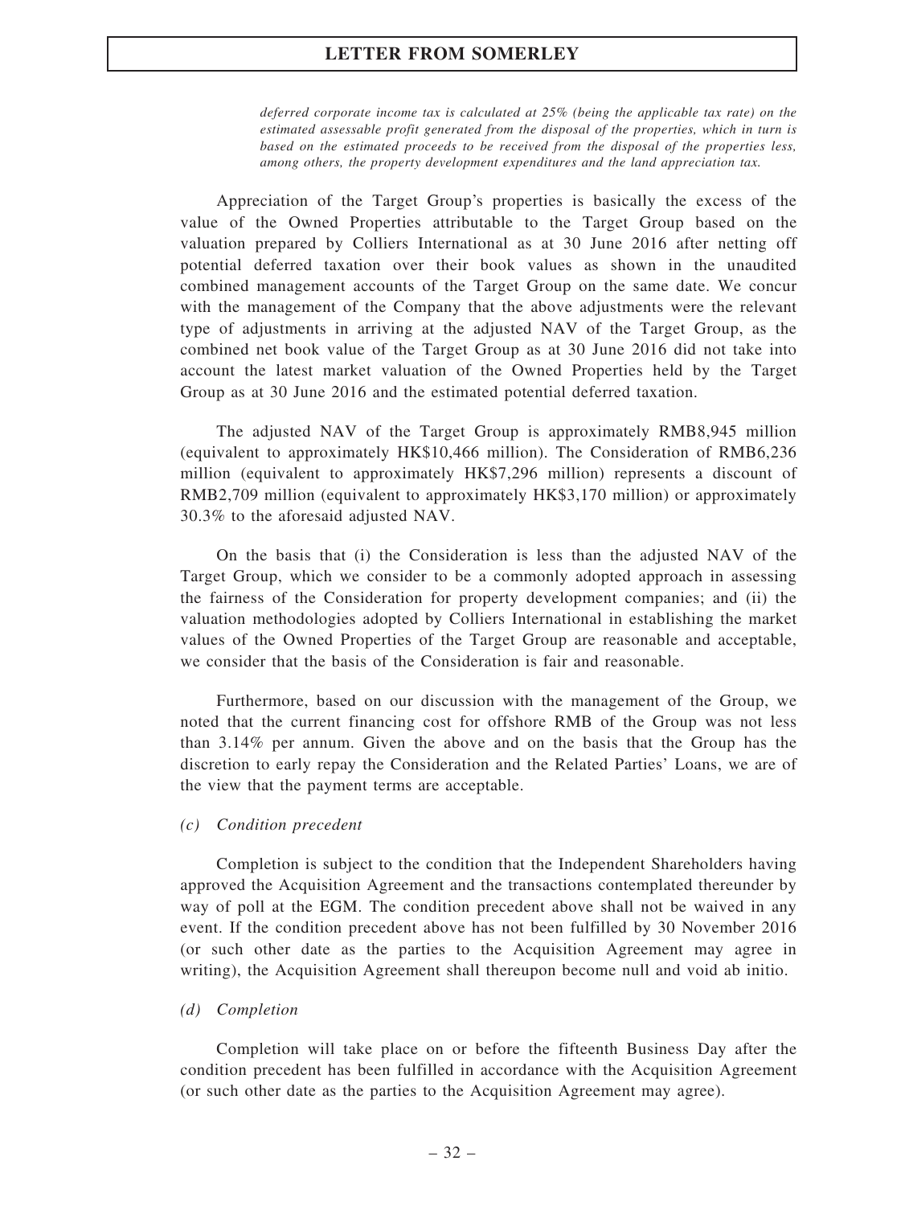*deferred corporate income tax is calculated at 25% (being the applicable tax rate) on the estimated assessable profit generated from the disposal of the properties, which in turn is based on the estimated proceeds to be received from the disposal of the properties less, among others, the property development expenditures and the land appreciation tax.*

Appreciation of the Target Group's properties is basically the excess of the value of the Owned Properties attributable to the Target Group based on the valuation prepared by Colliers International as at 30 June 2016 after netting off potential deferred taxation over their book values as shown in the unaudited combined management accounts of the Target Group on the same date. We concur with the management of the Company that the above adjustments were the relevant type of adjustments in arriving at the adjusted NAV of the Target Group, as the combined net book value of the Target Group as at 30 June 2016 did not take into account the latest market valuation of the Owned Properties held by the Target Group as at 30 June 2016 and the estimated potential deferred taxation.

The adjusted NAV of the Target Group is approximately RMB8,945 million (equivalent to approximately HK$10,466 million). The Consideration of RMB6,236 million (equivalent to approximately HK$7,296 million) represents a discount of RMB2,709 million (equivalent to approximately HK$3,170 million) or approximately 30.3% to the aforesaid adjusted NAV.

On the basis that (i) the Consideration is less than the adjusted NAV of the Target Group, which we consider to be a commonly adopted approach in assessing the fairness of the Consideration for property development companies; and (ii) the valuation methodologies adopted by Colliers International in establishing the market values of the Owned Properties of the Target Group are reasonable and acceptable, we consider that the basis of the Consideration is fair and reasonable.

Furthermore, based on our discussion with the management of the Group, we noted that the current financing cost for offshore RMB of the Group was not less than 3.14% per annum. Given the above and on the basis that the Group has the discretion to early repay the Consideration and the Related Parties' Loans, we are of the view that the payment terms are acceptable.

*(c) Condition precedent*

Completion is subject to the condition that the Independent Shareholders having approved the Acquisition Agreement and the transactions contemplated thereunder by way of poll at the EGM. The condition precedent above shall not be waived in any event. If the condition precedent above has not been fulfilled by 30 November 2016 (or such other date as the parties to the Acquisition Agreement may agree in writing), the Acquisition Agreement shall thereupon become null and void ab initio.

*(d) Completion*

Completion will take place on or before the fifteenth Business Day after the condition precedent has been fulfilled in accordance with the Acquisition Agreement (or such other date as the parties to the Acquisition Agreement may agree).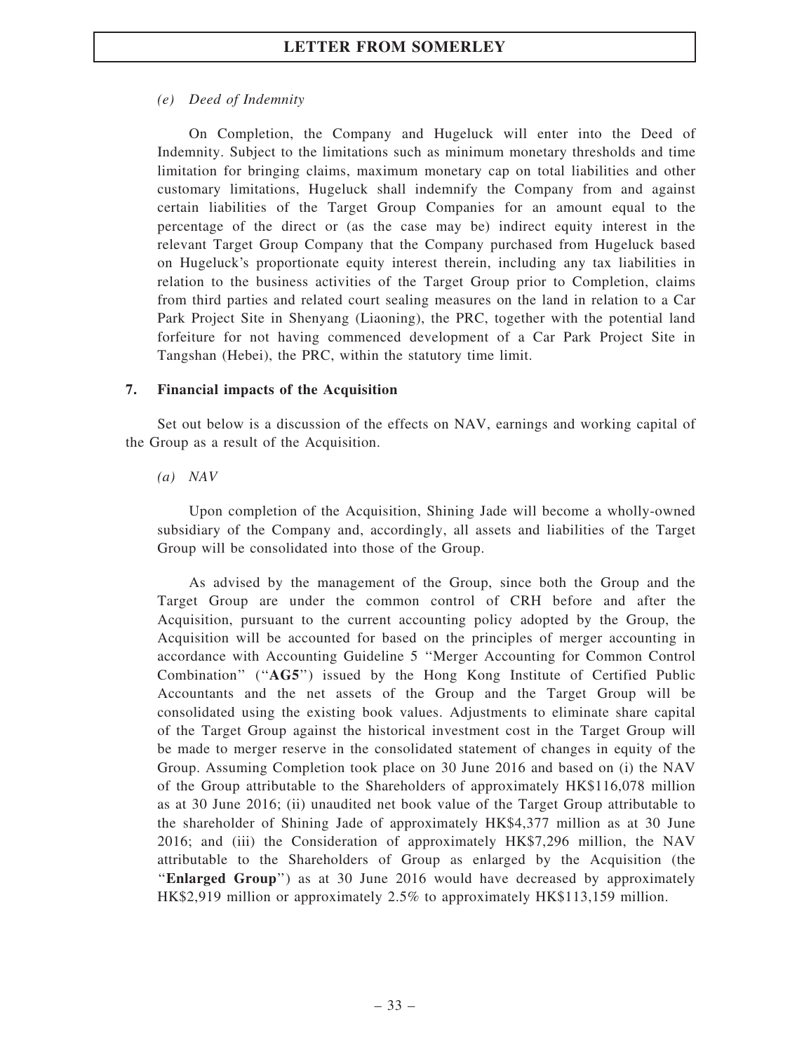*(e) Deed of Indemnity*

On Completion, the Company and Hugeluck will enter into the Deed of Indemnity. Subject to the limitations such as minimum monetary thresholds and time limitation for bringing claims, maximum monetary cap on total liabilities and other customary limitations, Hugeluck shall indemnify the Company from and against certain liabilities of the Target Group Companies for an amount equal to the percentage of the direct or (as the case may be) indirect equity interest in the relevant Target Group Company that the Company purchased from Hugeluck based on Hugeluck's proportionate equity interest therein, including any tax liabilities in relation to the business activities of the Target Group prior to Completion, claims from third parties and related court sealing measures on the land in relation to a Car Park Project Site in Shenyang (Liaoning), the PRC, together with the potential land forfeiture for not having commenced development of a Car Park Project Site in Tangshan (Hebei), the PRC, within the statutory time limit.

## 7. Financial impacts of the Acquisition

Set out below is a discussion of the effects on NAV, earnings and working capital of the Group as a result of the Acquisition.

*(a) NAV*

Upon completion of the Acquisition, Shining Jade will become a wholly-owned subsidiary of the Company and, accordingly, all assets and liabilities of the Target Group will be consolidated into those of the Group.

As advised by the management of the Group, since both the Group and the Target Group are under the common control of CRH before and after the Acquisition, pursuant to the current accounting policy adopted by the Group, the Acquisition will be accounted for based on the principles of merger accounting in accordance with Accounting Guideline 5 "Merger Accounting for Common Control Combination" ("**AG5**") issued by the Hong Kong Institute of Certified Public Accountants and the net assets of the Group and the Target Group will be consolidated using the existing book values. Adjustments to eliminate share capital of the Target Group against the historical investment cost in the Target Group will be made to merger reserve in the consolidated statement of changes in equity of the Group. Assuming Completion took place on 30 June 2016 and based on (i) the NAV of the Group attributable to the Shareholders of approximately HK$116,078 million as at 30 June 2016; (ii) unaudited net book value of the Target Group attributable to the shareholder of Shining Jade of approximately HK$4,377 million as at 30 June 2016; and (iii) the Consideration of approximately HK$7,296 million, the NAV attributable to the Shareholders of Group as enlarged by the Acquisition (the "**Enlarged Group**") as at 30 June 2016 would have decreased by approximately HK$2,919 million or approximately 2.5% to approximately HK$113,159 million.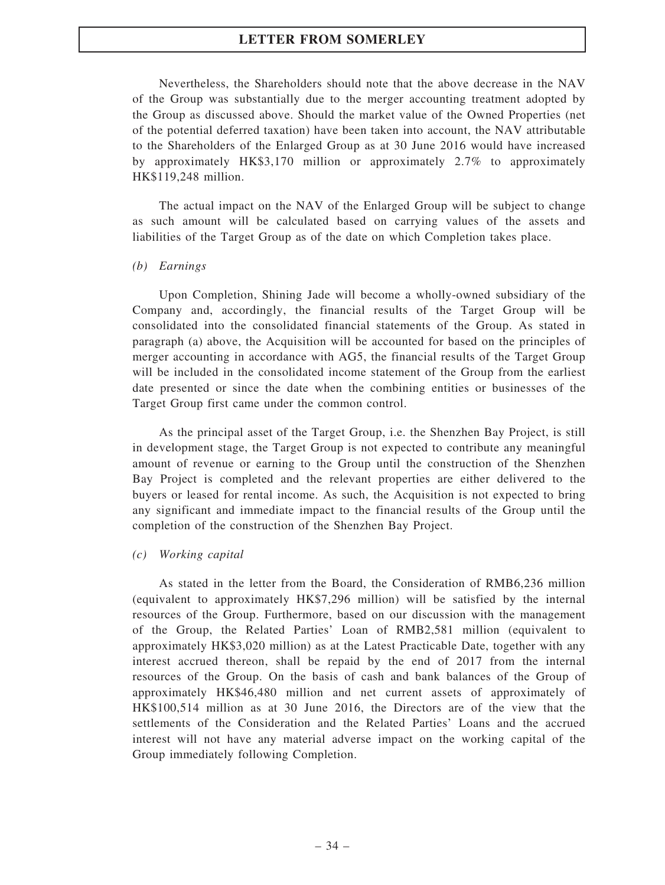Nevertheless, the Shareholders should note that the above decrease in the NAV of the Group was substantially due to the merger accounting treatment adopted by the Group as discussed above. Should the market value of the Owned Properties (net of the potential deferred taxation) have been taken into account, the NAV attributable to the Shareholders of the Enlarged Group as at 30 June 2016 would have increased by approximately HK$3,170 million or approximately 2.7% to approximately HK$119,248 million.

The actual impact on the NAV of the Enlarged Group will be subject to change as such amount will be calculated based on carrying values of the assets and liabilities of the Target Group as of the date on which Completion takes place.

*(b) Earnings*

Upon Completion, Shining Jade will become a wholly-owned subsidiary of the Company and, accordingly, the financial results of the Target Group will be consolidated into the consolidated financial statements of the Group. As stated in paragraph (a) above, the Acquisition will be accounted for based on the principles of merger accounting in accordance with AG5, the financial results of the Target Group will be included in the consolidated income statement of the Group from the earliest date presented or since the date when the combining entities or businesses of the Target Group first came under the common control.

As the principal asset of the Target Group, i.e. the Shenzhen Bay Project, is still in development stage, the Target Group is not expected to contribute any meaningful amount of revenue or earning to the Group until the construction of the Shenzhen Bay Project is completed and the relevant properties are either delivered to the buyers or leased for rental income. As such, the Acquisition is not expected to bring any significant and immediate impact to the financial results of the Group until the completion of the construction of the Shenzhen Bay Project.

*(c) Working capital*

As stated in the letter from the Board, the Consideration of RMB6,236 million (equivalent to approximately HK$7,296 million) will be satisfied by the internal resources of the Group. Furthermore, based on our discussion with the management of the Group, the Related Parties' Loan of RMB2,581 million (equivalent to approximately HK$3,020 million) as at the Latest Practicable Date, together with any interest accrued thereon, shall be repaid by the end of 2017 from the internal resources of the Group. On the basis of cash and bank balances of the Group of approximately HK$46,480 million and net current assets of approximately of HK$100,514 million as at 30 June 2016, the Directors are of the view that the settlements of the Consideration and the Related Parties' Loans and the accrued interest will not have any material adverse impact on the working capital of the Group immediately following Completion.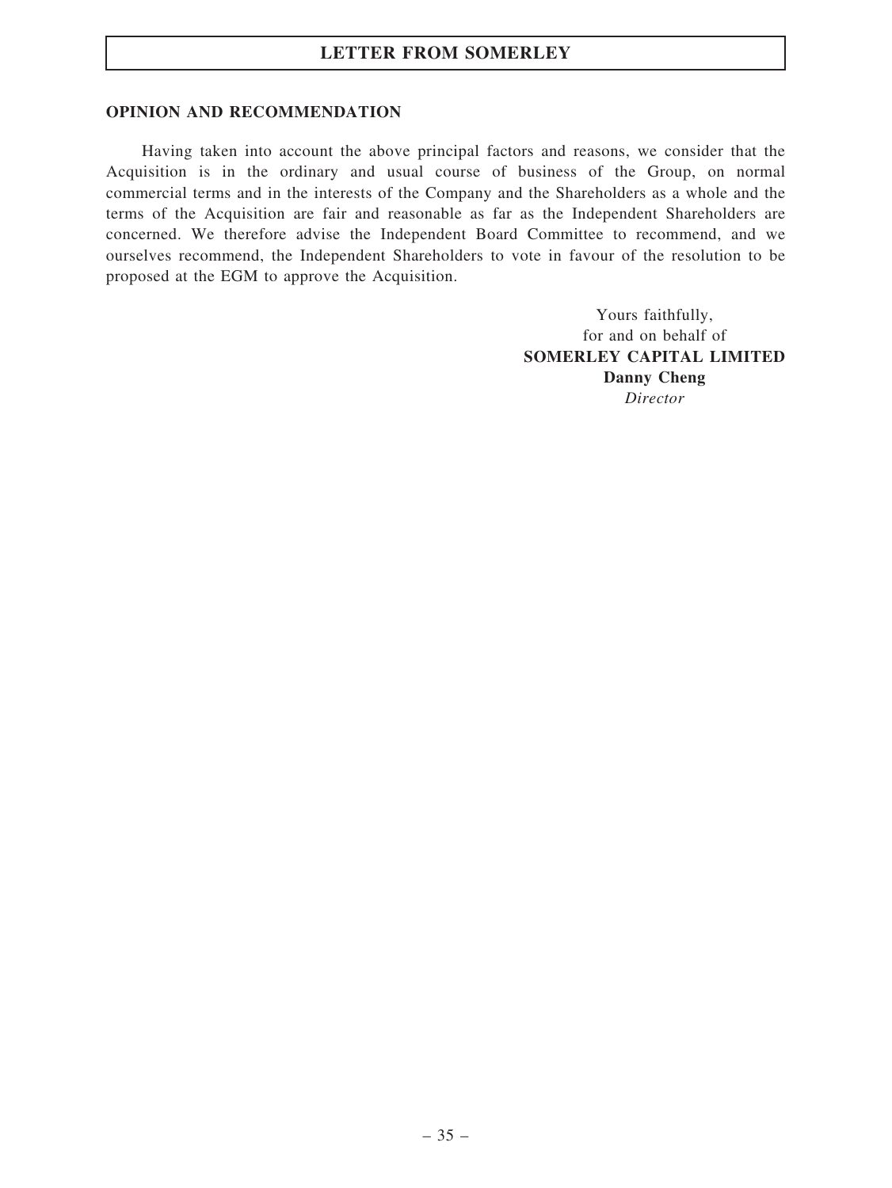## OPINION AND RECOMMENDATION

Having taken into account the above principal factors and reasons, we consider that the Acquisition is in the ordinary and usual course of business of the Group, on normal commercial terms and in the interests of the Company and the Shareholders as a whole and the terms of the Acquisition are fair and reasonable as far as the Independent Shareholders are concerned. We therefore advise the Independent Board Committee to recommend, and we ourselves recommend, the Independent Shareholders to vote in favour of the resolution to be proposed at the EGM to approve the Acquisition.

Yours faithfully,
for and on behalf of
**SOMERLEY CAPITAL LIMITED**
**Danny Cheng**
*Director*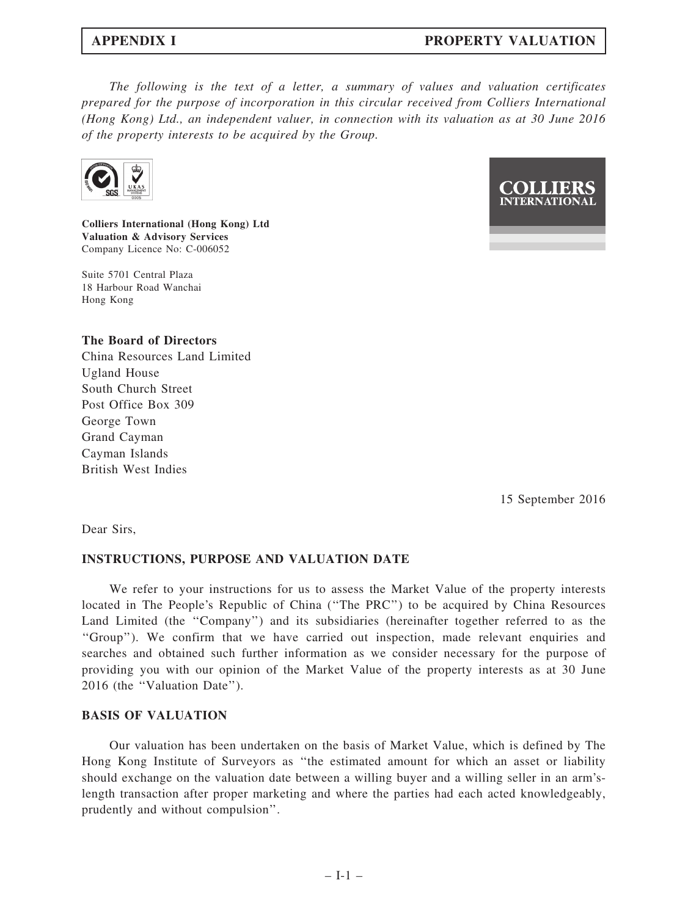# APPENDIX I PROPERTY VALUATION

*The following is the text of a letter, a summary of values and valuation certificates prepared for the purpose of incorporation in this circular received from Colliers International (Hong Kong) Ltd., an independent valuer, in connection with its valuation as at 30 June 2016 of the property interests to be acquired by the Group.*

**Colliers International (Hong Kong) Ltd**
**Valuation & Advisory Services**
Company Licence No: C-006052

Suite 5701 Central Plaza
18 Harbour Road Wanchai
Hong Kong

**The Board of Directors**
China Resources Land Limited
Ugland House
South Church Street
Post Office Box 309
George Town
Grand Cayman
Cayman Islands
British West Indies

15 September 2016

Dear Sirs,

**INSTRUCTIONS, PURPOSE AND VALUATION DATE**

We refer to your instructions for us to assess the Market Value of the property interests located in The People's Republic of China (''The PRC'') to be acquired by China Resources Land Limited (the ''Company'') and its subsidiaries (hereinafter together referred to as the ''Group''). We confirm that we have carried out inspection, made relevant enquiries and searches and obtained such further information as we consider necessary for the purpose of providing you with our opinion of the Market Value of the property interests as at 30 June 2016 (the ''Valuation Date'').

**BASIS OF VALUATION**

Our valuation has been undertaken on the basis of Market Value, which is defined by The Hong Kong Institute of Surveyors as ''the estimated amount for which an asset or liability should exchange on the valuation date between a willing buyer and a willing seller in an arm's-length transaction after proper marketing and where the parties had each acted knowledgeably, prudently and without compulsion''.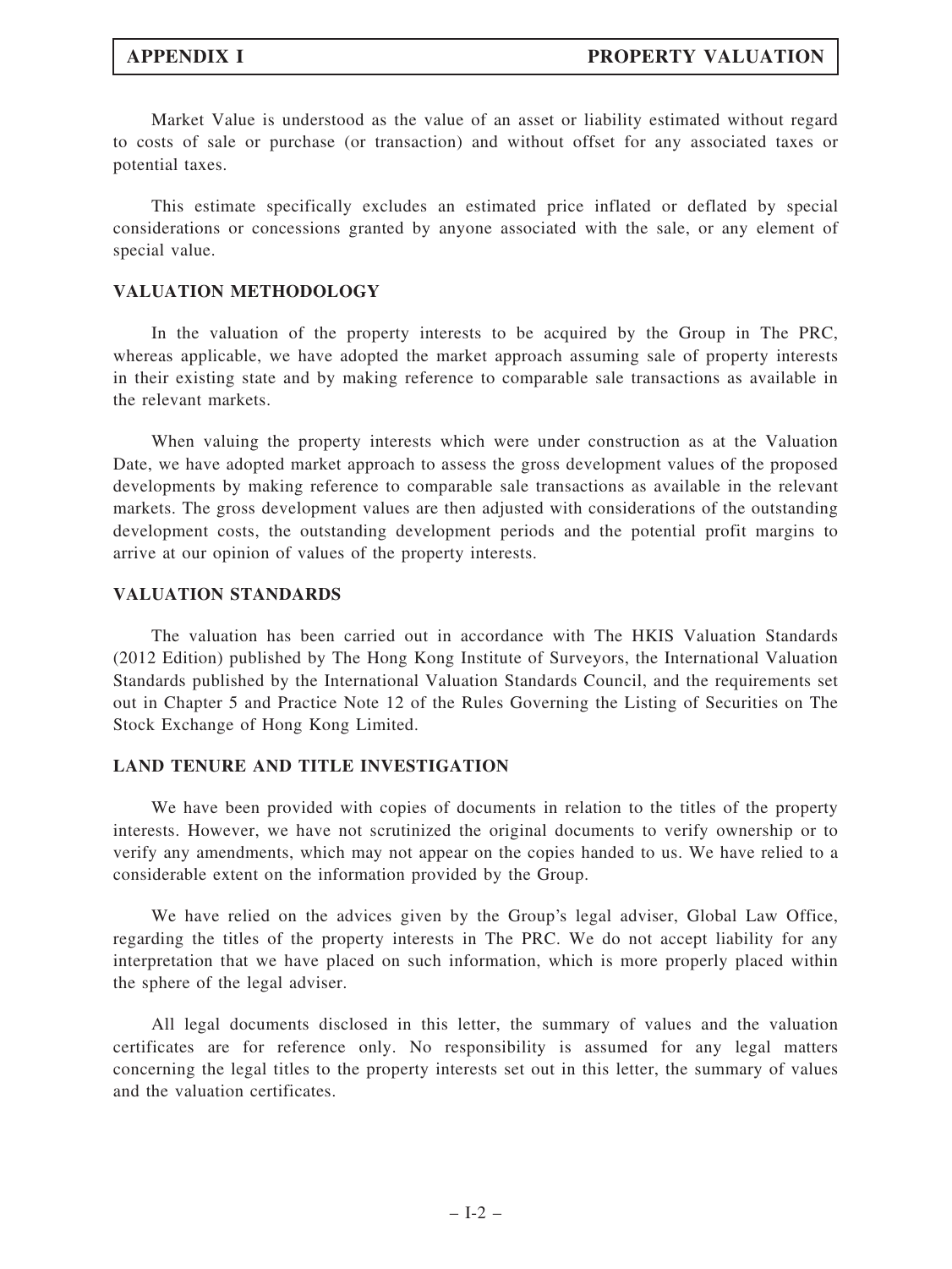Market Value is understood as the value of an asset or liability estimated without regard to costs of sale or purchase (or transaction) and without offset for any associated taxes or potential taxes.

This estimate specifically excludes an estimated price inflated or deflated by special considerations or concessions granted by anyone associated with the sale, or any element of special value.

## VALUATION METHODOLOGY

In the valuation of the property interests to be acquired by the Group in The PRC, whereas applicable, we have adopted the market approach assuming sale of property interests in their existing state and by making reference to comparable sale transactions as available in the relevant markets.

When valuing the property interests which were under construction as at the Valuation Date, we have adopted market approach to assess the gross development values of the proposed developments by making reference to comparable sale transactions as available in the relevant markets. The gross development values are then adjusted with considerations of the outstanding development costs, the outstanding development periods and the potential profit margins to arrive at our opinion of values of the property interests.

## VALUATION STANDARDS

The valuation has been carried out in accordance with The HKIS Valuation Standards (2012 Edition) published by The Hong Kong Institute of Surveyors, the International Valuation Standards published by the International Valuation Standards Council, and the requirements set out in Chapter 5 and Practice Note 12 of the Rules Governing the Listing of Securities on The Stock Exchange of Hong Kong Limited.

## LAND TENURE AND TITLE INVESTIGATION

We have been provided with copies of documents in relation to the titles of the property interests. However, we have not scrutinized the original documents to verify ownership or to verify any amendments, which may not appear on the copies handed to us. We have relied to a considerable extent on the information provided by the Group.

We have relied on the advices given by the Group's legal adviser, Global Law Office, regarding the titles of the property interests in The PRC. We do not accept liability for any interpretation that we have placed on such information, which is more properly placed within the sphere of the legal adviser.

All legal documents disclosed in this letter, the summary of values and the valuation certificates are for reference only. No responsibility is assumed for any legal matters concerning the legal titles to the property interests set out in this letter, the summary of values and the valuation certificates.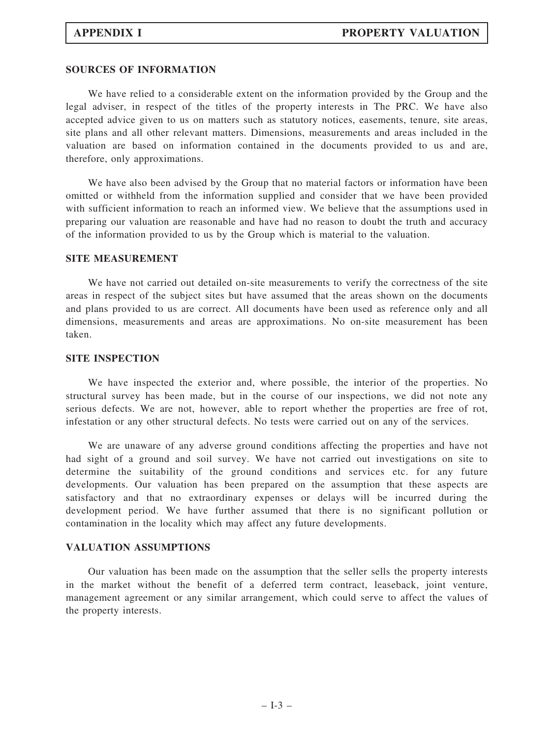## SOURCES OF INFORMATION

We have relied to a considerable extent on the information provided by the Group and the legal adviser, in respect of the titles of the property interests in The PRC. We have also accepted advice given to us on matters such as statutory notices, easements, tenure, site areas, site plans and all other relevant matters. Dimensions, measurements and areas included in the valuation are based on information contained in the documents provided to us and are, therefore, only approximations.

We have also been advised by the Group that no material factors or information have been omitted or withheld from the information supplied and consider that we have been provided with sufficient information to reach an informed view. We believe that the assumptions used in preparing our valuation are reasonable and have had no reason to doubt the truth and accuracy of the information provided to us by the Group which is material to the valuation.

## SITE MEASUREMENT

We have not carried out detailed on-site measurements to verify the correctness of the site areas in respect of the subject sites but have assumed that the areas shown on the documents and plans provided to us are correct. All documents have been used as reference only and all dimensions, measurements and areas are approximations. No on-site measurement has been taken.

## SITE INSPECTION

We have inspected the exterior and, where possible, the interior of the properties. No structural survey has been made, but in the course of our inspections, we did not note any serious defects. We are not, however, able to report whether the properties are free of rot, infestation or any other structural defects. No tests were carried out on any of the services.

We are unaware of any adverse ground conditions affecting the properties and have not had sight of a ground and soil survey. We have not carried out investigations on site to determine the suitability of the ground conditions and services etc. for any future developments. Our valuation has been prepared on the assumption that these aspects are satisfactory and that no extraordinary expenses or delays will be incurred during the development period. We have further assumed that there is no significant pollution or contamination in the locality which may affect any future developments.

## VALUATION ASSUMPTIONS

Our valuation has been made on the assumption that the seller sells the property interests in the market without the benefit of a deferred term contract, leaseback, joint venture, management agreement or any similar arrangement, which could serve to affect the values of the property interests.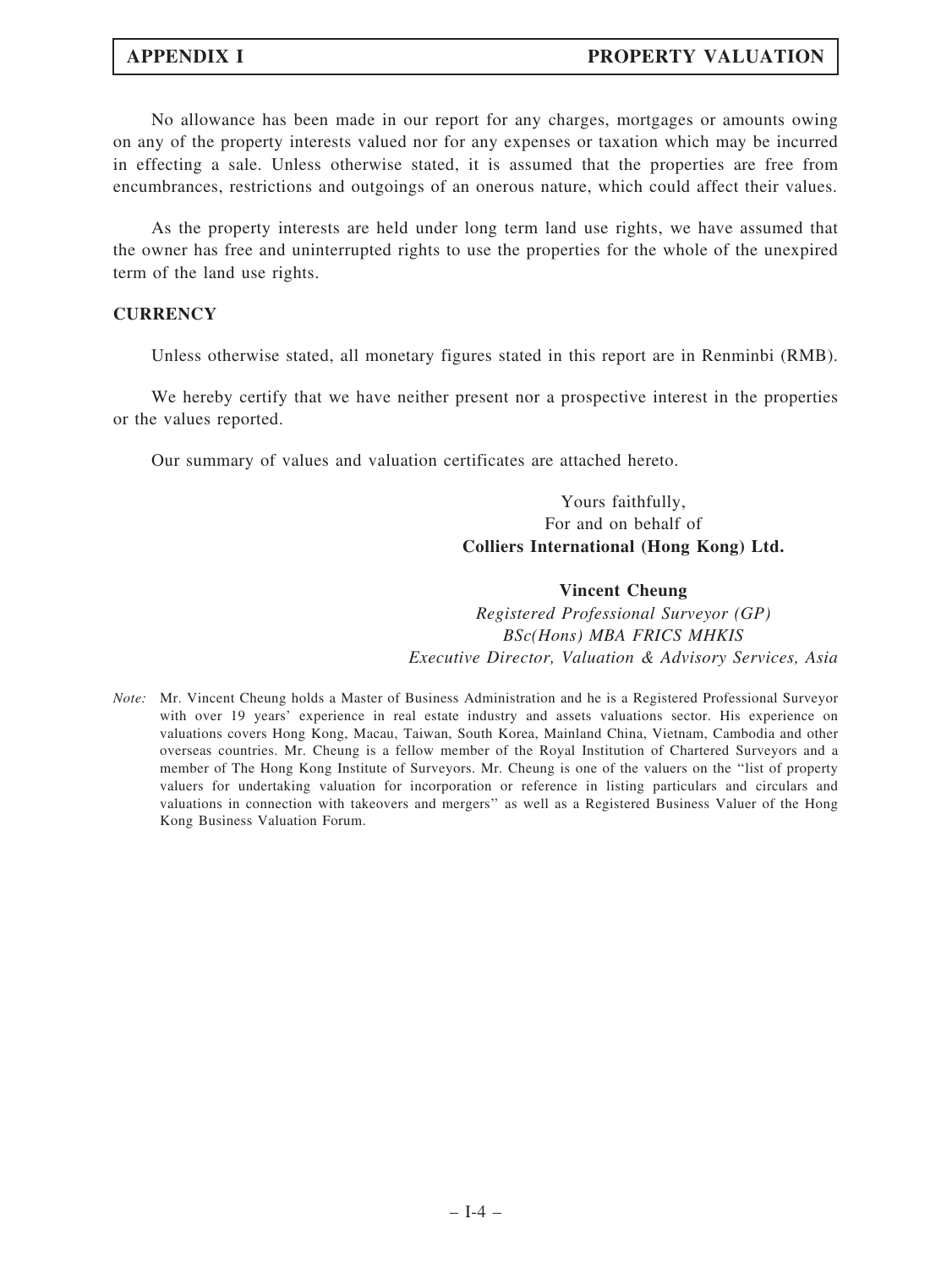No allowance has been made in our report for any charges, mortgages or amounts owing on any of the property interests valued nor for any expenses or taxation which may be incurred in effecting a sale. Unless otherwise stated, it is assumed that the properties are free from encumbrances, restrictions and outgoings of an onerous nature, which could affect their values.

As the property interests are held under long term land use rights, we have assumed that the owner has free and uninterrupted rights to use the properties for the whole of the unexpired term of the land use rights.

## CURRENCY

Unless otherwise stated, all monetary figures stated in this report are in Renminbi (RMB).

We hereby certify that we have neither present nor a prospective interest in the properties or the values reported.

Our summary of values and valuation certificates are attached hereto.

Yours faithfully,
For and on behalf of
**Colliers International (Hong Kong) Ltd.**

**Vincent Cheung**
*Registered Professional Surveyor (GP)*
*BSc(Hons) MBA FRICS MHKIS*
*Executive Director, Valuation & Advisory Services, Asia*

*Note:* Mr. Vincent Cheung holds a Master of Business Administration and he is a Registered Professional Surveyor with over 19 years' experience in real estate industry and assets valuations sector. His experience on valuations covers Hong Kong, Macau, Taiwan, South Korea, Mainland China, Vietnam, Cambodia and other overseas countries. Mr. Cheung is a fellow member of the Royal Institution of Chartered Surveyors and a member of The Hong Kong Institute of Surveyors. Mr. Cheung is one of the valuers on the "list of property valuers for undertaking valuation for incorporation or reference in listing particulars and circulars and valuations in connection with takeovers and mergers" as well as a Registered Business Valuer of the Hong Kong Business Valuation Forum.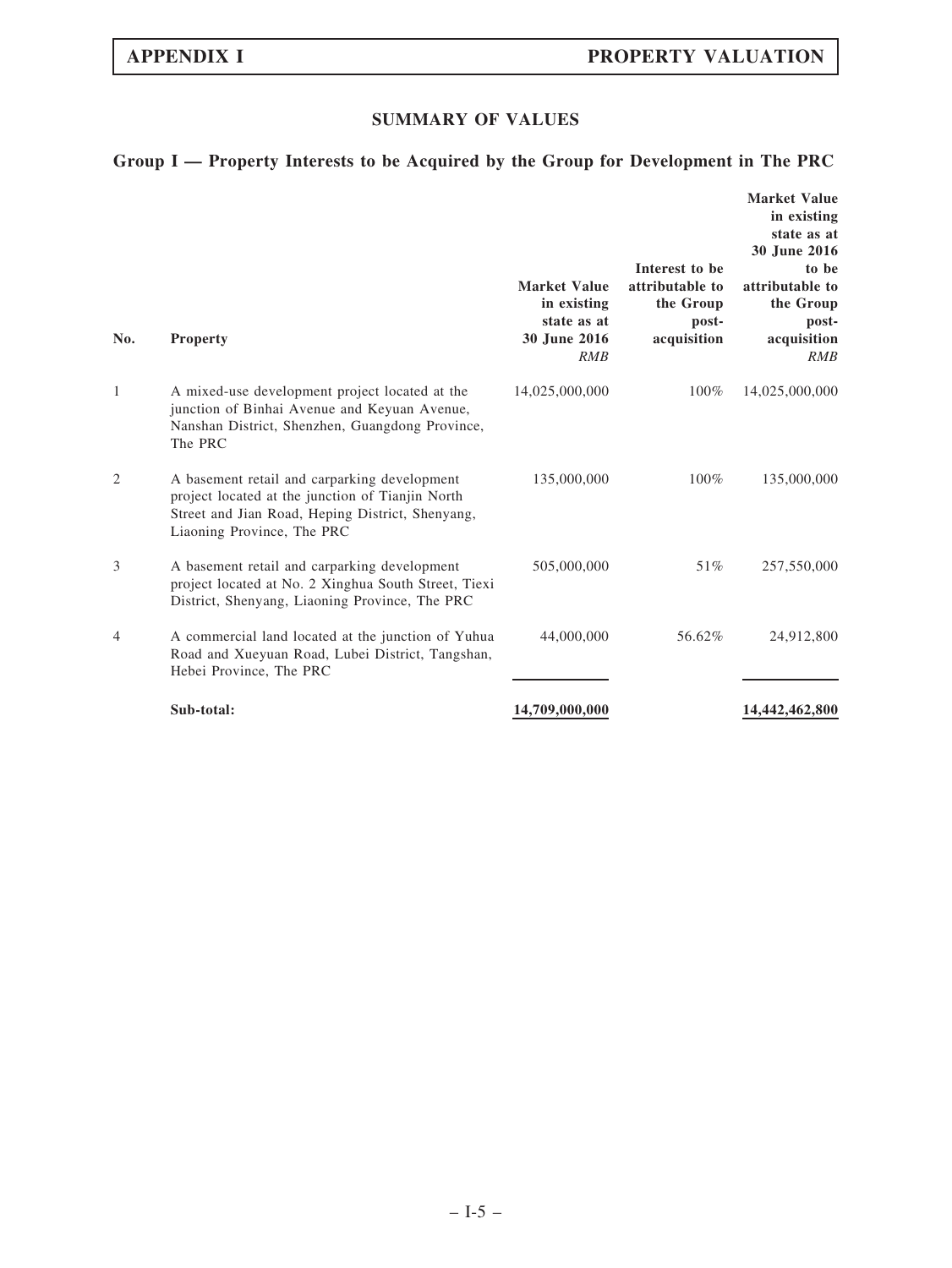## SUMMARY OF VALUES

### Group I — Property Interests to be Acquired by the Group for Development in The PRC

| No. | Property | Market Value in existing state as at 30 June 2016<br>*RMB* | Interest to be attributable to the Group post-acquisition | Market Value in existing state as at 30 June 2016 to be attributable to the Group post-acquisition<br>*RMB* |
|---|---|---|---|---|
| 1 | A mixed-use development project located at the junction of Binhai Avenue and Keyuan Avenue, Nanshan District, Shenzhen, Guangdong Province, The PRC | 14,025,000,000 | 100% | 14,025,000,000 |
| 2 | A basement retail and carparking development project located at the junction of Tianjin North Street and Jian Road, Heping District, Shenyang, Liaoning Province, The PRC | 135,000,000 | 100% | 135,000,000 |
| 3 | A basement retail and carparking development project located at No. 2 Xinghua South Street, Tiexi District, Shenyang, Liaoning Province, The PRC | 505,000,000 | 51% | 257,550,000 |
| 4 | A commercial land located at the junction of Yuhua Road and Xueyuan Road, Lubei District, Tangshan, Hebei Province, The PRC | 44,000,000 | 56.62% | 24,912,800 |
| | **Sub-total:** | **14,709,000,000** | | **14,442,462,800** |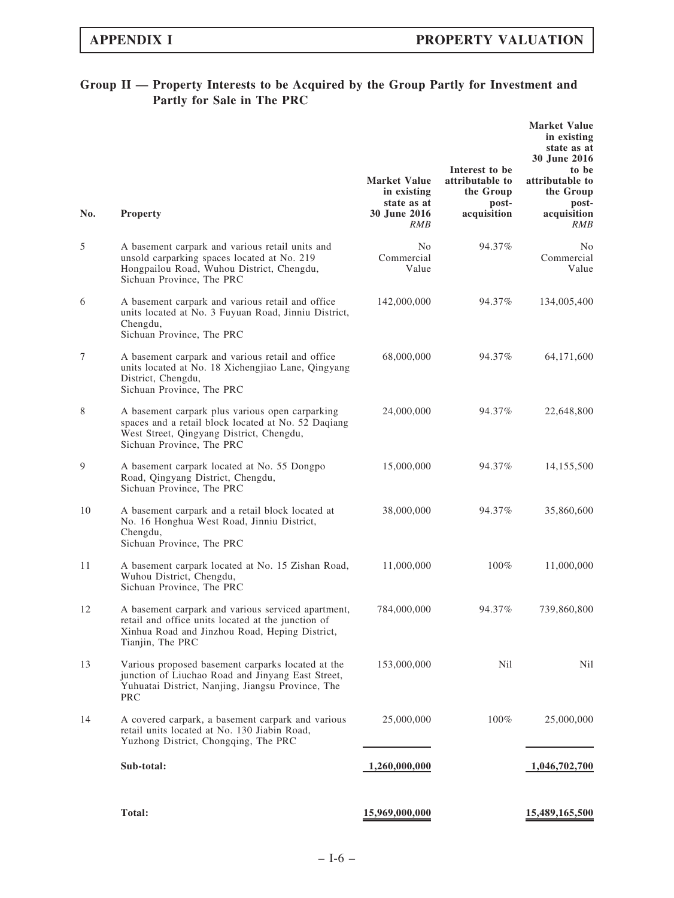## Group II — Property Interests to be Acquired by the Group Partly for Investment and Partly for Sale in The PRC

| No. | Property | Market Value in existing state as at 30 June 2016 *RMB* | Interest to be attributable to the Group post-acquisition | Market Value in existing state as at 30 June 2016 to be attributable to the Group post-acquisition *RMB* |
|---|---|---|---|---|
| 5 | A basement carpark and various retail units and unsold carparking spaces located at No. 219 Hongpailou Road, Wuhou District, Chengdu, Sichuan Province, The PRC | No Commercial Value | 94.37% | No Commercial Value |
| 6 | A basement carpark and various retail and office units located at No. 3 Fuyuan Road, Jinniu District, Chengdu, Sichuan Province, The PRC | 142,000,000 | 94.37% | 134,005,400 |
| 7 | A basement carpark and various retail and office units located at No. 18 Xichengjiao Lane, Qingyang District, Chengdu, Sichuan Province, The PRC | 68,000,000 | 94.37% | 64,171,600 |
| 8 | A basement carpark plus various open carparking spaces and a retail block located at No. 52 Daqiang West Street, Qingyang District, Chengdu, Sichuan Province, The PRC | 24,000,000 | 94.37% | 22,648,800 |
| 9 | A basement carpark located at No. 55 Dongpo Road, Qingyang District, Chengdu, Sichuan Province, The PRC | 15,000,000 | 94.37% | 14,155,500 |
| 10 | A basement carpark and a retail block located at No. 16 Honghua West Road, Jinniu District, Chengdu, Sichuan Province, The PRC | 38,000,000 | 94.37% | 35,860,600 |
| 11 | A basement carpark located at No. 15 Zishan Road, Wuhou District, Chengdu, Sichuan Province, The PRC | 11,000,000 | 100% | 11,000,000 |
| 12 | A basement carpark and various serviced apartment, retail and office units located at the junction of Xinhua Road and Jinzhou Road, Heping District, Tianjin, The PRC | 784,000,000 | 94.37% | 739,860,800 |
| 13 | Various proposed basement carparks located at the junction of Liuchao Road and Jinyang East Street, Yuhuatai District, Nanjing, Jiangsu Province, The PRC | 153,000,000 | Nil | Nil |
| 14 | A covered carpark, a basement carpark and various retail units located at No. 130 Jiabin Road, Yuzhong District, Chongqing, The PRC | 25,000,000 | 100% | 25,000,000 |
| | **Sub-total:** | **1,260,000,000** | | **1,046,702,700** |
| | **Total:** | **15,969,000,000** | | **15,489,165,500** |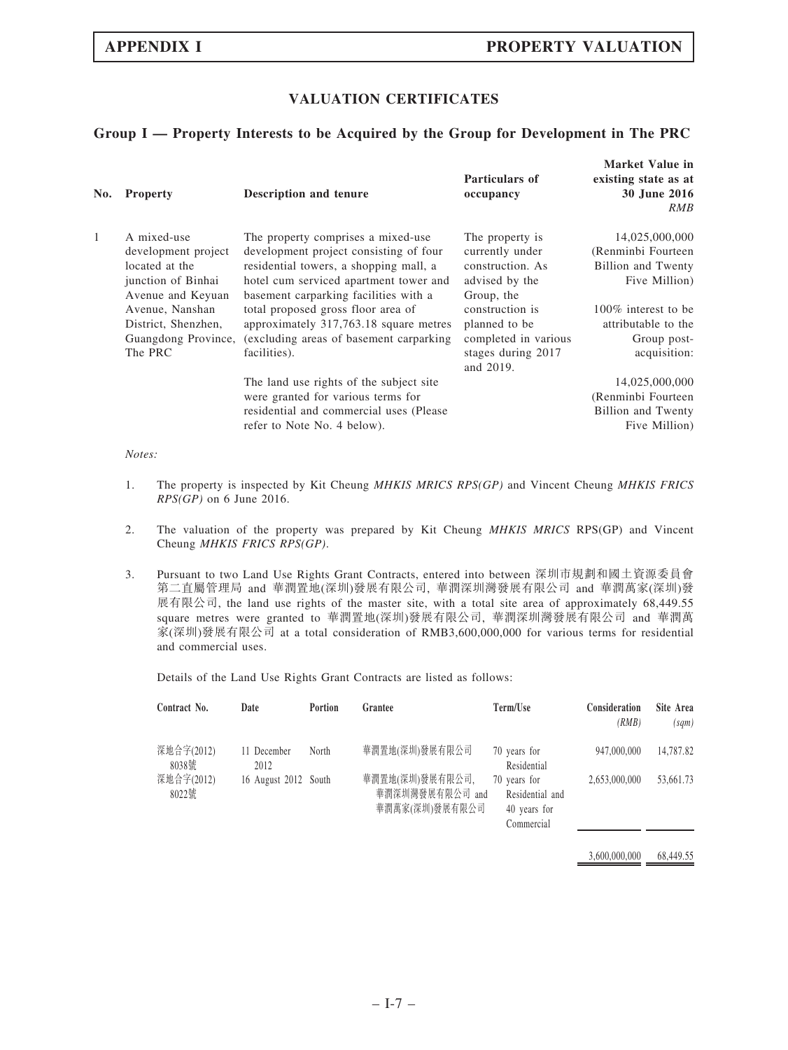## VALUATION CERTIFICATES

### Group I — Property Interests to be Acquired by the Group for Development in The PRC

| No. | Property | Description and tenure | Particulars of occupancy | Market Value in existing state as at 30 June 2016 *RMB* |
|---|---|---|---|---|
| 1 | A mixed-use development project located at the junction of Binhai Avenue and Keyuan Avenue, Nanshan District, Shenzhen, Guangdong Province, The PRC | The property comprises a mixed-use development project consisting of four residential towers, a shopping mall, a hotel cum serviced apartment tower and basement carparking facilities with a total proposed gross floor area of approximately 317,763.18 square metres (excluding areas of basement carparking facilities).<br><br>The land use rights of the subject site were granted for various terms for residential and commercial uses (Please refer to Note No. 4 below). | The property is currently under construction. As advised by the Group, the construction is planned to be completed in various stages during 2017 and 2019. | 14,025,000,000 (Renminbi Fourteen Billion and Twenty Five Million)<br><br>100% interest to be attributable to the Group post-acquisition:<br><br>14,025,000,000 (Renminbi Fourteen Billion and Twenty Five Million) |

*Notes:*

1. The property is inspected by Kit Cheung *MHKIS MRICS RPS(GP)* and Vincent Cheung *MHKIS FRICS RPS(GP)* on 6 June 2016.

2. The valuation of the property was prepared by Kit Cheung *MHKIS MRICS* RPS(GP) and Vincent Cheung *MHKIS FRICS RPS(GP)*.

3. Pursuant to two Land Use Rights Grant Contracts, entered into between 深圳市規劃和國土資源委員會第二直屬管理局 and 華潤置地(深圳)發展有限公司, 華潤深圳灣發展有限公司 and 華潤萬家(深圳)發展有限公司, the land use rights of the master site, with a total site area of approximately 68,449.55 square metres were granted to 華潤置地(深圳)發展有限公司, 華潤深圳灣發展有限公司 and 華潤萬家(深圳)發展有限公司 at a total consideration of RMB3,600,000,000 for various terms for residential and commercial uses.

   Details of the Land Use Rights Grant Contracts are listed as follows:

| Contract No. | Date | Portion | Grantee | Term/Use | Consideration *(RMB)* | Site Area *(sqm)* |
|---|---|---|---|---|---|---|
| 深地合字(2012)8038號 | 11 December 2012 | North | 華潤置地(深圳)發展有限公司 | 70 years for Residential | 947,000,000 | 14,787.82 |
| 深地合字(2012)8022號 | 16 August 2012 | South | 華潤置地(深圳)發展有限公司, 華潤深圳灣發展有限公司 and 華潤萬家(深圳)發展有限公司 | 70 years for Residential and 40 years for Commercial | 2,653,000,000 | 53,661.73 |
| | | | | | 3,600,000,000 | 68,449.55 |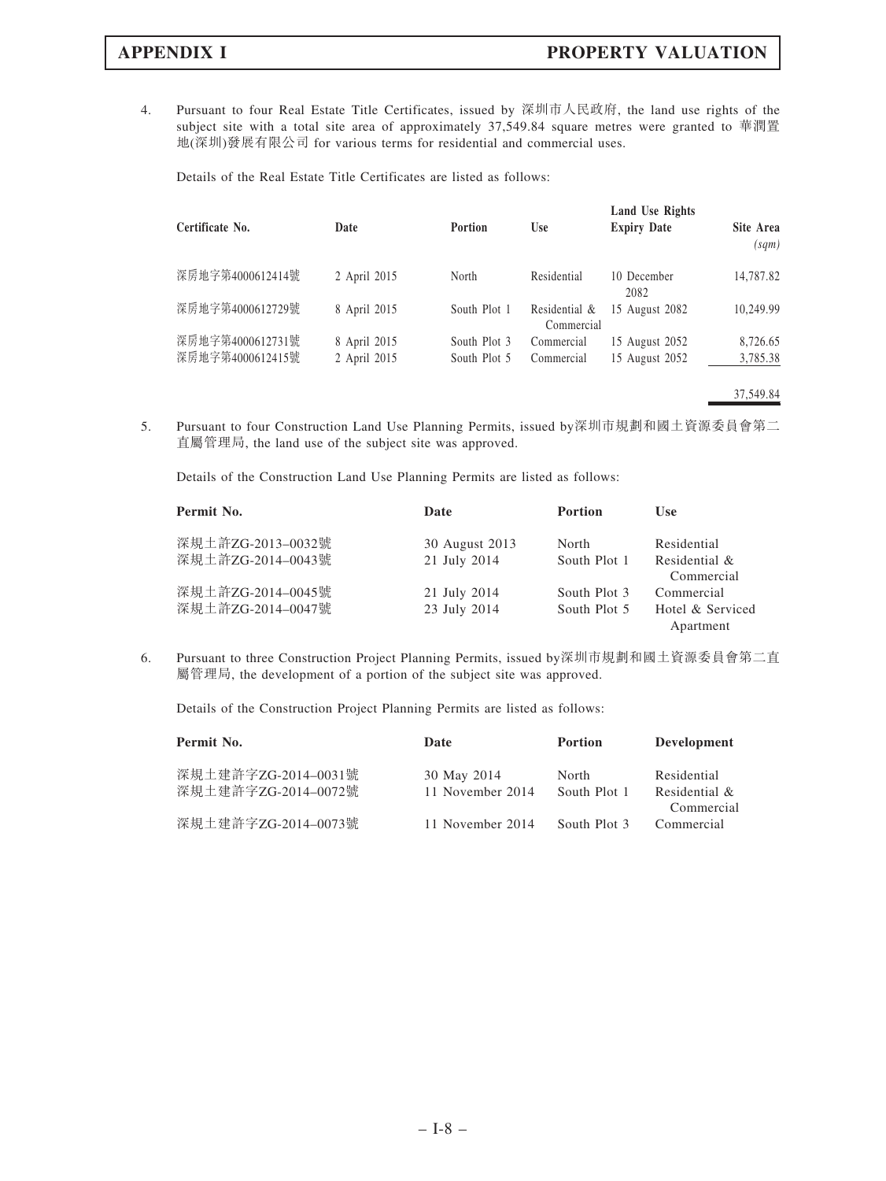4. Pursuant to four Real Estate Title Certificates, issued by 深圳市人民政府, the land use rights of the subject site with a total site area of approximately 37,549.84 square metres were granted to 華潤置地(深圳)發展有限公司 for various terms for residential and commercial uses.

   Details of the Real Estate Title Certificates are listed as follows:

| Certificate No. | Date | Portion | Use | Land Use Rights Expiry Date | Site Area *(sqm)* |
|---|---|---|---|---|---|
| 深房地字第4000612414號 | 2 April 2015 | North | Residential | 10 December 2082 | 14,787.82 |
| 深房地字第4000612729號 | 8 April 2015 | South Plot 1 | Residential & Commercial | 15 August 2082 | 10,249.99 |
| 深房地字第4000612731號 | 8 April 2015 | South Plot 3 | Commercial | 15 August 2052 | 8,726.65 |
| 深房地字第4000612415號 | 2 April 2015 | South Plot 5 | Commercial | 15 August 2052 | 3,785.38 |
| | | | | | 37,549.84 |

5. Pursuant to four Construction Land Use Planning Permits, issued by深圳市規劃和國土資源委員會第二直屬管理局, the land use of the subject site was approved.

   Details of the Construction Land Use Planning Permits are listed as follows:

| Permit No. | Date | Portion | Use |
|---|---|---|---|
| 深規土許ZG-2013–0032號 | 30 August 2013 | North | Residential |
| 深規土許ZG-2014–0043號 | 21 July 2014 | South Plot 1 | Residential & Commercial |
| 深規土許ZG-2014–0045號 | 21 July 2014 | South Plot 3 | Commercial |
| 深規土許ZG-2014–0047號 | 23 July 2014 | South Plot 5 | Hotel & Serviced Apartment |

6. Pursuant to three Construction Project Planning Permits, issued by深圳市規劃和國土資源委員會第二直屬管理局, the development of a portion of the subject site was approved.

   Details of the Construction Project Planning Permits are listed as follows:

| Permit No. | Date | Portion | Development |
|---|---|---|---|
| 深規土建許字ZG-2014–0031號 | 30 May 2014 | North | Residential |
| 深規土建許字ZG-2014–0072號 | 11 November 2014 | South Plot 1 | Residential & Commercial |
| 深規土建許字ZG-2014–0073號 | 11 November 2014 | South Plot 3 | Commercial |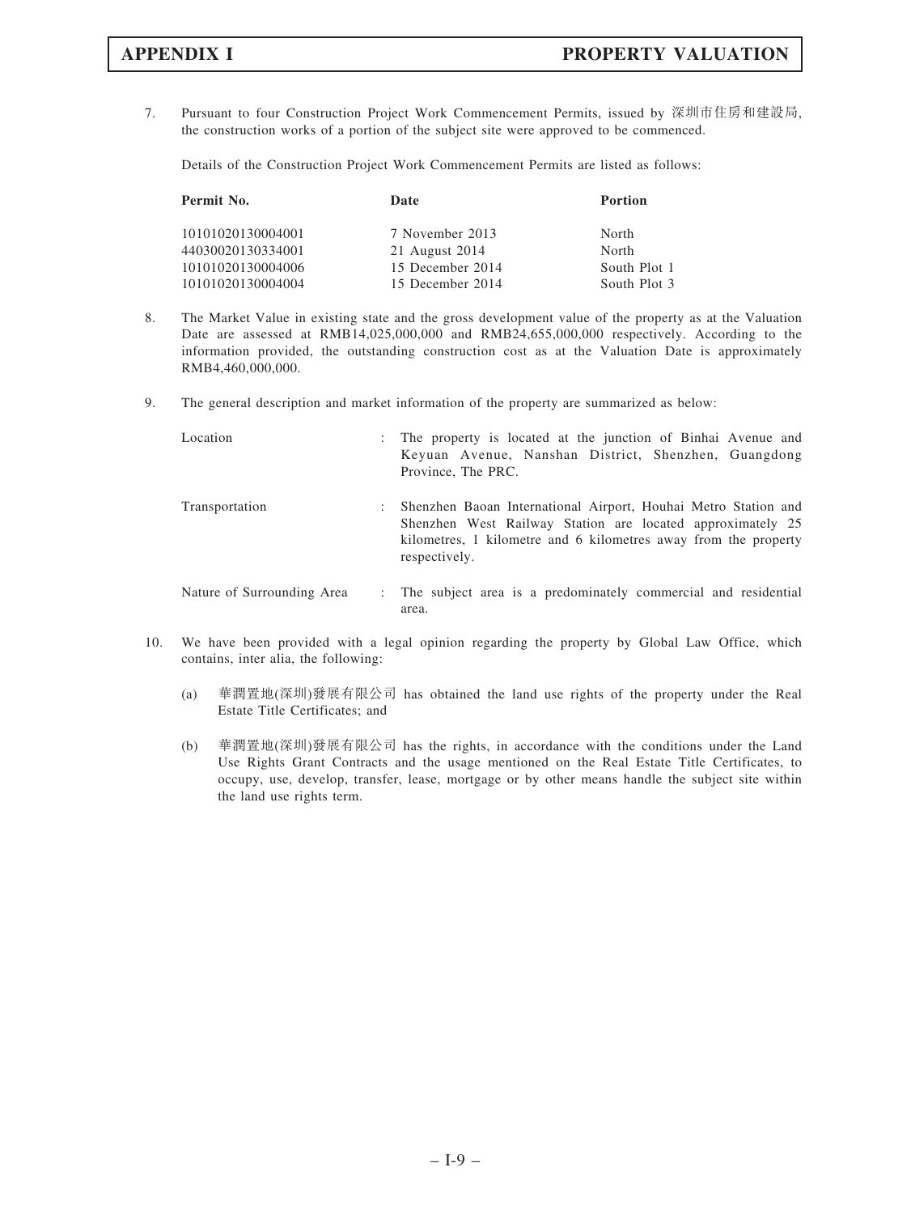7. Pursuant to four Construction Project Work Commencement Permits, issued by 深圳市住房和建設局, the construction works of a portion of the subject site were approved to be commenced.

   Details of the Construction Project Work Commencement Permits are listed as follows:

| Permit No. | Date | Portion |
|---|---|---|
| 10101020130004001 | 7 November 2013 | North |
| 44030020130334001 | 21 August 2014 | North |
| 10101020130004006 | 15 December 2014 | South Plot 1 |
| 10101020130004004 | 15 December 2014 | South Plot 3 |

8. The Market Value in existing state and the gross development value of the property as at the Valuation Date are assessed at RMB14,025,000,000 and RMB24,655,000,000 respectively. According to the information provided, the outstanding construction cost as at the Valuation Date is approximately RMB4,460,000,000.

9. The general description and market information of the property are summarized as below:

| | | |
|---|---|---|
| Location | : | The property is located at the junction of Binhai Avenue and Keyuan Avenue, Nanshan District, Shenzhen, Guangdong Province, The PRC. |
| Transportation | : | Shenzhen Baoan International Airport, Houhai Metro Station and Shenzhen West Railway Station are located approximately 25 kilometres, 1 kilometre and 6 kilometres away from the property respectively. |
| Nature of Surrounding Area | : | The subject area is a predominately commercial and residential area. |

10. We have been provided with a legal opinion regarding the property by Global Law Office, which contains, inter alia, the following:

    (a) 華潤置地(深圳)發展有限公司 has obtained the land use rights of the property under the Real Estate Title Certificates; and

    (b) 華潤置地(深圳)發展有限公司 has the rights, in accordance with the conditions under the Land Use Rights Grant Contracts and the usage mentioned on the Real Estate Title Certificates, to occupy, use, develop, transfer, lease, mortgage or by other means handle the subject site within the land use rights term.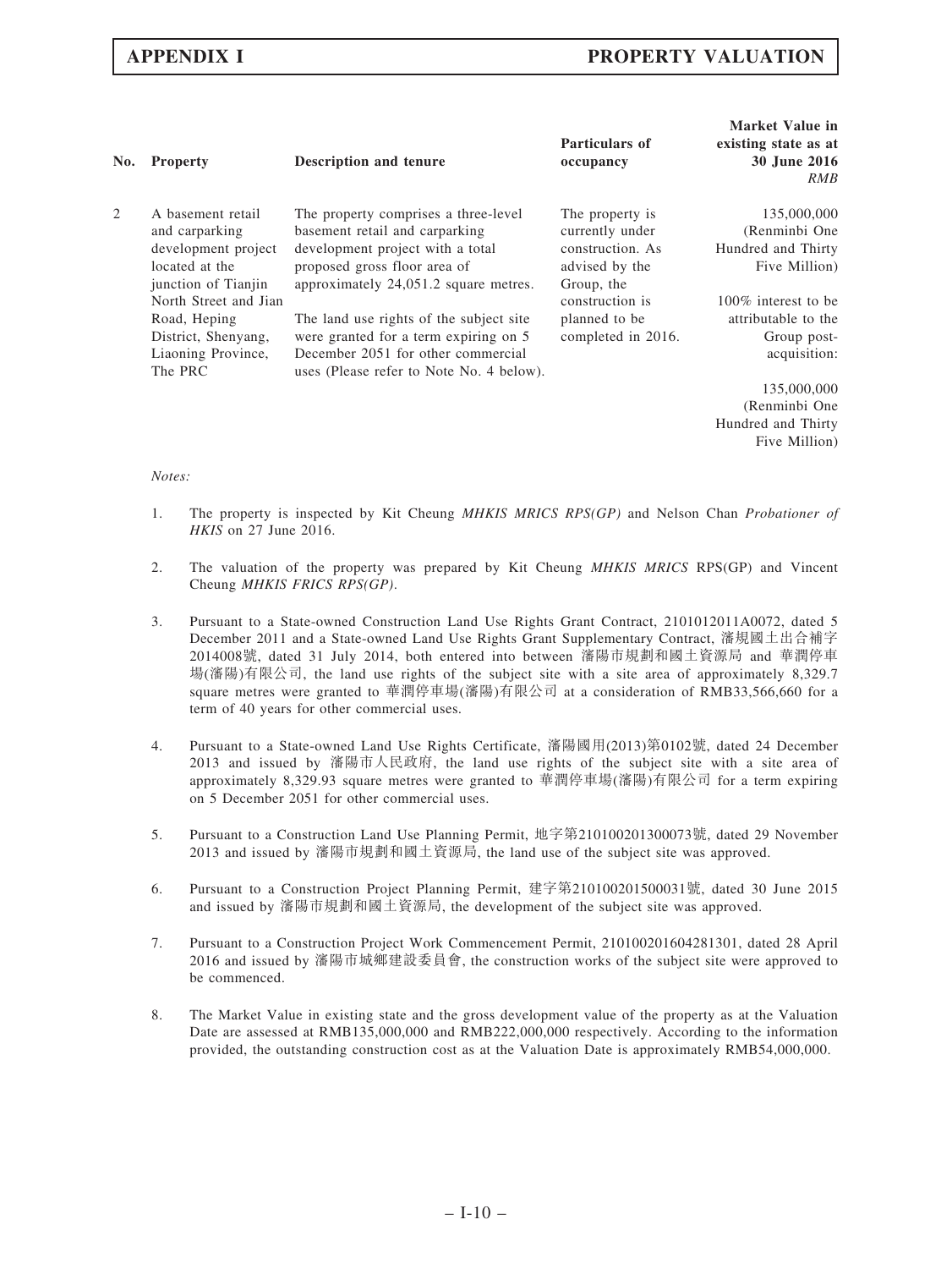| No. | Property | Description and tenure | Particulars of occupancy | Market Value in existing state as at 30 June 2016 *RMB* |
|---|---|---|---|---|
| 2 | A basement retail and carparking development project located at the junction of Tianjin North Street and Jian Road, Heping District, Shenyang, Liaoning Province, The PRC | The property comprises a three-level basement retail and carparking development project with a total proposed gross floor area of approximately 24,051.2 square metres.<br><br>The land use rights of the subject site were granted for a term expiring on 5 December 2051 for other commercial uses (Please refer to Note No. 4 below). | The property is currently under construction. As advised by the Group, the construction is planned to be completed in 2016. | 135,000,000 (Renminbi One Hundred and Thirty Five Million)<br><br>100% interest to be attributable to the Group post-acquisition:<br><br>135,000,000 (Renminbi One Hundred and Thirty Five Million) |

*Notes:*

1. The property is inspected by Kit Cheung *MHKIS MRICS RPS(GP)* and Nelson Chan *Probationer of HKIS* on 27 June 2016.

2. The valuation of the property was prepared by Kit Cheung *MHKIS MRICS* RPS(GP) and Vincent Cheung *MHKIS FRICS RPS(GP)*.

3. Pursuant to a State-owned Construction Land Use Rights Grant Contract, 2101012011A0072, dated 5 December 2011 and a State-owned Land Use Rights Grant Supplementary Contract, 瀋規國土出合補字2014008號, dated 31 July 2014, both entered into between 瀋陽市規劃和國土資源局 and 華潤停車場(瀋陽)有限公司, the land use rights of the subject site with a site area of approximately 8,329.7 square metres were granted to 華潤停車場(瀋陽)有限公司 at a consideration of RMB33,566,660 for a term of 40 years for other commercial uses.

4. Pursuant to a State-owned Land Use Rights Certificate, 瀋陽國用(2013)第0102號, dated 24 December 2013 and issued by 瀋陽市人民政府, the land use rights of the subject site with a site area of approximately 8,329.93 square metres were granted to 華潤停車場(瀋陽)有限公司 for a term expiring on 5 December 2051 for other commercial uses.

5. Pursuant to a Construction Land Use Planning Permit, 地字第210100201300073號, dated 29 November 2013 and issued by 瀋陽市規劃和國土資源局, the land use of the subject site was approved.

6. Pursuant to a Construction Project Planning Permit, 建字第210100201500031號, dated 30 June 2015 and issued by 瀋陽市規劃和國土資源局, the development of the subject site was approved.

7. Pursuant to a Construction Project Work Commencement Permit, 210100201604281301, dated 28 April 2016 and issued by 瀋陽市城鄉建設委員會, the construction works of the subject site were approved to be commenced.

8. The Market Value in existing state and the gross development value of the property as at the Valuation Date are assessed at RMB135,000,000 and RMB222,000,000 respectively. According to the information provided, the outstanding construction cost as at the Valuation Date is approximately RMB54,000,000.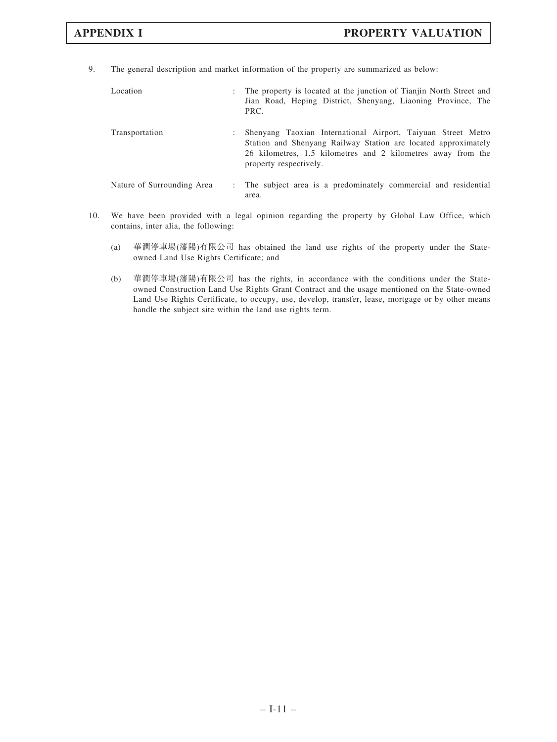9. The general description and market information of the property are summarized as below:

| | | |
|---|---|---|
| Location | : | The property is located at the junction of Tianjin North Street and Jian Road, Heping District, Shenyang, Liaoning Province, The PRC. |
| Transportation | : | Shenyang Taoxian International Airport, Taiyuan Street Metro Station and Shenyang Railway Station are located approximately 26 kilometres, 1.5 kilometres and 2 kilometres away from the property respectively. |
| Nature of Surrounding Area | : | The subject area is a predominately commercial and residential area. |

10. We have been provided with a legal opinion regarding the property by Global Law Office, which contains, inter alia, the following:

    (a) 華潤停車場(瀋陽)有限公司 has obtained the land use rights of the property under the State-owned Land Use Rights Certificate; and

    (b) 華潤停車場(瀋陽)有限公司 has the rights, in accordance with the conditions under the State-owned Construction Land Use Rights Grant Contract and the usage mentioned on the State-owned Land Use Rights Certificate, to occupy, use, develop, transfer, lease, mortgage or by other means handle the subject site within the land use rights term.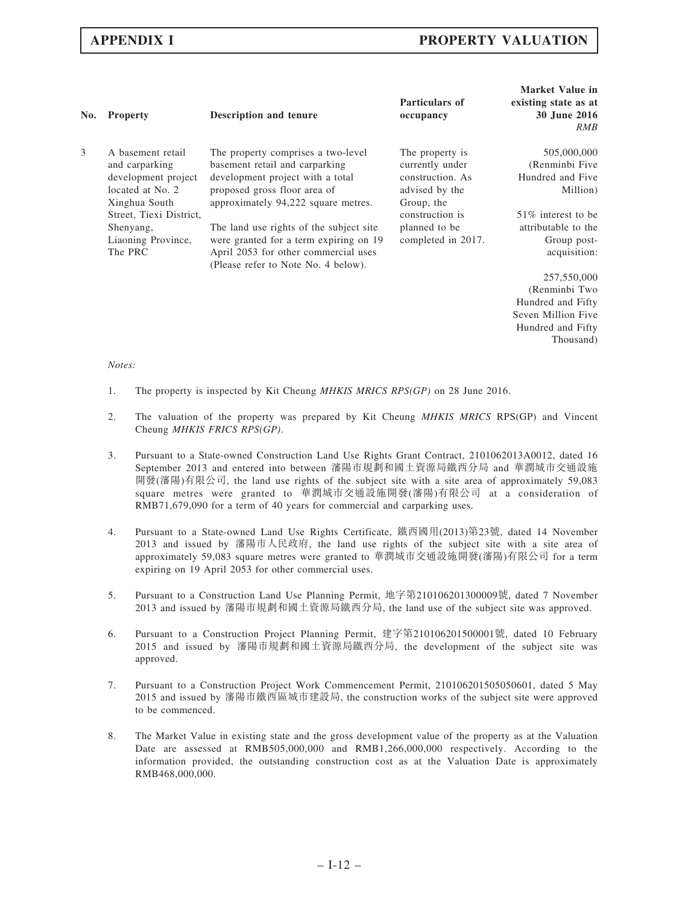| No. | Property | Description and tenure | Particulars of occupancy | Market Value in existing state as at 30 June 2016 *RMB* |
|---|---|---|---|---|
| 3 | A basement retail and carparking development project located at No. 2 Xinghua South Street, Tiexi District, Shenyang, Liaoning Province, The PRC | The property comprises a two-level basement retail and carparking development project with a total proposed gross floor area of approximately 94,222 square metres.<br><br>The land use rights of the subject site were granted for a term expiring on 19 April 2053 for other commercial uses (Please refer to Note No. 4 below). | The property is currently under construction. As advised by the Group, the construction is planned to be completed in 2017. | 505,000,000 (Renminbi Five Hundred and Five Million)<br><br>51% interest to be attributable to the Group post-acquisition:<br><br>257,550,000 (Renminbi Two Hundred and Fifty Seven Million Five Hundred and Fifty Thousand) |

*Notes:*

1. The property is inspected by Kit Cheung *MHKIS MRICS RPS(GP)* on 28 June 2016.

2. The valuation of the property was prepared by Kit Cheung *MHKIS MRICS* RPS(GP) and Vincent Cheung *MHKIS FRICS RPS(GP)*.

3. Pursuant to a State-owned Construction Land Use Rights Grant Contract, 2101062013A0012, dated 16 September 2013 and entered into between 瀋陽市規劃和國土資源局鐵西分局 and 華潤城市交通設施開發(瀋陽)有限公司, the land use rights of the subject site with a site area of approximately 59,083 square metres were granted to 華潤城市交通設施開發(瀋陽)有限公司 at a consideration of RMB71,679,090 for a term of 40 years for commercial and carparking uses.

4. Pursuant to a State-owned Land Use Rights Certificate, 鐵西國用(2013)第23號, dated 14 November 2013 and issued by 瀋陽市人民政府, the land use rights of the subject site with a site area of approximately 59,083 square metres were granted to 華潤城市交通設施開發(瀋陽)有限公司 for a term expiring on 19 April 2053 for other commercial uses.

5. Pursuant to a Construction Land Use Planning Permit, 地字第210106201300009號, dated 7 November 2013 and issued by 瀋陽市規劃和國土資源局鐵西分局, the land use of the subject site was approved.

6. Pursuant to a Construction Project Planning Permit, 建字第210106201500001號, dated 10 February 2015 and issued by 瀋陽市規劃和國土資源局鐵西分局, the development of the subject site was approved.

7. Pursuant to a Construction Project Work Commencement Permit, 210106201505050601, dated 5 May 2015 and issued by 瀋陽市鐵西區城市建設局, the construction works of the subject site were approved to be commenced.

8. The Market Value in existing state and the gross development value of the property as at the Valuation Date are assessed at RMB505,000,000 and RMB1,266,000,000 respectively. According to the information provided, the outstanding construction cost as at the Valuation Date is approximately RMB468,000,000.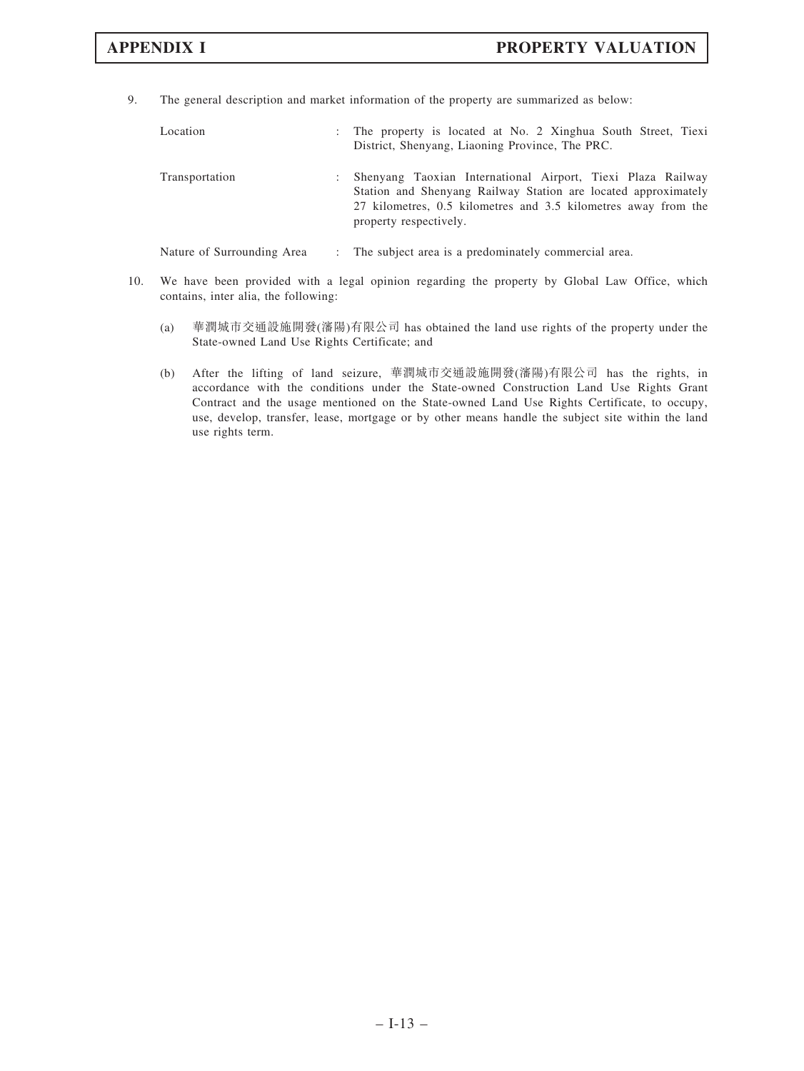9. The general description and market information of the property are summarized as below:

| | | |
|---|---|---|
| Location | : | The property is located at No. 2 Xinghua South Street, Tiexi District, Shenyang, Liaoning Province, The PRC. |
| Transportation | : | Shenyang Taoxian International Airport, Tiexi Plaza Railway Station and Shenyang Railway Station are located approximately 27 kilometres, 0.5 kilometres and 3.5 kilometres away from the property respectively. |
| Nature of Surrounding Area | : | The subject area is a predominately commercial area. |

10. We have been provided with a legal opinion regarding the property by Global Law Office, which contains, inter alia, the following:

    (a) 華潤城市交通設施開發(瀋陽)有限公司 has obtained the land use rights of the property under the State-owned Land Use Rights Certificate; and

    (b) After the lifting of land seizure, 華潤城市交通設施開發(瀋陽)有限公司 has the rights, in accordance with the conditions under the State-owned Construction Land Use Rights Grant Contract and the usage mentioned on the State-owned Land Use Rights Certificate, to occupy, use, develop, transfer, lease, mortgage or by other means handle the subject site within the land use rights term.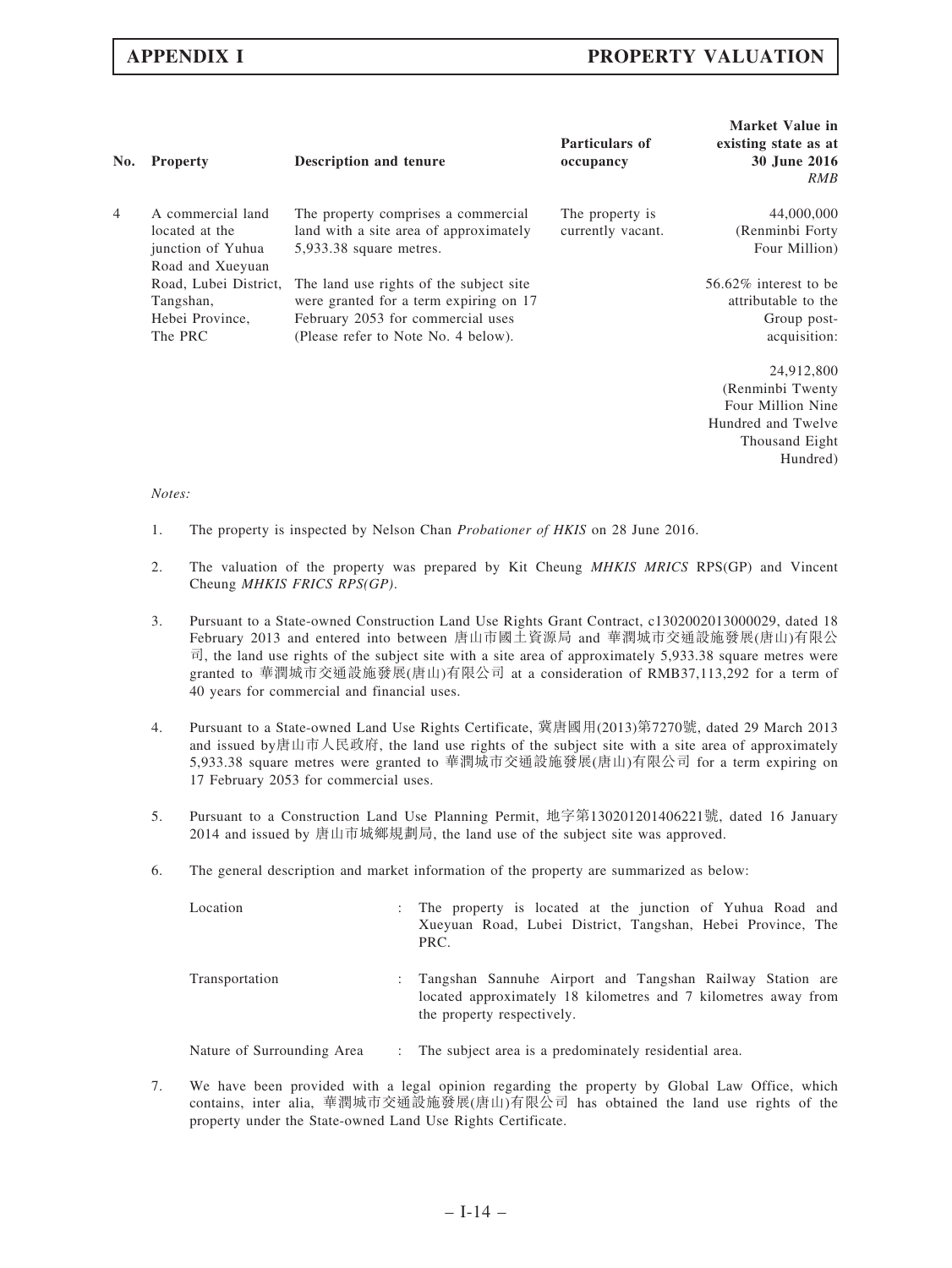| No. | Property | Description and tenure | Particulars of occupancy | Market Value in existing state as at 30 June 2016 *RMB* |
|---|---|---|---|---|
| 4 | A commercial land located at the junction of Yuhua Road and Xueyuan Road, Lubei District, Tangshan, Hebei Province, The PRC | The property comprises a commercial land with a site area of approximately 5,933.38 square metres.<br><br>The land use rights of the subject site were granted for a term expiring on 17 February 2053 for commercial uses (Please refer to Note No. 4 below). | The property is currently vacant. | 44,000,000 (Renminbi Forty Four Million)<br><br>56.62% interest to be attributable to the Group post-acquisition:<br><br>24,912,800 (Renminbi Twenty Four Million Nine Hundred and Twelve Thousand Eight Hundred) |

*Notes:*

1. The property is inspected by Nelson Chan *Probationer of HKIS* on 28 June 2016.

2. The valuation of the property was prepared by Kit Cheung *MHKIS MRICS* RPS(GP) and Vincent Cheung *MHKIS FRICS RPS(GP)*.

3. Pursuant to a State-owned Construction Land Use Rights Grant Contract, c1302002013000029, dated 18 February 2013 and entered into between 唐山市國土資源局 and 華潤城市交通設施發展(唐山)有限公司, the land use rights of the subject site with a site area of approximately 5,933.38 square metres were granted to 華潤城市交通設施發展(唐山)有限公司 at a consideration of RMB37,113,292 for a term of 40 years for commercial and financial uses.

4. Pursuant to a State-owned Land Use Rights Certificate, 冀唐國用(2013)第7270號, dated 29 March 2013 and issued by唐山市人民政府, the land use rights of the subject site with a site area of approximately 5,933.38 square metres were granted to 華潤城市交通設施發展(唐山)有限公司 for a term expiring on 17 February 2053 for commercial uses.

5. Pursuant to a Construction Land Use Planning Permit, 地字第130201201406221號, dated 16 January 2014 and issued by 唐山市城鄉規劃局, the land use of the subject site was approved.

6. The general description and market information of the property are summarized as below:

| | | |
|---|---|---|
| Location | : | The property is located at the junction of Yuhua Road and Xueyuan Road, Lubei District, Tangshan, Hebei Province, The PRC. |
| Transportation | : | Tangshan Sannuhe Airport and Tangshan Railway Station are located approximately 18 kilometres and 7 kilometres away from the property respectively. |
| Nature of Surrounding Area | : | The subject area is a predominately residential area. |

7. We have been provided with a legal opinion regarding the property by Global Law Office, which contains, inter alia, 華潤城市交通設施發展(唐山)有限公司 has obtained the land use rights of the property under the State-owned Land Use Rights Certificate.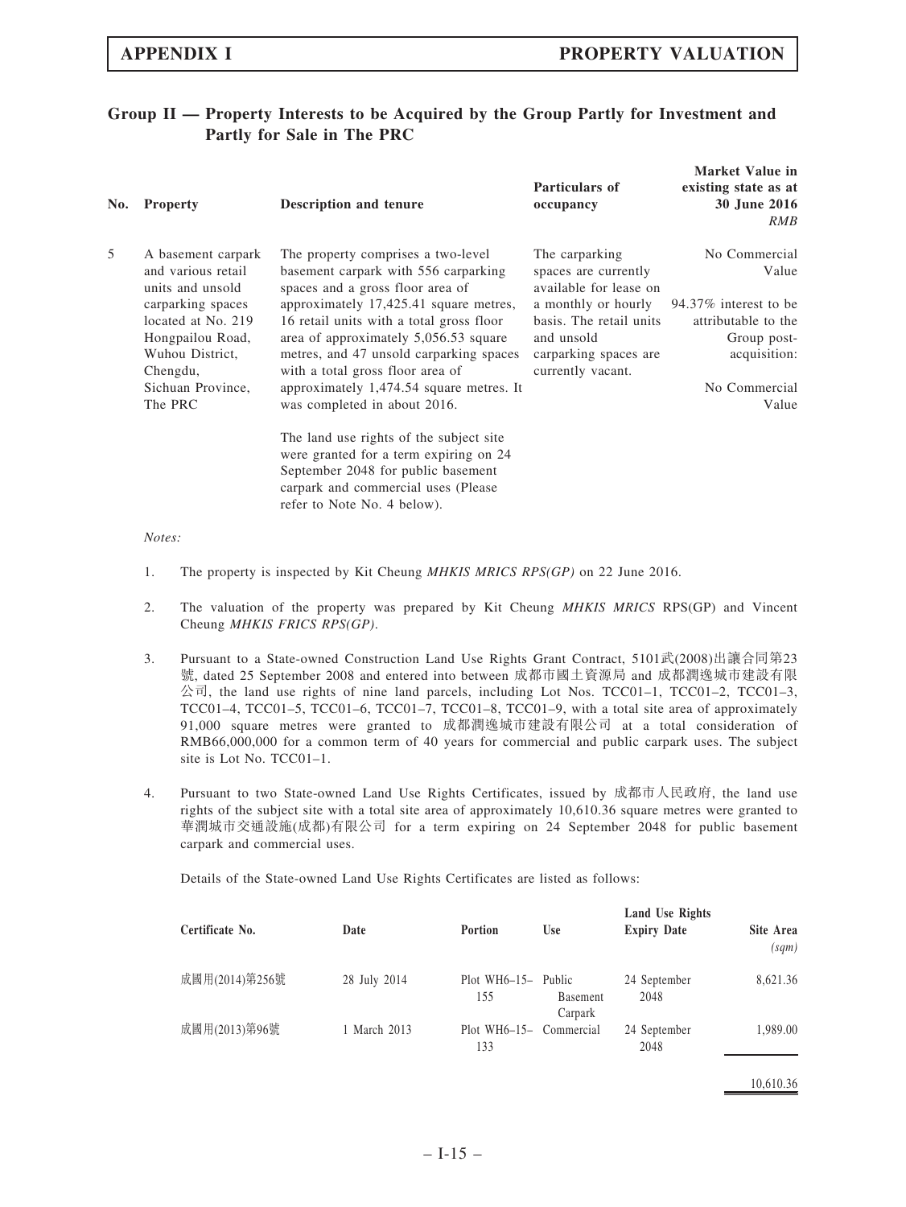## Group II — Property Interests to be Acquired by the Group Partly for Investment and Partly for Sale in The PRC

| No. | Property | Description and tenure | Particulars of occupancy | Market Value in existing state as at 30 June 2016 *RMB* |
|---|---|---|---|---|
| 5 | A basement carpark and various retail units and unsold carparking spaces located at No. 219 Hongpailou Road, Wuhou District, Chengdu, Sichuan Province, The PRC | The property comprises a two-level basement carpark with 556 carparking spaces and a gross floor area of approximately 17,425.41 square metres, 16 retail units with a total gross floor area of approximately 5,056.53 square metres, and 47 unsold carparking spaces with a total gross floor area of approximately 1,474.54 square metres. It was completed in about 2016.<br><br>The land use rights of the subject site were granted for a term expiring on 24 September 2048 for public basement carpark and commercial uses (Please refer to Note No. 4 below). | The carparking spaces are currently available for lease on a monthly or hourly basis. The retail units and unsold carparking spaces are currently vacant. | No Commercial Value<br><br>94.37% interest to be attributable to the Group post-acquisition:<br><br>No Commercial Value |

*Notes:*

1. The property is inspected by Kit Cheung *MHKIS MRICS RPS(GP)* on 22 June 2016.

2. The valuation of the property was prepared by Kit Cheung *MHKIS MRICS* RPS(GP) and Vincent Cheung *MHKIS FRICS RPS(GP)*.

3. Pursuant to a State-owned Construction Land Use Rights Grant Contract, 5101武(2008)出讓合同第23號, dated 25 September 2008 and entered into between 成都市國土資源局 and 成都潤逸城市建設有限公司, the land use rights of nine land parcels, including Lot Nos. TCC01–1, TCC01–2, TCC01–3, TCC01–4, TCC01–5, TCC01–6, TCC01–7, TCC01–8, TCC01–9, with a total site area of approximately 91,000 square metres were granted to 成都潤逸城市建設有限公司 at a total consideration of RMB66,000,000 for a common term of 40 years for commercial and public carpark uses. The subject site is Lot No. TCC01–1.

4. Pursuant to two State-owned Land Use Rights Certificates, issued by 成都市人民政府, the land use rights of the subject site with a total site area of approximately 10,610.36 square metres were granted to 華潤城市交通設施(成都)有限公司 for a term expiring on 24 September 2048 for public basement carpark and commercial uses.

   Details of the State-owned Land Use Rights Certificates are listed as follows:

| Certificate No. | Date | Portion | Use | Land Use Rights Expiry Date | Site Area *(sqm)* |
|---|---|---|---|---|---|
| 成國用(2014)第256號 | 28 July 2014 | Plot WH6–15–155 | Public Basement Carpark | 24 September 2048 | 8,621.36 |
| 成國用(2013)第96號 | 1 March 2013 | Plot WH6–15–133 | Commercial | 24 September 2048 | 1,989.00 |
| | | | | | 10,610.36 |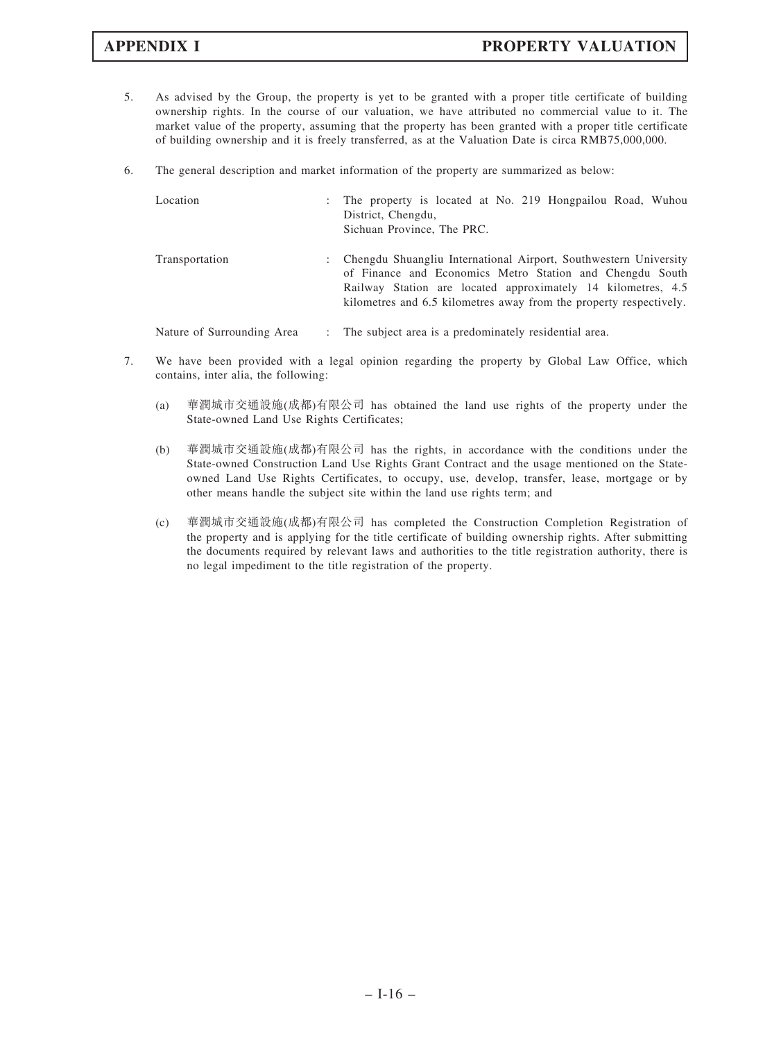5. As advised by the Group, the property is yet to be granted with a proper title certificate of building ownership rights. In the course of our valuation, we have attributed no commercial value to it. The market value of the property, assuming that the property has been granted with a proper title certificate of building ownership and it is freely transferred, as at the Valuation Date is circa RMB75,000,000.

6. The general description and market information of the property are summarized as below:

| | | |
|---|---|---|
| Location | : | The property is located at No. 219 Hongpailou Road, Wuhou District, Chengdu, Sichuan Province, The PRC. |
| Transportation | : | Chengdu Shuangliu International Airport, Southwestern University of Finance and Economics Metro Station and Chengdu South Railway Station are located approximately 14 kilometres, 4.5 kilometres and 6.5 kilometres away from the property respectively. |
| Nature of Surrounding Area | : | The subject area is a predominately residential area. |

7. We have been provided with a legal opinion regarding the property by Global Law Office, which contains, inter alia, the following:

   (a) 華潤城市交通設施(成都)有限公司 has obtained the land use rights of the property under the State-owned Land Use Rights Certificates;

   (b) 華潤城市交通設施(成都)有限公司 has the rights, in accordance with the conditions under the State-owned Construction Land Use Rights Grant Contract and the usage mentioned on the State-owned Land Use Rights Certificates, to occupy, use, develop, transfer, lease, mortgage or by other means handle the subject site within the land use rights term; and

   (c) 華潤城市交通設施(成都)有限公司 has completed the Construction Completion Registration of the property and is applying for the title certificate of building ownership rights. After submitting the documents required by relevant laws and authorities to the title registration authority, there is no legal impediment to the title registration of the property.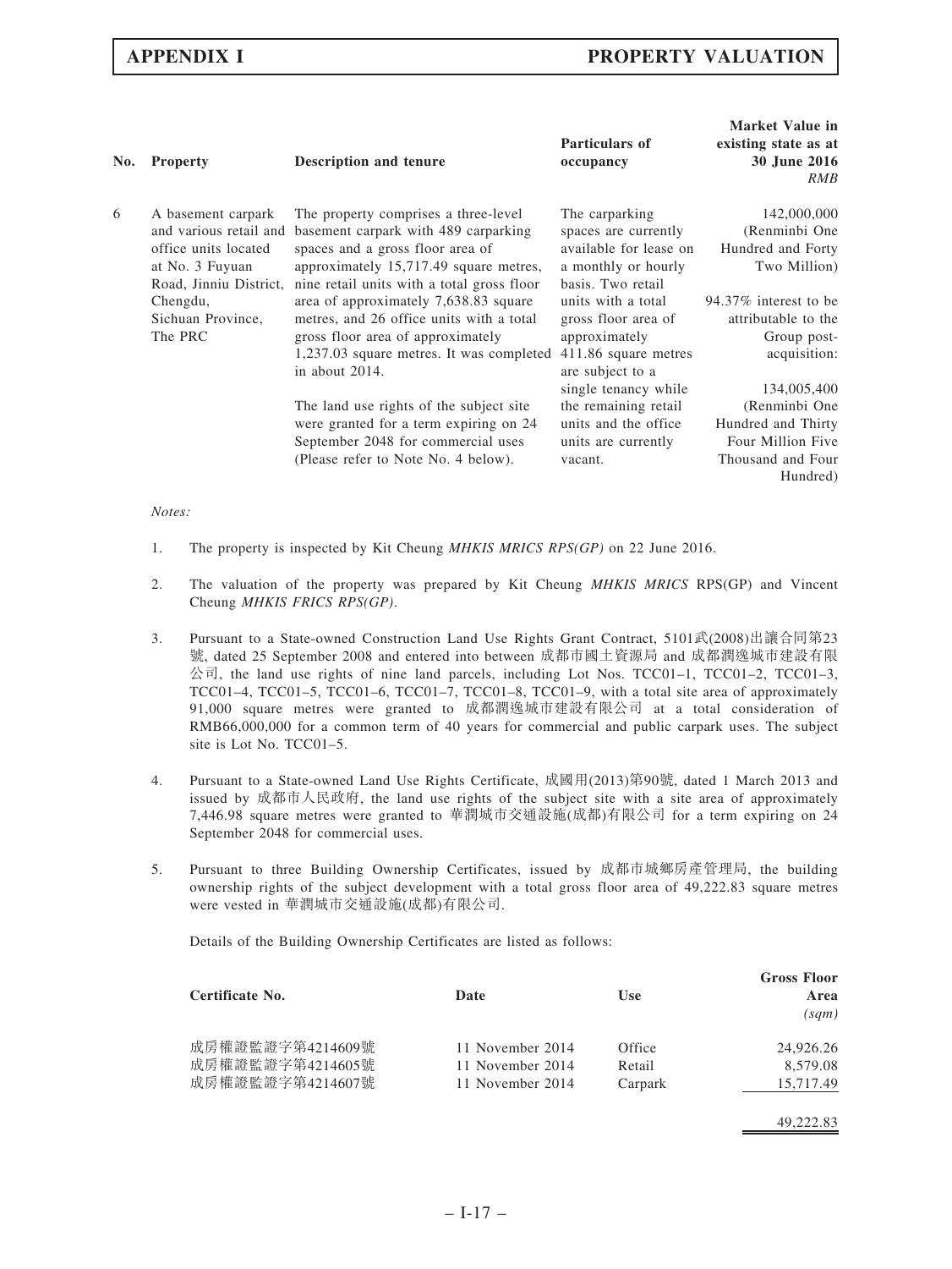| No. | Property | Description and tenure | Particulars of occupancy | Market Value in existing state as at 30 June 2016 *RMB* |
|---|---|---|---|---|
| 6 | A basement carpark and various retail and office units located at No. 3 Fuyuan Road, Jinniu District, Chengdu, Sichuan Province, The PRC | The property comprises a three-level basement carpark with 489 carparking spaces and a gross floor area of approximately 15,717.49 square metres, nine retail units with a total gross floor area of approximately 7,638.83 square metres, and 26 office units with a total gross floor area of approximately 1,237.03 square metres. It was completed in about 2014.<br><br>The land use rights of the subject site were granted for a term expiring on 24 September 2048 for commercial uses (Please refer to Note No. 4 below). | The carparking spaces are currently available for lease on a monthly or hourly basis. Two retail units with a total gross floor area of approximately 411.86 square metres are subject to a single tenancy while the remaining retail units and the office units are currently vacant. | 142,000,000<br>(Renminbi One Hundred and Forty Two Million)<br><br>94.37% interest to be attributable to the Group post-acquisition:<br><br>134,005,400<br>(Renminbi One Hundred and Thirty Four Million Five Thousand and Four Hundred) |

*Notes:*

1. The property is inspected by Kit Cheung *MHKIS MRICS RPS(GP)* on 22 June 2016.

2. The valuation of the property was prepared by Kit Cheung *MHKIS MRICS* RPS(GP) and Vincent Cheung *MHKIS FRICS RPS(GP)*.

3. Pursuant to a State-owned Construction Land Use Rights Grant Contract, 5101武(2008)出讓合同第23號, dated 25 September 2008 and entered into between 成都市國土資源局 and 成都潤逸城市建設有限公司, the land use rights of nine land parcels, including Lot Nos. TCC01–1, TCC01–2, TCC01–3, TCC01–4, TCC01–5, TCC01–6, TCC01–7, TCC01–8, TCC01–9, with a total site area of approximately 91,000 square metres were granted to 成都潤逸城市建設有限公司 at a total consideration of RMB66,000,000 for a common term of 40 years for commercial and public carpark uses. The subject site is Lot No. TCC01–5.

4. Pursuant to a State-owned Land Use Rights Certificate, 成國用(2013)第90號, dated 1 March 2013 and issued by 成都市人民政府, the land use rights of the subject site with a site area of approximately 7,446.98 square metres were granted to 華潤城市交通設施(成都)有限公司 for a term expiring on 24 September 2048 for commercial uses.

5. Pursuant to three Building Ownership Certificates, issued by 成都市城鄉房產管理局, the building ownership rights of the subject development with a total gross floor area of 49,222.83 square metres were vested in 華潤城市交通設施(成都)有限公司.

   Details of the Building Ownership Certificates are listed as follows:

| Certificate No. | Date | Use | Gross Floor Area *(sqm)* |
|---|---|---|---|
| 成房權證監證字第4214609號 | 11 November 2014 | Office | 24,926.26 |
| 成房權證監證字第4214605號 | 11 November 2014 | Retail | 8,579.08 |
| 成房權證監證字第4214607號 | 11 November 2014 | Carpark | 15,717.49 |
| | | | 49,222.83 |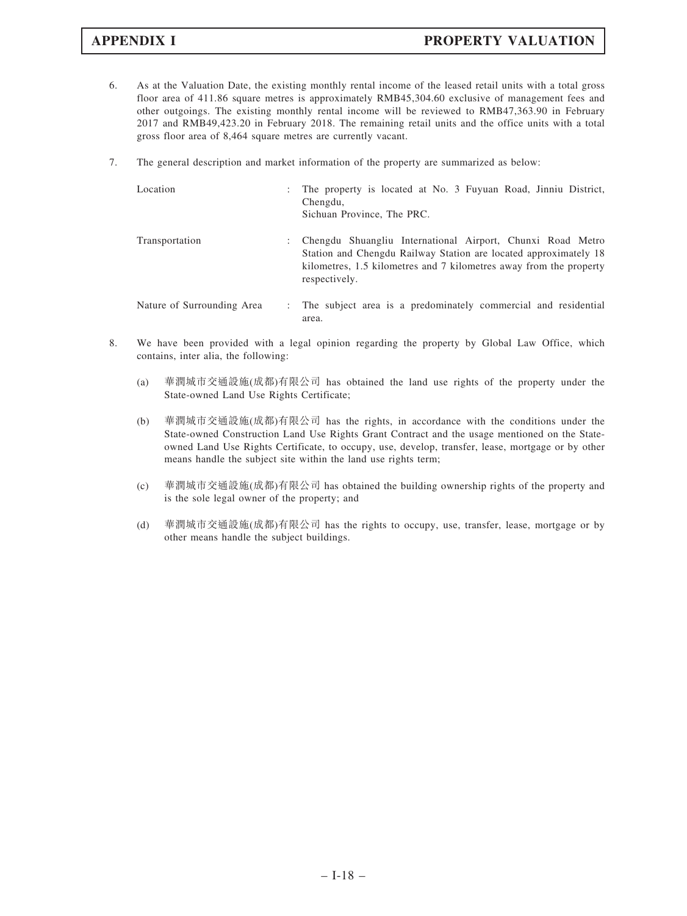6. As at the Valuation Date, the existing monthly rental income of the leased retail units with a total gross floor area of 411.86 square metres is approximately RMB45,304.60 exclusive of management fees and other outgoings. The existing monthly rental income will be reviewed to RMB47,363.90 in February 2017 and RMB49,423.20 in February 2018. The remaining retail units and the office units with a total gross floor area of 8,464 square metres are currently vacant.

7. The general description and market information of the property are summarized as below:

| | | |
|---|---|---|
| Location | : | The property is located at No. 3 Fuyuan Road, Jinniu District, Chengdu, Sichuan Province, The PRC. |
| Transportation | : | Chengdu Shuangliu International Airport, Chunxi Road Metro Station and Chengdu Railway Station are located approximately 18 kilometres, 1.5 kilometres and 7 kilometres away from the property respectively. |
| Nature of Surrounding Area | : | The subject area is a predominately commercial and residential area. |

8. We have been provided with a legal opinion regarding the property by Global Law Office, which contains, inter alia, the following:

   (a) 華潤城市交通設施(成都)有限公司 has obtained the land use rights of the property under the State-owned Land Use Rights Certificate;

   (b) 華潤城市交通設施(成都)有限公司 has the rights, in accordance with the conditions under the State-owned Construction Land Use Rights Grant Contract and the usage mentioned on the State-owned Land Use Rights Certificate, to occupy, use, develop, transfer, lease, mortgage or by other means handle the subject site within the land use rights term;

   (c) 華潤城市交通設施(成都)有限公司 has obtained the building ownership rights of the property and is the sole legal owner of the property; and

   (d) 華潤城市交通設施(成都)有限公司 has the rights to occupy, use, transfer, lease, mortgage or by other means handle the subject buildings.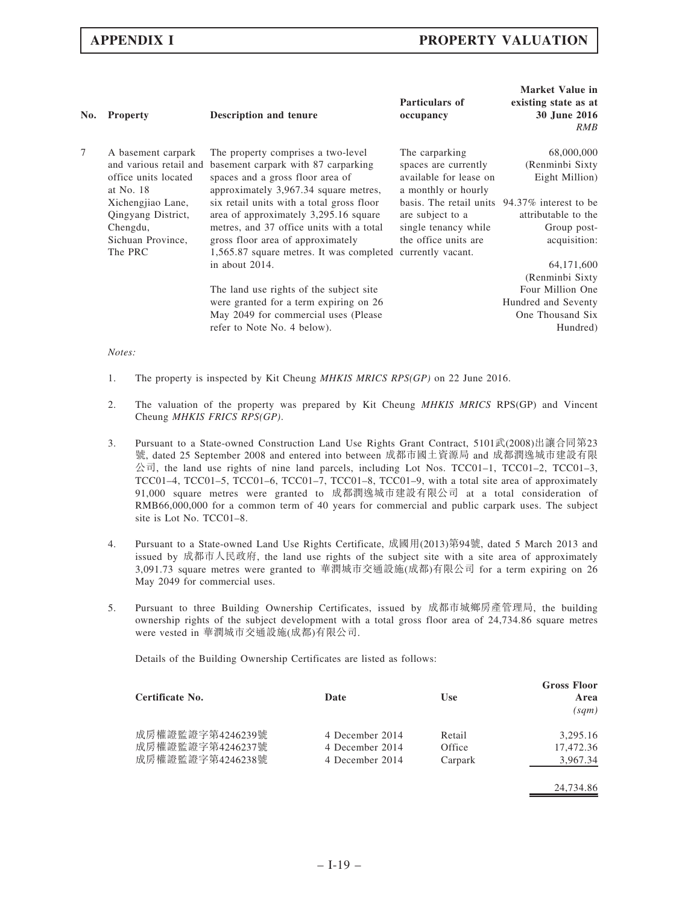| No. | Property | Description and tenure | Particulars of occupancy | Market Value in existing state as at 30 June 2016 *RMB* |
|---|---|---|---|---|
| 7 | A basement carpark and various retail and office units located at No. 18 Xichengjiao Lane, Qingyang District, Chengdu, Sichuan Province, The PRC | The property comprises a two-level basement carpark with 87 carparking spaces and a gross floor area of approximately 3,967.34 square metres, six retail units with a total gross floor area of approximately 3,295.16 square metres, and 37 office units with a total gross floor area of approximately 1,565.87 square metres. It was completed in about 2014.<br><br>The land use rights of the subject site were granted for a term expiring on 26 May 2049 for commercial uses (Please refer to Note No. 4 below). | The carparking spaces are currently available for lease on a monthly or hourly basis. The retail units are subject to a single tenancy while the office units are currently vacant. | 68,000,000 (Renminbi Sixty Eight Million)<br><br>94.37% interest to be attributable to the Group post-acquisition:<br><br>64,171,600 (Renminbi Sixty Four Million One Hundred and Seventy One Thousand Six Hundred) |

*Notes:*

1. The property is inspected by Kit Cheung *MHKIS MRICS RPS(GP)* on 22 June 2016.

2. The valuation of the property was prepared by Kit Cheung *MHKIS MRICS* RPS(GP) and Vincent Cheung *MHKIS FRICS RPS(GP)*.

3. Pursuant to a State-owned Construction Land Use Rights Grant Contract, 5101武(2008)出讓合同第23號, dated 25 September 2008 and entered into between 成都市國土資源局 and 成都潤逸城市建設有限公司, the land use rights of nine land parcels, including Lot Nos. TCC01–1, TCC01–2, TCC01–3, TCC01–4, TCC01–5, TCC01–6, TCC01–7, TCC01–8, TCC01–9, with a total site area of approximately 91,000 square metres were granted to 成都潤逸城市建設有限公司 at a total consideration of RMB66,000,000 for a common term of 40 years for commercial and public carpark uses. The subject site is Lot No. TCC01–8.

4. Pursuant to a State-owned Land Use Rights Certificate, 成國用(2013)第94號, dated 5 March 2013 and issued by 成都市人民政府, the land use rights of the subject site with a site area of approximately 3,091.73 square metres were granted to 華潤城市交通設施(成都)有限公司 for a term expiring on 26 May 2049 for commercial uses.

5. Pursuant to three Building Ownership Certificates, issued by 成都市城鄉房產管理局, the building ownership rights of the subject development with a total gross floor area of 24,734.86 square metres were vested in 華潤城市交通設施(成都)有限公司.

   Details of the Building Ownership Certificates are listed as follows:

| Certificate No. | Date | Use | Gross Floor Area *(sqm)* |
|---|---|---|---|
| 成房權證監證字第4246239號 | 4 December 2014 | Retail | 3,295.16 |
| 成房權證監證字第4246237號 | 4 December 2014 | Office | 17,472.36 |
| 成房權證監證字第4246238號 | 4 December 2014 | Carpark | 3,967.34 |
| | | | 24,734.86 |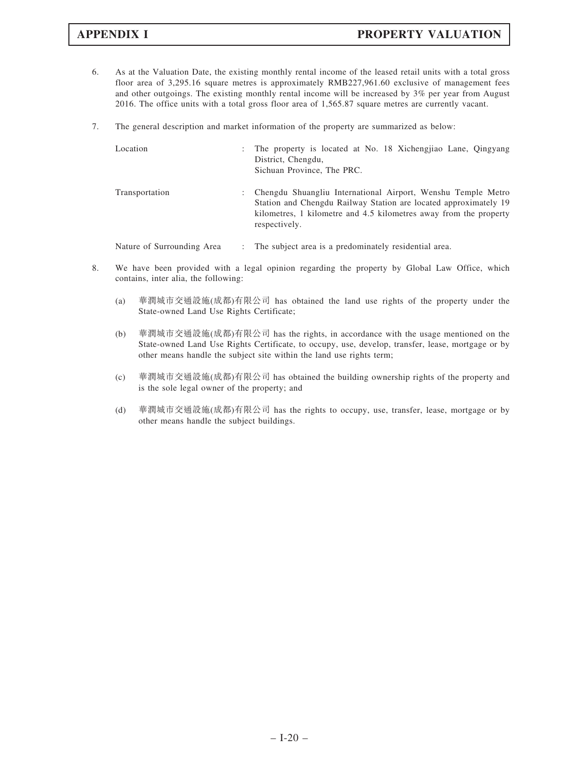6. As at the Valuation Date, the existing monthly rental income of the leased retail units with a total gross floor area of 3,295.16 square metres is approximately RMB227,961.60 exclusive of management fees and other outgoings. The existing monthly rental income will be increased by 3% per year from August 2016. The office units with a total gross floor area of 1,565.87 square metres are currently vacant.

7. The general description and market information of the property are summarized as below:

| | | |
|---|---|---|
| Location | : | The property is located at No. 18 Xichengjiao Lane, Qingyang District, Chengdu, Sichuan Province, The PRC. |
| Transportation | : | Chengdu Shuangliu International Airport, Wenshu Temple Metro Station and Chengdu Railway Station are located approximately 19 kilometres, 1 kilometre and 4.5 kilometres away from the property respectively. |
| Nature of Surrounding Area | : | The subject area is a predominately residential area. |

8. We have been provided with a legal opinion regarding the property by Global Law Office, which contains, inter alia, the following:

   (a) 華潤城市交通設施(成都)有限公司 has obtained the land use rights of the property under the State-owned Land Use Rights Certificate;

   (b) 華潤城市交通設施(成都)有限公司 has the rights, in accordance with the usage mentioned on the State-owned Land Use Rights Certificate, to occupy, use, develop, transfer, lease, mortgage or by other means handle the subject site within the land use rights term;

   (c) 華潤城市交通設施(成都)有限公司 has obtained the building ownership rights of the property and is the sole legal owner of the property; and

   (d) 華潤城市交通設施(成都)有限公司 has the rights to occupy, use, transfer, lease, mortgage or by other means handle the subject buildings.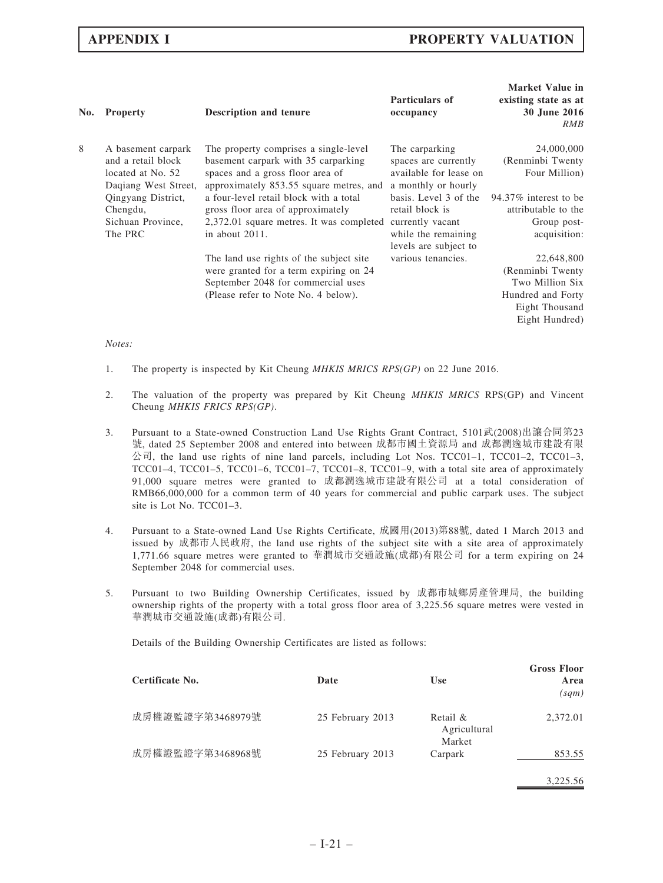| No. | Property | Description and tenure | Particulars of occupancy | Market Value in existing state as at 30 June 2016 *RMB* |
|---|---|---|---|---|
| 8 | A basement carpark and a retail block located at No. 52 Daqiang West Street, Qingyang District, Chengdu, Sichuan Province, The PRC | The property comprises a single-level basement carpark with 35 carparking spaces and a gross floor area of approximately 853.55 square metres, and a four-level retail block with a total gross floor area of approximately 2,372.01 square metres. It was completed in about 2011.<br><br>The land use rights of the subject site were granted for a term expiring on 24 September 2048 for commercial uses (Please refer to Note No. 4 below). | The carparking spaces are currently available for lease on a monthly or hourly basis. Level 3 of the retail block is currently vacant while the remaining levels are subject to various tenancies. | 24,000,000 (Renminbi Twenty Four Million)<br><br>94.37% interest to be attributable to the Group post-acquisition:<br><br>22,648,800 (Renminbi Twenty Two Million Six Hundred and Forty Eight Thousand Eight Hundred) |

*Notes:*

1. The property is inspected by Kit Cheung *MHKIS MRICS RPS(GP)* on 22 June 2016.

2. The valuation of the property was prepared by Kit Cheung *MHKIS MRICS* RPS(GP) and Vincent Cheung *MHKIS FRICS RPS(GP)*.

3. Pursuant to a State-owned Construction Land Use Rights Grant Contract, 5101武(2008)出讓合同第23號, dated 25 September 2008 and entered into between 成都市國土資源局 and 成都潤逸城市建設有限公司, the land use rights of nine land parcels, including Lot Nos. TCC01–1, TCC01–2, TCC01–3, TCC01–4, TCC01–5, TCC01–6, TCC01–7, TCC01–8, TCC01–9, with a total site area of approximately 91,000 square metres were granted to 成都潤逸城市建設有限公司 at a total consideration of RMB66,000,000 for a common term of 40 years for commercial and public carpark uses. The subject site is Lot No. TCC01–3.

4. Pursuant to a State-owned Land Use Rights Certificate, 成國用(2013)第88號, dated 1 March 2013 and issued by 成都市人民政府, the land use rights of the subject site with a site area of approximately 1,771.66 square metres were granted to 華潤城市交通設施(成都)有限公司 for a term expiring on 24 September 2048 for commercial uses.

5. Pursuant to two Building Ownership Certificates, issued by 成都市城鄉房產管理局, the building ownership rights of the property with a total gross floor area of 3,225.56 square metres were vested in 華潤城市交通設施(成都)有限公司.

   Details of the Building Ownership Certificates are listed as follows:

| Certificate No. | Date | Use | Gross Floor Area *(sqm)* |
|---|---|---|---|
| 成房權證監證字第3468979號 | 25 February 2013 | Retail & Agricultural Market | 2,372.01 |
| 成房權證監證字第3468968號 | 25 February 2013 | Carpark | 853.55 |
| | | | 3,225.56 |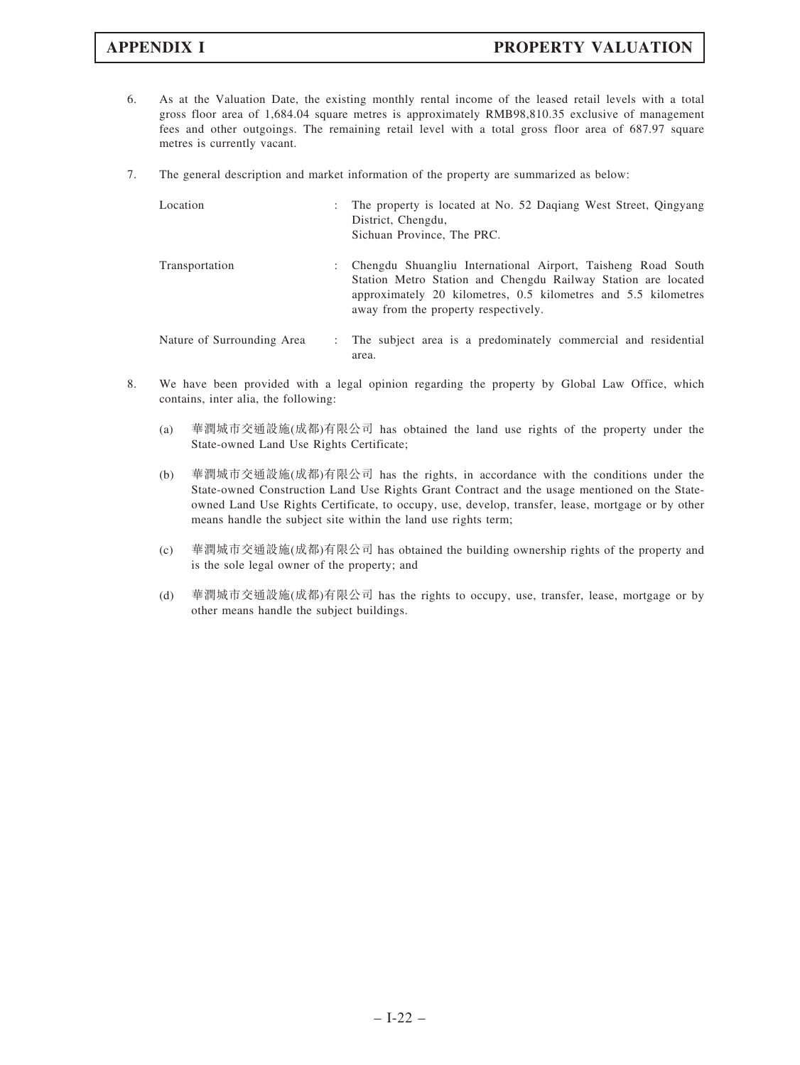6. As at the Valuation Date, the existing monthly rental income of the leased retail levels with a total gross floor area of 1,684.04 square metres is approximately RMB98,810.35 exclusive of management fees and other outgoings. The remaining retail level with a total gross floor area of 687.97 square metres is currently vacant.

7. The general description and market information of the property are summarized as below:

| | | |
|---|---|---|
| Location | : | The property is located at No. 52 Daqiang West Street, Qingyang District, Chengdu, Sichuan Province, The PRC. |
| Transportation | : | Chengdu Shuangliu International Airport, Taisheng Road South Station Metro Station and Chengdu Railway Station are located approximately 20 kilometres, 0.5 kilometres and 5.5 kilometres away from the property respectively. |
| Nature of Surrounding Area | : | The subject area is a predominately commercial and residential area. |

8. We have been provided with a legal opinion regarding the property by Global Law Office, which contains, inter alia, the following:

   (a) 華潤城市交通設施(成都)有限公司 has obtained the land use rights of the property under the State-owned Land Use Rights Certificate;

   (b) 華潤城市交通設施(成都)有限公司 has the rights, in accordance with the conditions under the State-owned Construction Land Use Rights Grant Contract and the usage mentioned on the State-owned Land Use Rights Certificate, to occupy, use, develop, transfer, lease, mortgage or by other means handle the subject site within the land use rights term;

   (c) 華潤城市交通設施(成都)有限公司 has obtained the building ownership rights of the property and is the sole legal owner of the property; and

   (d) 華潤城市交通設施(成都)有限公司 has the rights to occupy, use, transfer, lease, mortgage or by other means handle the subject buildings.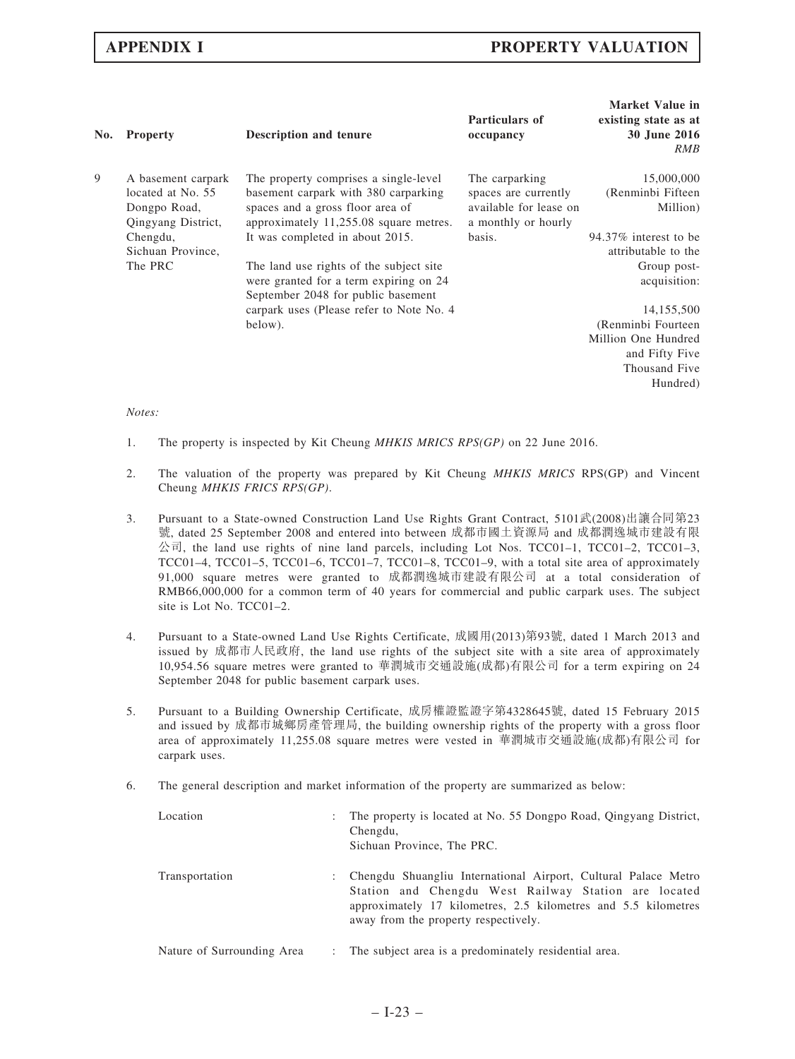| No. | Property | Description and tenure | Particulars of occupancy | Market Value in existing state as at 30 June 2016 *RMB* |
|---|---|---|---|---|
| 9 | A basement carpark located at No. 55 Dongpo Road, Qingyang District, Chengdu, Sichuan Province, The PRC | The property comprises a single-level basement carpark with 380 carparking spaces and a gross floor area of approximately 11,255.08 square metres. It was completed in about 2015.<br><br>The land use rights of the subject site were granted for a term expiring on 24 September 2048 for public basement carpark uses (Please refer to Note No. 4 below). | The carparking spaces are currently available for lease on a monthly or hourly basis. | 15,000,000 (Renminbi Fifteen Million)<br><br>94.37% interest to be attributable to the Group post-acquisition:<br><br>14,155,500 (Renminbi Fourteen Million One Hundred and Fifty Five Thousand Five Hundred) |

*Notes:*

1. The property is inspected by Kit Cheung *MHKIS MRICS RPS(GP)* on 22 June 2016.

2. The valuation of the property was prepared by Kit Cheung *MHKIS MRICS* RPS(GP) and Vincent Cheung *MHKIS FRICS RPS(GP)*.

3. Pursuant to a State-owned Construction Land Use Rights Grant Contract, 5101武(2008)出讓合同第23號, dated 25 September 2008 and entered into between 成都市國土資源局 and 成都潤逸城市建設有限公司, the land use rights of nine land parcels, including Lot Nos. TCC01–1, TCC01–2, TCC01–3, TCC01–4, TCC01–5, TCC01–6, TCC01–7, TCC01–8, TCC01–9, with a total site area of approximately 91,000 square metres were granted to 成都潤逸城市建設有限公司 at a total consideration of RMB66,000,000 for a common term of 40 years for commercial and public carpark uses. The subject site is Lot No. TCC01–2.

4. Pursuant to a State-owned Land Use Rights Certificate, 成國用(2013)第93號, dated 1 March 2013 and issued by 成都市人民政府, the land use rights of the subject site with a site area of approximately 10,954.56 square metres were granted to 華潤城市交通設施(成都)有限公司 for a term expiring on 24 September 2048 for public basement carpark uses.

5. Pursuant to a Building Ownership Certificate, 成房權證監證字第4328645號, dated 15 February 2015 and issued by 成都市城鄉房產管理局, the building ownership rights of the property with a gross floor area of approximately 11,255.08 square metres were vested in 華潤城市交通設施(成都)有限公司 for carpark uses.

6. The general description and market information of the property are summarized as below:

| | | |
|---|---|---|
| Location | : | The property is located at No. 55 Dongpo Road, Qingyang District, Chengdu, Sichuan Province, The PRC. |
| Transportation | : | Chengdu Shuangliu International Airport, Cultural Palace Metro Station and Chengdu West Railway Station are located approximately 17 kilometres, 2.5 kilometres and 5.5 kilometres away from the property respectively. |
| Nature of Surrounding Area | : | The subject area is a predominately residential area. |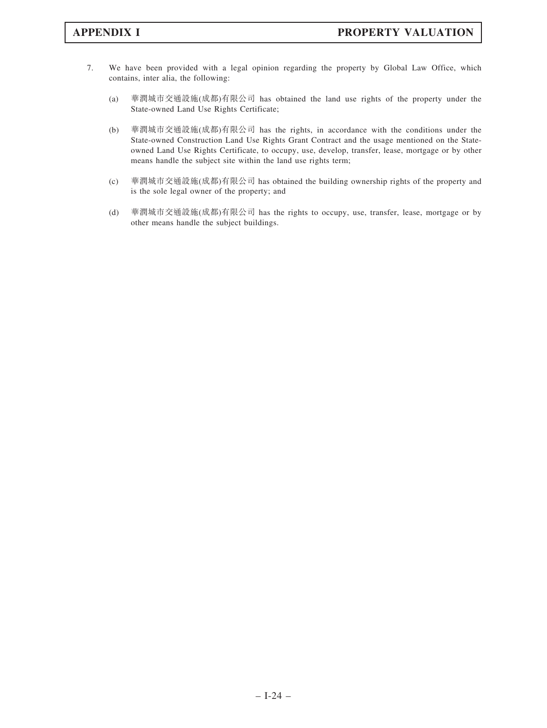7. We have been provided with a legal opinion regarding the property by Global Law Office, which contains, inter alia, the following:

   (a) 華潤城市交通設施(成都)有限公司 has obtained the land use rights of the property under the State-owned Land Use Rights Certificate;

   (b) 華潤城市交通設施(成都)有限公司 has the rights, in accordance with the conditions under the State-owned Construction Land Use Rights Grant Contract and the usage mentioned on the State-owned Land Use Rights Certificate, to occupy, use, develop, transfer, lease, mortgage or by other means handle the subject site within the land use rights term;

   (c) 華潤城市交通設施(成都)有限公司 has obtained the building ownership rights of the property and is the sole legal owner of the property; and

   (d) 華潤城市交通設施(成都)有限公司 has the rights to occupy, use, transfer, lease, mortgage or by other means handle the subject buildings.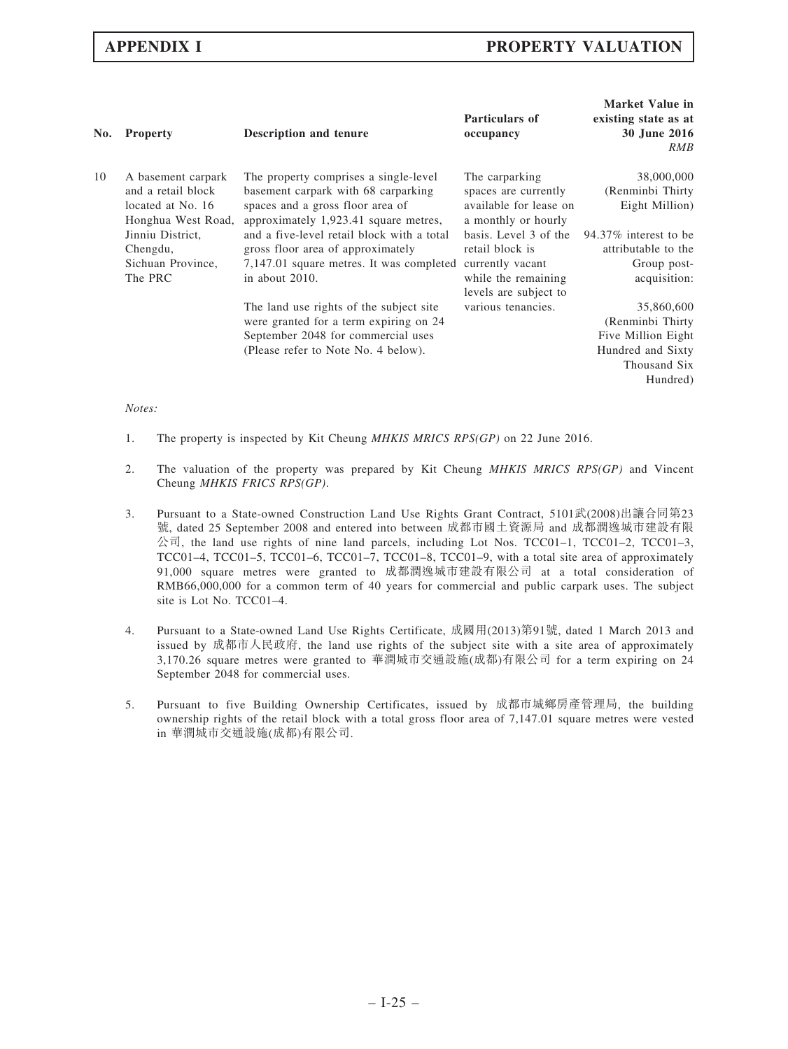| No. | Property | Description and tenure | Particulars of occupancy | Market Value in existing state as at 30 June 2016 *RMB* |
|---|---|---|---|---|
| 10 | A basement carpark and a retail block located at No. 16 Honghua West Road, Jinniu District, Chengdu, Sichuan Province, The PRC | The property comprises a single-level basement carpark with 68 carparking spaces and a gross floor area of approximately 1,923.41 square metres, and a five-level retail block with a total gross floor area of approximately 7,147.01 square metres. It was completed in about 2010.<br><br>The land use rights of the subject site were granted for a term expiring on 24 September 2048 for commercial uses (Please refer to Note No. 4 below). | The carparking spaces are currently available for lease on a monthly or hourly basis. Level 3 of the retail block is currently vacant while the remaining levels are subject to various tenancies. | 38,000,000 (Renminbi Thirty Eight Million)<br><br>94.37% interest to be attributable to the Group post-acquisition:<br><br>35,860,600 (Renminbi Thirty Five Million Eight Hundred and Sixty Thousand Six Hundred) |

*Notes:*

1. The property is inspected by Kit Cheung *MHKIS MRICS RPS(GP)* on 22 June 2016.

2. The valuation of the property was prepared by Kit Cheung *MHKIS MRICS RPS(GP)* and Vincent Cheung *MHKIS FRICS RPS(GP)*.

3. Pursuant to a State-owned Construction Land Use Rights Grant Contract, 5101武(2008)出讓合同第23號, dated 25 September 2008 and entered into between 成都市國土資源局 and 成都潤逸城市建設有限公司, the land use rights of nine land parcels, including Lot Nos. TCC01–1, TCC01–2, TCC01–3, TCC01–4, TCC01–5, TCC01–6, TCC01–7, TCC01–8, TCC01–9, with a total site area of approximately 91,000 square metres were granted to 成都潤逸城市建設有限公司 at a total consideration of RMB66,000,000 for a common term of 40 years for commercial and public carpark uses. The subject site is Lot No. TCC01–4.

4. Pursuant to a State-owned Land Use Rights Certificate, 成國用(2013)第91號, dated 1 March 2013 and issued by 成都市人民政府, the land use rights of the subject site with a site area of approximately 3,170.26 square metres were granted to 華潤城市交通設施(成都)有限公司 for a term expiring on 24 September 2048 for commercial uses.

5. Pursuant to five Building Ownership Certificates, issued by 成都市城鄉房產管理局, the building ownership rights of the retail block with a total gross floor area of 7,147.01 square metres were vested in 華潤城市交通設施(成都)有限公司.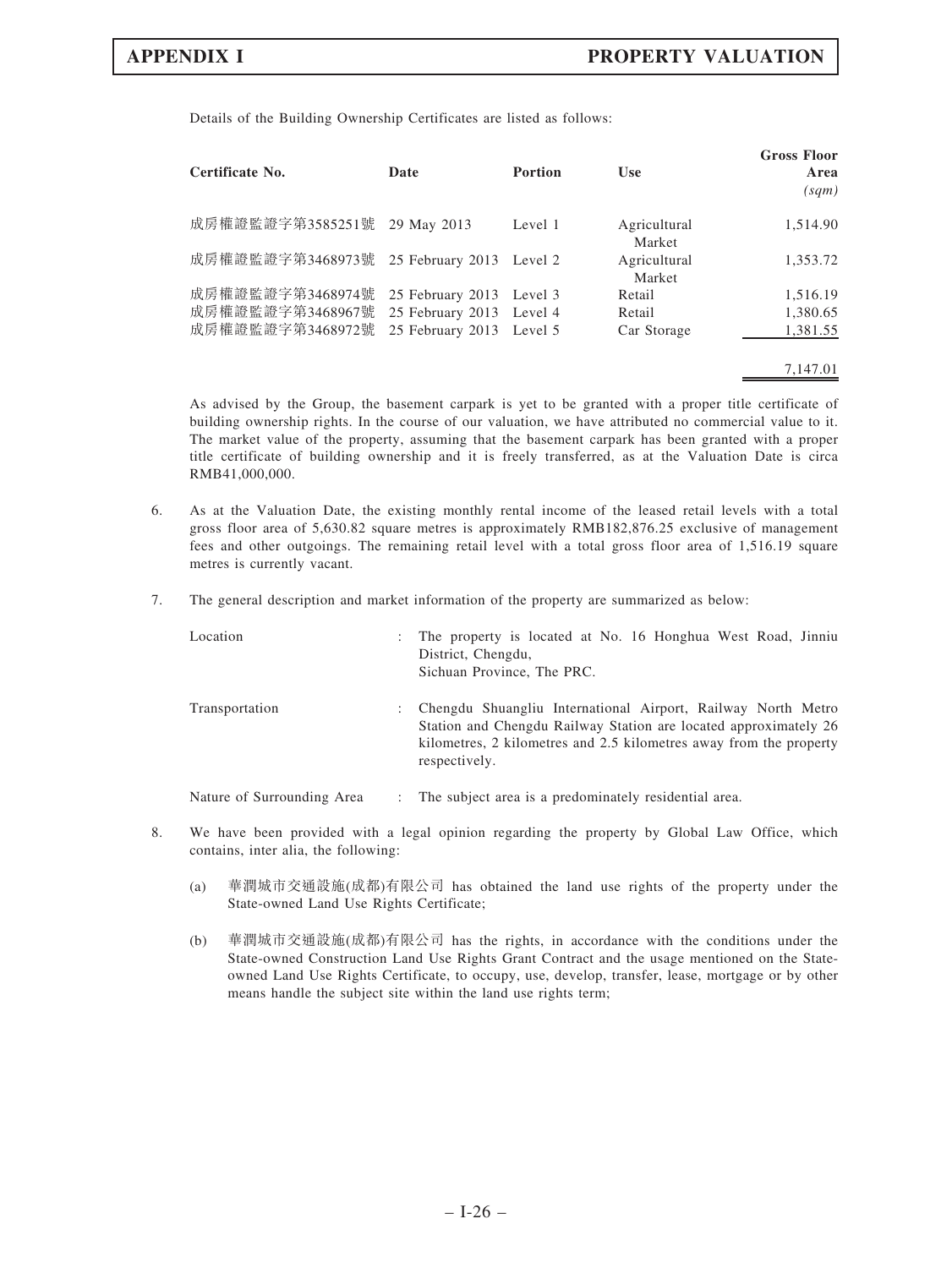Details of the Building Ownership Certificates are listed as follows:

| Certificate No. | Date | Portion | Use | Gross Floor Area (sqm) |
|---|---|---|---|---|
| 成房權證監證字第3585251號 | 29 May 2013 | Level 1 | Agricultural Market | 1,514.90 |
| 成房權證監證字第3468973號 | 25 February 2013 | Level 2 | Agricultural Market | 1,353.72 |
| 成房權證監證字第3468974號 | 25 February 2013 | Level 3 | Retail | 1,516.19 |
| 成房權證監證字第3468967號 | 25 February 2013 | Level 4 | Retail | 1,380.65 |
| 成房權證監證字第3468972號 | 25 February 2013 | Level 5 | Car Storage | 1,381.55 |
| | | | | 7,147.01 |

As advised by the Group, the basement carpark is yet to be granted with a proper title certificate of building ownership rights. In the course of our valuation, we have attributed no commercial value to it. The market value of the property, assuming that the basement carpark has been granted with a proper title certificate of building ownership and it is freely transferred, as at the Valuation Date is circa RMB41,000,000.

6. As at the Valuation Date, the existing monthly rental income of the leased retail levels with a total gross floor area of 5,630.82 square metres is approximately RMB182,876.25 exclusive of management fees and other outgoings. The remaining retail level with a total gross floor area of 1,516.19 square metres is currently vacant.

7. The general description and market information of the property are summarized as below:

| | | |
|---|---|---|
| Location | : | The property is located at No. 16 Honghua West Road, Jinniu District, Chengdu, Sichuan Province, The PRC. |
| Transportation | : | Chengdu Shuangliu International Airport, Railway North Metro Station and Chengdu Railway Station are located approximately 26 kilometres, 2 kilometres and 2.5 kilometres away from the property respectively. |
| Nature of Surrounding Area | : | The subject area is a predominately residential area. |

8. We have been provided with a legal opinion regarding the property by Global Law Office, which contains, inter alia, the following:

   (a) 華潤城市交通設施(成都)有限公司 has obtained the land use rights of the property under the State-owned Land Use Rights Certificate;

   (b) 華潤城市交通設施(成都)有限公司 has the rights, in accordance with the conditions under the State-owned Construction Land Use Rights Grant Contract and the usage mentioned on the State-owned Land Use Rights Certificate, to occupy, use, develop, transfer, lease, mortgage or by other means handle the subject site within the land use rights term;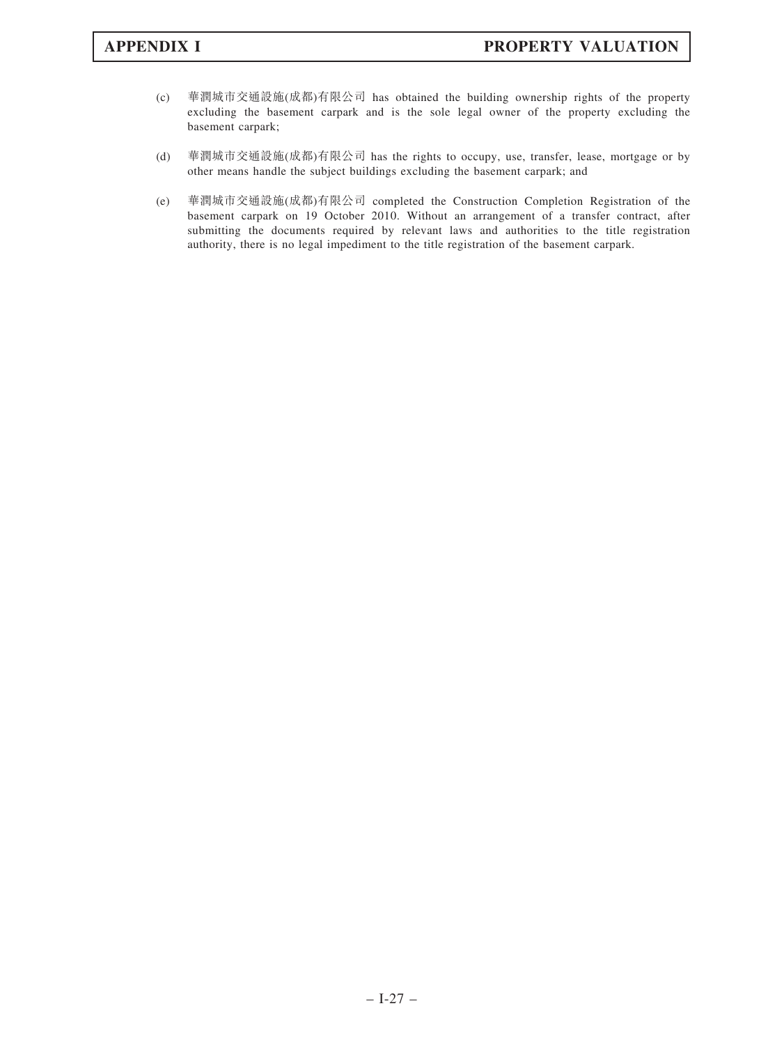(c) 華潤城市交通設施(成都)有限公司 has obtained the building ownership rights of the property excluding the basement carpark and is the sole legal owner of the property excluding the basement carpark;

(d) 華潤城市交通設施(成都)有限公司 has the rights to occupy, use, transfer, lease, mortgage or by other means handle the subject buildings excluding the basement carpark; and

(e) 華潤城市交通設施(成都)有限公司 completed the Construction Completion Registration of the basement carpark on 19 October 2010. Without an arrangement of a transfer contract, after submitting the documents required by relevant laws and authorities to the title registration authority, there is no legal impediment to the title registration of the basement carpark.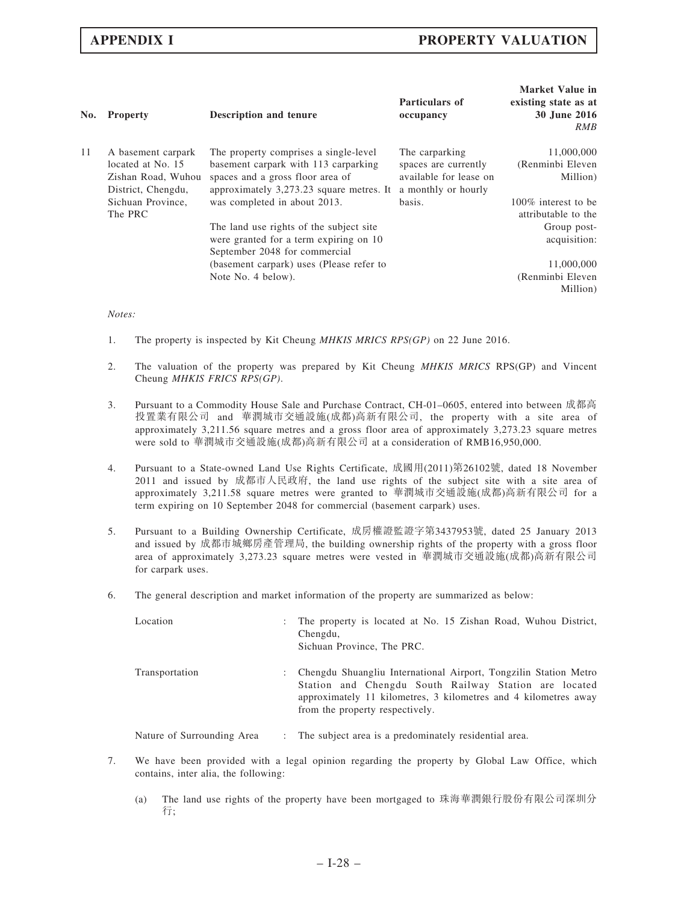| No. | Property | Description and tenure | Particulars of occupancy | Market Value in existing state as at 30 June 2016 *RMB* |
|---|---|---|---|---|
| 11 | A basement carpark located at No. 15 Zishan Road, Wuhou District, Chengdu, Sichuan Province, The PRC | The property comprises a single-level basement carpark with 113 carparking spaces and a gross floor area of approximately 3,273.23 square metres. It was completed in about 2013.<br><br>The land use rights of the subject site were granted for a term expiring on 10 September 2048 for commercial (basement carpark) uses (Please refer to Note No. 4 below). | The carparking spaces are currently available for lease on a monthly or hourly basis. | 11,000,000 (Renminbi Eleven Million)<br><br>100% interest to be attributable to the Group post-acquisition:<br><br>11,000,000 (Renminbi Eleven Million) |

*Notes:*

1. The property is inspected by Kit Cheung *MHKIS MRICS RPS(GP)* on 22 June 2016.

2. The valuation of the property was prepared by Kit Cheung *MHKIS MRICS* RPS(GP) and Vincent Cheung *MHKIS FRICS RPS(GP)*.

3. Pursuant to a Commodity House Sale and Purchase Contract, CH-01–0605, entered into between 成都高投置業有限公司 and 華潤城市交通設施(成都)高新有限公司, the property with a site area of approximately 3,211.56 square metres and a gross floor area of approximately 3,273.23 square metres were sold to 華潤城市交通設施(成都)高新有限公司 at a consideration of RMB16,950,000.

4. Pursuant to a State-owned Land Use Rights Certificate, 成國用(2011)第26102號, dated 18 November 2011 and issued by 成都市人民政府, the land use rights of the subject site with a site area of approximately 3,211.58 square metres were granted to 華潤城市交通設施(成都)高新有限公司 for a term expiring on 10 September 2048 for commercial (basement carpark) uses.

5. Pursuant to a Building Ownership Certificate, 成房權證監證字第3437953號, dated 25 January 2013 and issued by 成都市城鄉房產管理局, the building ownership rights of the property with a gross floor area of approximately 3,273.23 square metres were vested in 華潤城市交通設施(成都)高新有限公司 for carpark uses.

6. The general description and market information of the property are summarized as below:

| | | |
|---|---|---|
| Location | : | The property is located at No. 15 Zishan Road, Wuhou District, Chengdu, Sichuan Province, The PRC. |
| Transportation | : | Chengdu Shuangliu International Airport, Tongzilin Station Metro Station and Chengdu South Railway Station are located approximately 11 kilometres, 3 kilometres and 4 kilometres away from the property respectively. |
| Nature of Surrounding Area | : | The subject area is a predominately residential area. |

7. We have been provided with a legal opinion regarding the property by Global Law Office, which contains, inter alia, the following:

   (a) The land use rights of the property have been mortgaged to 珠海華潤銀行股份有限公司深圳分行;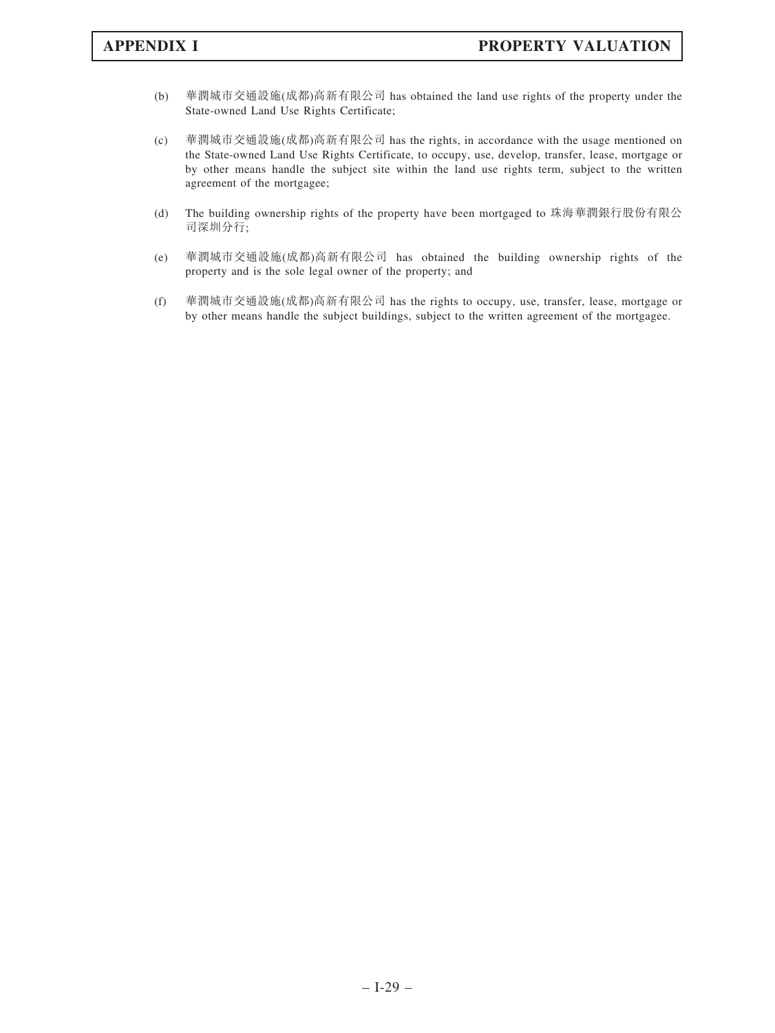(b) 華潤城市交通設施(成都)高新有限公司 has obtained the land use rights of the property under the State-owned Land Use Rights Certificate;

(c) 華潤城市交通設施(成都)高新有限公司 has the rights, in accordance with the usage mentioned on the State-owned Land Use Rights Certificate, to occupy, use, develop, transfer, lease, mortgage or by other means handle the subject site within the land use rights term, subject to the written agreement of the mortgagee;

(d) The building ownership rights of the property have been mortgaged to 珠海華潤銀行股份有限公司深圳分行;

(e) 華潤城市交通設施(成都)高新有限公司 has obtained the building ownership rights of the property and is the sole legal owner of the property; and

(f) 華潤城市交通設施(成都)高新有限公司 has the rights to occupy, use, transfer, lease, mortgage or by other means handle the subject buildings, subject to the written agreement of the mortgagee.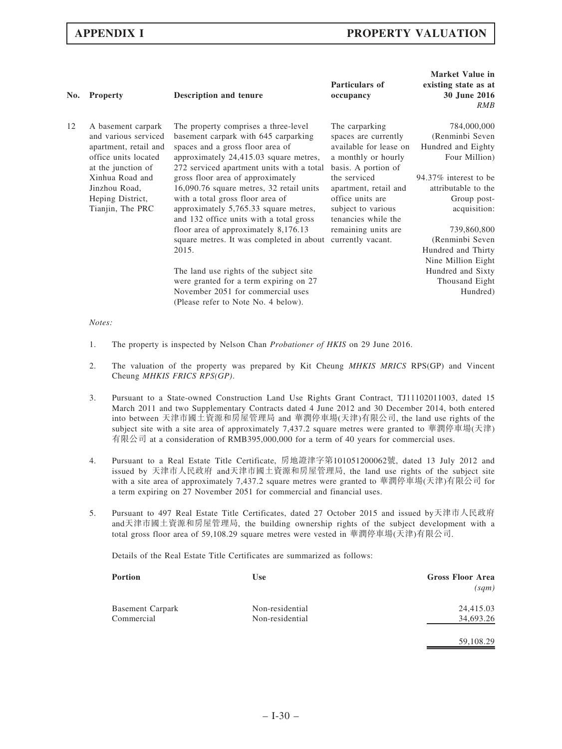| No. | Property | Description and tenure | Particulars of occupancy | Market Value in existing state as at 30 June 2016 *RMB* |
|---|---|---|---|---|
| 12 | A basement carpark and various serviced apartment, retail and office units located at the junction of Xinhua Road and Jinzhou Road, Heping District, Tianjin, The PRC | The property comprises a three-level basement carpark with 645 carparking spaces and a gross floor area of approximately 24,415.03 square metres, 272 serviced apartment units with a total gross floor area of approximately 16,090.76 square metres, 32 retail units with a total gross floor area of approximately 5,765.33 square metres, and 132 office units with a total gross floor area of approximately 8,176.13 square metres. It was completed in about 2015.<br><br>The land use rights of the subject site were granted for a term expiring on 27 November 2051 for commercial uses (Please refer to Note No. 4 below). | The carparking spaces are currently available for lease on a monthly or hourly basis. A portion of the serviced apartment, retail and office units are subject to various tenancies while the remaining units are currently vacant. | 784,000,000 (Renminbi Seven Hundred and Eighty Four Million)<br><br>94.37% interest to be attributable to the Group post-acquisition:<br><br>739,860,800 (Renminbi Seven Hundred and Thirty Nine Million Eight Hundred and Sixty Thousand Eight Hundred) |

*Notes:*

1. The property is inspected by Nelson Chan *Probationer of HKIS* on 29 June 2016.

2. The valuation of the property was prepared by Kit Cheung *MHKIS MRICS* RPS(GP) and Vincent Cheung *MHKIS FRICS RPS(GP)*.

3. Pursuant to a State-owned Construction Land Use Rights Grant Contract, TJ11102011003, dated 15 March 2011 and two Supplementary Contracts dated 4 June 2012 and 30 December 2014, both entered into between 天津市國土資源和房屋管理局 and 華潤停車場(天津)有限公司, the land use rights of the subject site with a site area of approximately 7,437.2 square metres were granted to 華潤停車場(天津)有限公司 at a consideration of RMB395,000,000 for a term of 40 years for commercial uses.

4. Pursuant to a Real Estate Title Certificate, 房地證津字第101051200062號, dated 13 July 2012 and issued by 天津市人民政府 and天津市國土資源和房屋管理局, the land use rights of the subject site with a site area of approximately 7,437.2 square metres were granted to 華潤停車場(天津)有限公司 for a term expiring on 27 November 2051 for commercial and financial uses.

5. Pursuant to 497 Real Estate Title Certificates, dated 27 October 2015 and issued by天津市人民政府 and天津市國土資源和房屋管理局, the building ownership rights of the subject development with a total gross floor area of 59,108.29 square metres were vested in 華潤停車場(天津)有限公司.

   Details of the Real Estate Title Certificates are summarized as follows:

| Portion | Use | Gross Floor Area *(sqm)* |
|---|---|---|
| Basement Carpark | Non-residential | 24,415.03 |
| Commercial | Non-residential | 34,693.26 |
| | | 59,108.29 |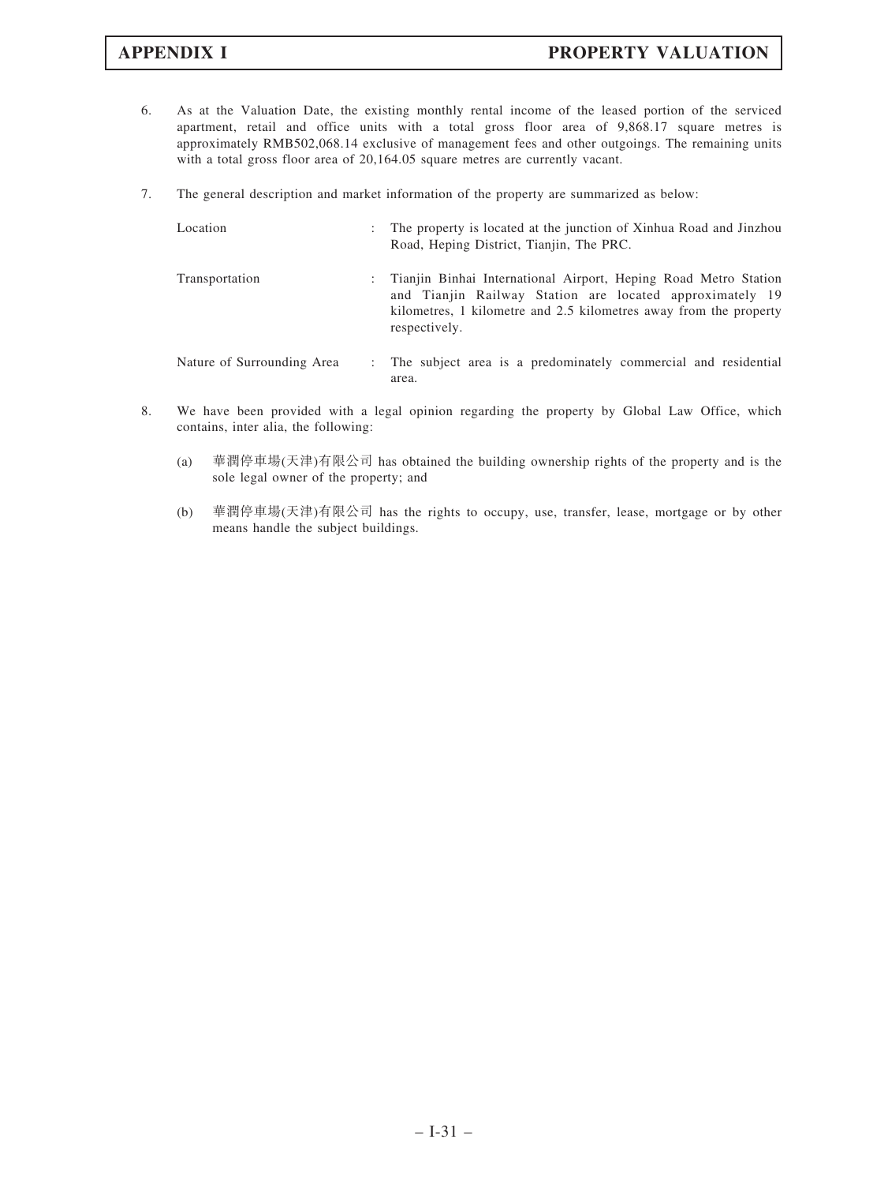6. As at the Valuation Date, the existing monthly rental income of the leased portion of the serviced apartment, retail and office units with a total gross floor area of 9,868.17 square metres is approximately RMB502,068.14 exclusive of management fees and other outgoings. The remaining units with a total gross floor area of 20,164.05 square metres are currently vacant.

7. The general description and market information of the property are summarized as below:

| | | |
|---|---|---|
| Location | : | The property is located at the junction of Xinhua Road and Jinzhou Road, Heping District, Tianjin, The PRC. |
| Transportation | : | Tianjin Binhai International Airport, Heping Road Metro Station and Tianjin Railway Station are located approximately 19 kilometres, 1 kilometre and 2.5 kilometres away from the property respectively. |
| Nature of Surrounding Area | : | The subject area is a predominately commercial and residential area. |

8. We have been provided with a legal opinion regarding the property by Global Law Office, which contains, inter alia, the following:

   (a) 華潤停車場(天津)有限公司 has obtained the building ownership rights of the property and is the sole legal owner of the property; and

   (b) 華潤停車場(天津)有限公司 has the rights to occupy, use, transfer, lease, mortgage or by other means handle the subject buildings.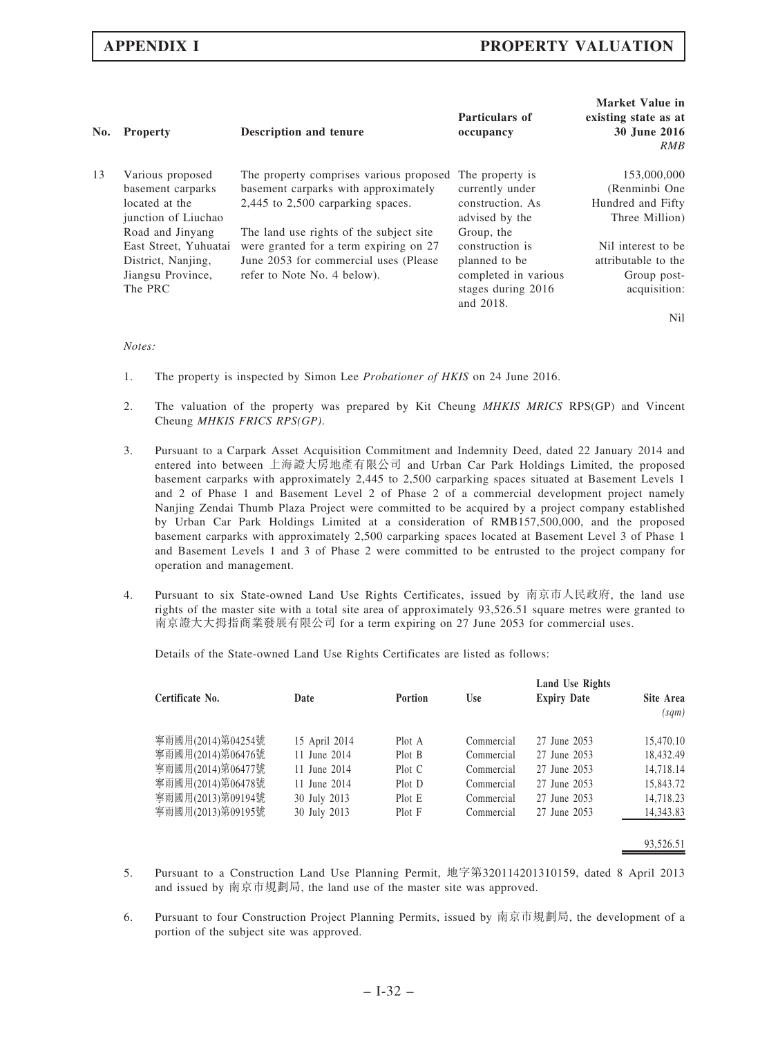| No. | Property | Description and tenure | Particulars of occupancy | Market Value in existing state as at 30 June 2016 *RMB* |
|---|---|---|---|---|
| 13 | Various proposed basement carparks located at the junction of Liuchao Road and Jinyang East Street, Yuhuatai District, Nanjing, Jiangsu Province, The PRC | The property comprises various proposed basement carparks with approximately 2,445 to 2,500 carparking spaces.<br><br>The land use rights of the subject site were granted for a term expiring on 27 June 2053 for commercial uses (Please refer to Note No. 4 below). | The property is currently under construction. As advised by the Group, the construction is planned to be completed in various stages during 2016 and 2018. | 153,000,000 (Renminbi One Hundred and Fifty Three Million)<br><br>Nil interest to be attributable to the Group post-acquisition:<br><br>Nil |

*Notes:*

1. The property is inspected by Simon Lee *Probationer of HKIS* on 24 June 2016.

2. The valuation of the property was prepared by Kit Cheung *MHKIS MRICS* RPS(GP) and Vincent Cheung *MHKIS FRICS RPS(GP)*.

3. Pursuant to a Carpark Asset Acquisition Commitment and Indemnity Deed, dated 22 January 2014 and entered into between 上海證大房地產有限公司 and Urban Car Park Holdings Limited, the proposed basement carparks with approximately 2,445 to 2,500 carparking spaces situated at Basement Levels 1 and 2 of Phase 1 and Basement Level 2 of Phase 2 of a commercial development project namely Nanjing Zendai Thumb Plaza Project were committed to be acquired by a project company established by Urban Car Park Holdings Limited at a consideration of RMB157,500,000, and the proposed basement carparks with approximately 2,500 carparking spaces located at Basement Level 3 of Phase 1 and Basement Levels 1 and 3 of Phase 2 were committed to be entrusted to the project company for operation and management.

4. Pursuant to six State-owned Land Use Rights Certificates, issued by 南京市人民政府, the land use rights of the master site with a total site area of approximately 93,526.51 square metres were granted to 南京證大大拇指商業發展有限公司 for a term expiring on 27 June 2053 for commercial uses.

   Details of the State-owned Land Use Rights Certificates are listed as follows:

| Certificate No. | Date | Portion | Use | Land Use Rights Expiry Date | Site Area *(sqm)* |
|---|---|---|---|---|---|
| 寧雨國用(2014)第04254號 | 15 April 2014 | Plot A | Commercial | 27 June 2053 | 15,470.10 |
| 寧雨國用(2014)第06476號 | 11 June 2014 | Plot B | Commercial | 27 June 2053 | 18,432.49 |
| 寧雨國用(2014)第06477號 | 11 June 2014 | Plot C | Commercial | 27 June 2053 | 14,718.14 |
| 寧雨國用(2014)第06478號 | 11 June 2014 | Plot D | Commercial | 27 June 2053 | 15,843.72 |
| 寧雨國用(2013)第09194號 | 30 July 2013 | Plot E | Commercial | 27 June 2053 | 14,718.23 |
| 寧雨國用(2013)第09195號 | 30 July 2013 | Plot F | Commercial | 27 June 2053 | 14,343.83 |
| | | | | | 93,526.51 |

5. Pursuant to a Construction Land Use Planning Permit, 地字第320114201310159, dated 8 April 2013 and issued by 南京市規劃局, the land use of the master site was approved.

6. Pursuant to four Construction Project Planning Permits, issued by 南京市規劃局, the development of a portion of the subject site was approved.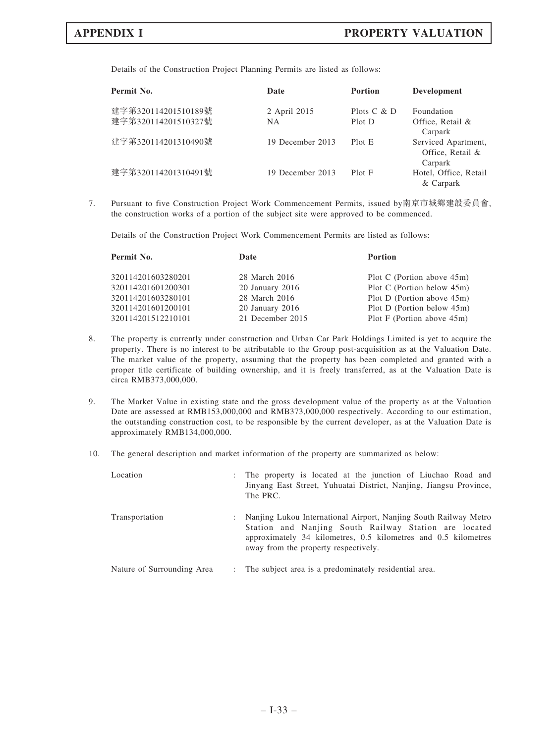Details of the Construction Project Planning Permits are listed as follows:

| Permit No. | Date | Portion | Development |
|---|---|---|---|
| 建字第320114201510189號 | 2 April 2015 | Plots C & D | Foundation |
| 建字第320114201510327號 | NA | Plot D | Office, Retail & Carpark |
| 建字第320114201310490號 | 19 December 2013 | Plot E | Serviced Apartment, Office, Retail & Carpark |
| 建字第320114201310491號 | 19 December 2013 | Plot F | Hotel, Office, Retail & Carpark |

7. Pursuant to five Construction Project Work Commencement Permits, issued by南京市城鄉建設委員會, the construction works of a portion of the subject site were approved to be commenced.

   Details of the Construction Project Work Commencement Permits are listed as follows:

| Permit No. | Date | Portion |
|---|---|---|
| 320114201603280201 | 28 March 2016 | Plot C (Portion above 45m) |
| 320114201601200301 | 20 January 2016 | Plot C (Portion below 45m) |
| 320114201603280101 | 28 March 2016 | Plot D (Portion above 45m) |
| 320114201601200101 | 20 January 2016 | Plot D (Portion below 45m) |
| 320114201512210101 | 21 December 2015 | Plot F (Portion above 45m) |

8. The property is currently under construction and Urban Car Park Holdings Limited is yet to acquire the property. There is no interest to be attributable to the Group post-acquisition as at the Valuation Date. The market value of the property, assuming that the property has been completed and granted with a proper title certificate of building ownership, and it is freely transferred, as at the Valuation Date is circa RMB373,000,000.

9. The Market Value in existing state and the gross development value of the property as at the Valuation Date are assessed at RMB153,000,000 and RMB373,000,000 respectively. According to our estimation, the outstanding construction cost, to be responsible by the current developer, as at the Valuation Date is approximately RMB134,000,000.

10. The general description and market information of the property are summarized as below:

| | | |
|---|---|---|
| Location | : | The property is located at the junction of Liuchao Road and Jinyang East Street, Yuhuatai District, Nanjing, Jiangsu Province, The PRC. |
| Transportation | : | Nanjing Lukou International Airport, Nanjing South Railway Metro Station and Nanjing South Railway Station are located approximately 34 kilometres, 0.5 kilometres and 0.5 kilometres away from the property respectively. |
| Nature of Surrounding Area | : | The subject area is a predominately residential area. |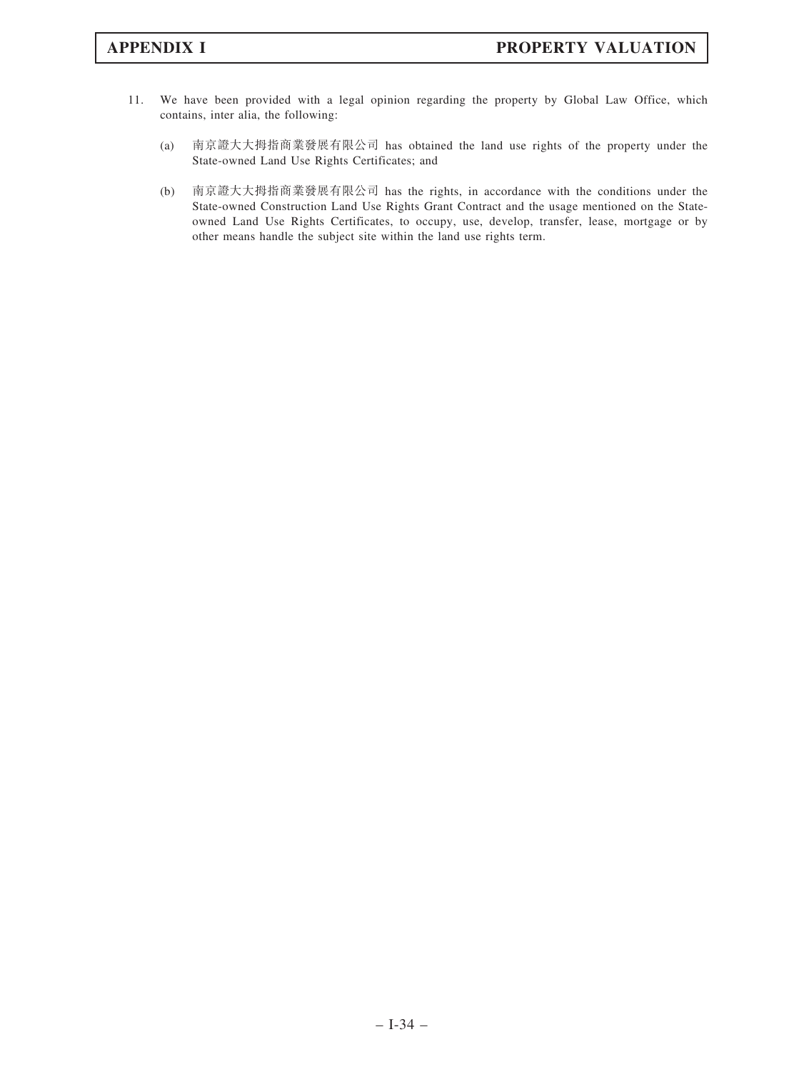11. We have been provided with a legal opinion regarding the property by Global Law Office, which contains, inter alia, the following:

    (a) 南京證大大拇指商業發展有限公司 has obtained the land use rights of the property under the State-owned Land Use Rights Certificates; and

    (b) 南京證大大拇指商業發展有限公司 has the rights, in accordance with the conditions under the State-owned Construction Land Use Rights Grant Contract and the usage mentioned on the State-owned Land Use Rights Certificates, to occupy, use, develop, transfer, lease, mortgage or by other means handle the subject site within the land use rights term.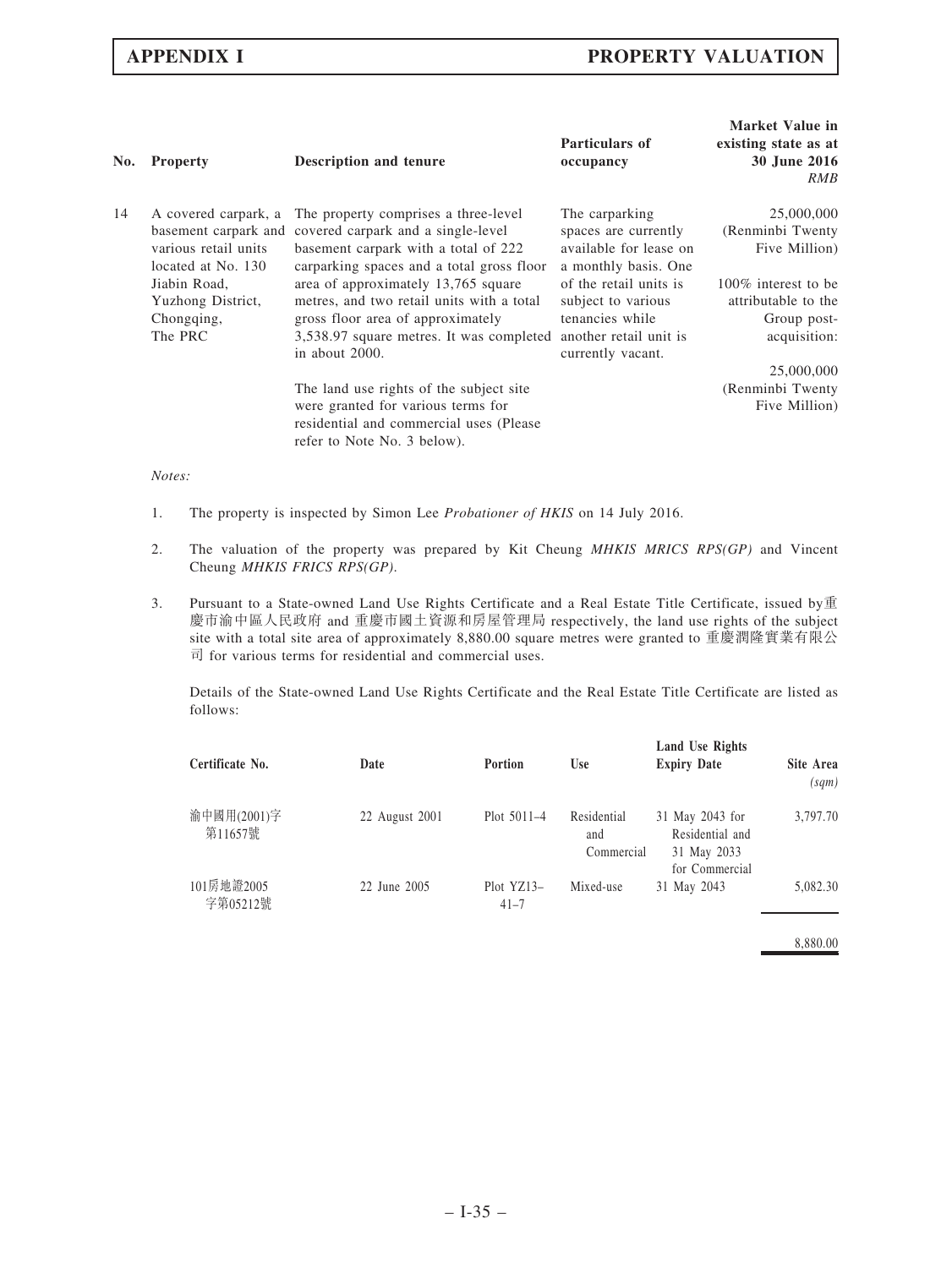| No. | Property | Description and tenure | Particulars of occupancy | Market Value in existing state as at 30 June 2016 *RMB* |
|---|---|---|---|---|
| 14 | A covered carpark, a basement carpark and various retail units located at No. 130 Jiabin Road, Yuzhong District, Chongqing, The PRC | The property comprises a three-level covered carpark and a single-level basement carpark with a total of 222 carparking spaces and a total gross floor area of approximately 13,765 square metres, and two retail units with a total gross floor area of approximately 3,538.97 square metres. It was completed in about 2000.<br><br>The land use rights of the subject site were granted for various terms for residential and commercial uses (Please refer to Note No. 3 below). | The carparking spaces are currently available for lease on a monthly basis. One of the retail units is subject to various tenancies while another retail unit is currently vacant. | 25,000,000 (Renminbi Twenty Five Million)<br><br>100% interest to be attributable to the Group post-acquisition:<br><br>25,000,000 (Renminbi Twenty Five Million) |

*Notes:*

1. The property is inspected by Simon Lee *Probationer of HKIS* on 14 July 2016.

2. The valuation of the property was prepared by Kit Cheung *MHKIS MRICS RPS(GP)* and Vincent Cheung *MHKIS FRICS RPS(GP)*.

3. Pursuant to a State-owned Land Use Rights Certificate and a Real Estate Title Certificate, issued by重慶市渝中區人民政府 and 重慶市國土資源和房屋管理局 respectively, the land use rights of the subject site with a total site area of approximately 8,880.00 square metres were granted to 重慶潤隆實業有限公司 for various terms for residential and commercial uses.

   Details of the State-owned Land Use Rights Certificate and the Real Estate Title Certificate are listed as follows:

| Certificate No. | Date | Portion | Use | Land Use Rights Expiry Date | Site Area *(sqm)* |
|---|---|---|---|---|---|
| 渝中國用(2001)字第11657號 | 22 August 2001 | Plot 5011–4 | Residential and Commercial | 31 May 2043 for Residential and 31 May 2033 for Commercial | 3,797.70 |
| 101房地證2005字第05212號 | 22 June 2005 | Plot YZ13–41–7 | Mixed-use | 31 May 2043 | 5,082.30 |
| | | | | | 8,880.00 |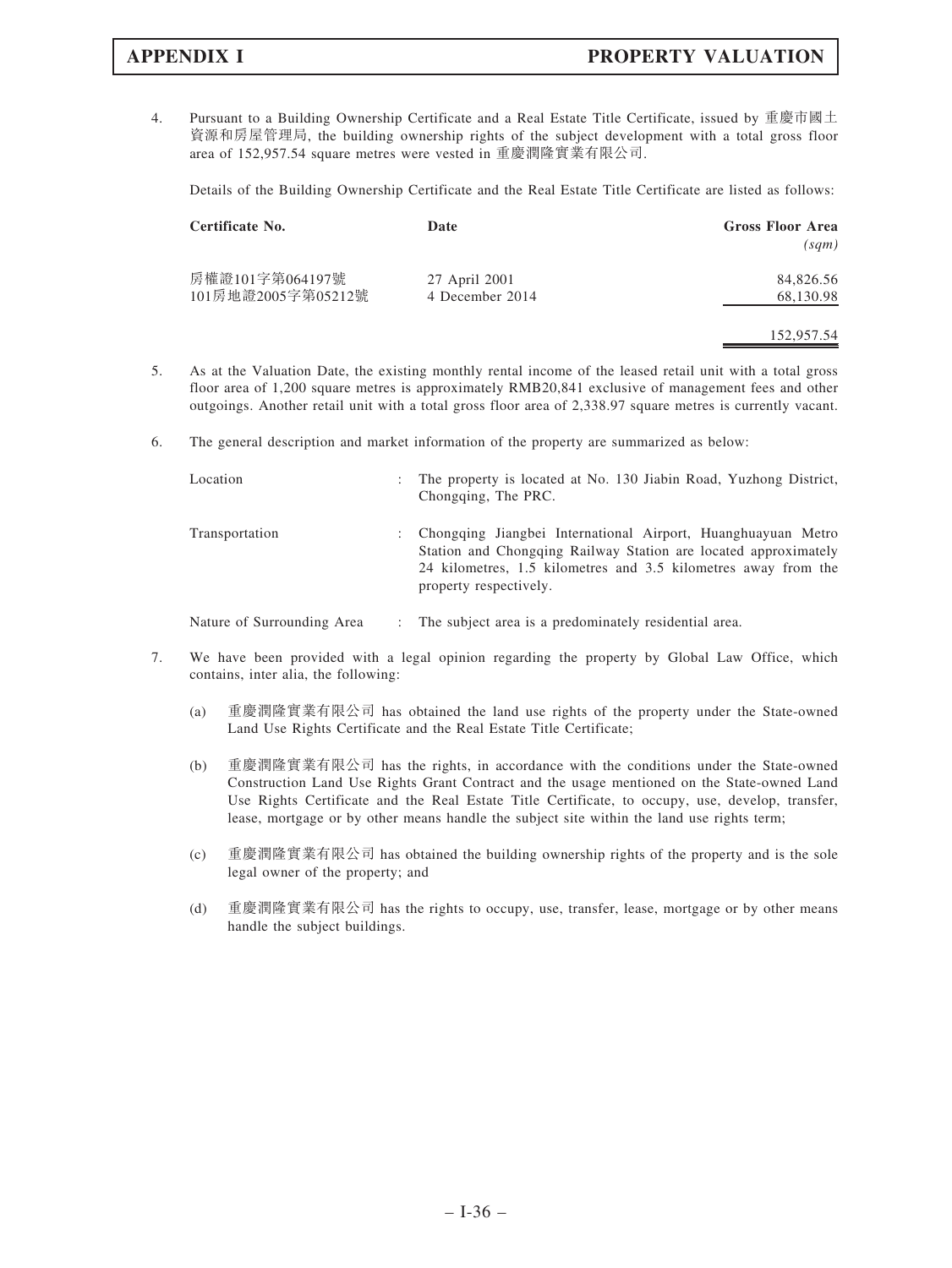4. Pursuant to a Building Ownership Certificate and a Real Estate Title Certificate, issued by 重慶市國土資源和房屋管理局, the building ownership rights of the subject development with a total gross floor area of 152,957.54 square metres were vested in 重慶潤隆實業有限公司.

   Details of the Building Ownership Certificate and the Real Estate Title Certificate are listed as follows:

| Certificate No. | Date | Gross Floor Area *(sqm)* |
|---|---|---|
| 房權證101字第064197號 | 27 April 2001 | 84,826.56 |
| 101房地證2005字第05212號 | 4 December 2014 | 68,130.98 |
| | | 152,957.54 |

5. As at the Valuation Date, the existing monthly rental income of the leased retail unit with a total gross floor area of 1,200 square metres is approximately RMB20,841 exclusive of management fees and other outgoings. Another retail unit with a total gross floor area of 2,338.97 square metres is currently vacant.

6. The general description and market information of the property are summarized as below:

| | | |
|---|---|---|
| Location | : | The property is located at No. 130 Jiabin Road, Yuzhong District, Chongqing, The PRC. |
| Transportation | : | Chongqing Jiangbei International Airport, Huanghuayuan Metro Station and Chongqing Railway Station are located approximately 24 kilometres, 1.5 kilometres and 3.5 kilometres away from the property respectively. |
| Nature of Surrounding Area | : | The subject area is a predominately residential area. |

7. We have been provided with a legal opinion regarding the property by Global Law Office, which contains, inter alia, the following:

   (a) 重慶潤隆實業有限公司 has obtained the land use rights of the property under the State-owned Land Use Rights Certificate and the Real Estate Title Certificate;

   (b) 重慶潤隆實業有限公司 has the rights, in accordance with the conditions under the State-owned Construction Land Use Rights Grant Contract and the usage mentioned on the State-owned Land Use Rights Certificate and the Real Estate Title Certificate, to occupy, use, develop, transfer, lease, mortgage or by other means handle the subject site within the land use rights term;

   (c) 重慶潤隆實業有限公司 has obtained the building ownership rights of the property and is the sole legal owner of the property; and

   (d) 重慶潤隆實業有限公司 has the rights to occupy, use, transfer, lease, mortgage or by other means handle the subject buildings.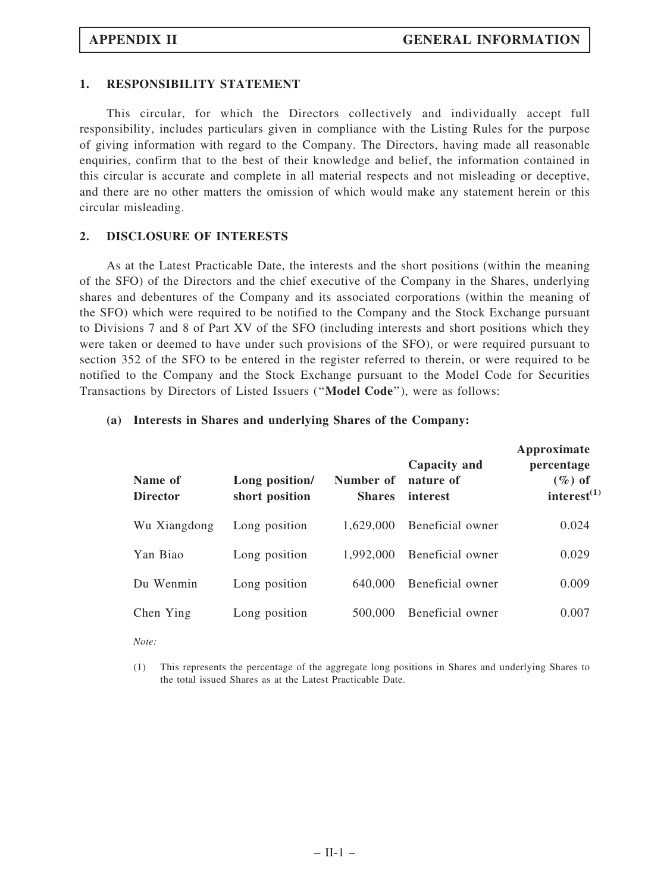## 1. RESPONSIBILITY STATEMENT

This circular, for which the Directors collectively and individually accept full responsibility, includes particulars given in compliance with the Listing Rules for the purpose of giving information with regard to the Company. The Directors, having made all reasonable enquiries, confirm that to the best of their knowledge and belief, the information contained in this circular is accurate and complete in all material respects and not misleading or deceptive, and there are no other matters the omission of which would make any statement herein or this circular misleading.

## 2. DISCLOSURE OF INTERESTS

As at the Latest Practicable Date, the interests and the short positions (within the meaning of the SFO) of the Directors and the chief executive of the Company in the Shares, underlying shares and debentures of the Company and its associated corporations (within the meaning of the SFO) which were required to be notified to the Company and the Stock Exchange pursuant to Divisions 7 and 8 of Part XV of the SFO (including interests and short positions which they were taken or deemed to have under such provisions of the SFO), or were required pursuant to section 352 of the SFO to be entered in the register referred to therein, or were required to be notified to the Company and the Stock Exchange pursuant to the Model Code for Securities Transactions by Directors of Listed Issuers ("**Model Code**"), were as follows:

### (a) Interests in Shares and underlying Shares of the Company:

| Name of Director | Long position/ short position | Number of Shares | Capacity and nature of interest | Approximate percentage (%) of interest[(1)] |
|---|---|---|---|---|
| Wu Xiangdong | Long position | 1,629,000 | Beneficial owner | 0.024 |
| Yan Biao | Long position | 1,992,000 | Beneficial owner | 0.029 |
| Du Wenmin | Long position | 640,000 | Beneficial owner | 0.009 |
| Chen Ying | Long position | 500,000 | Beneficial owner | 0.007 |

*Note:*

(1) This represents the percentage of the aggregate long positions in Shares and underlying Shares to the total issued Shares as at the Latest Practicable Date.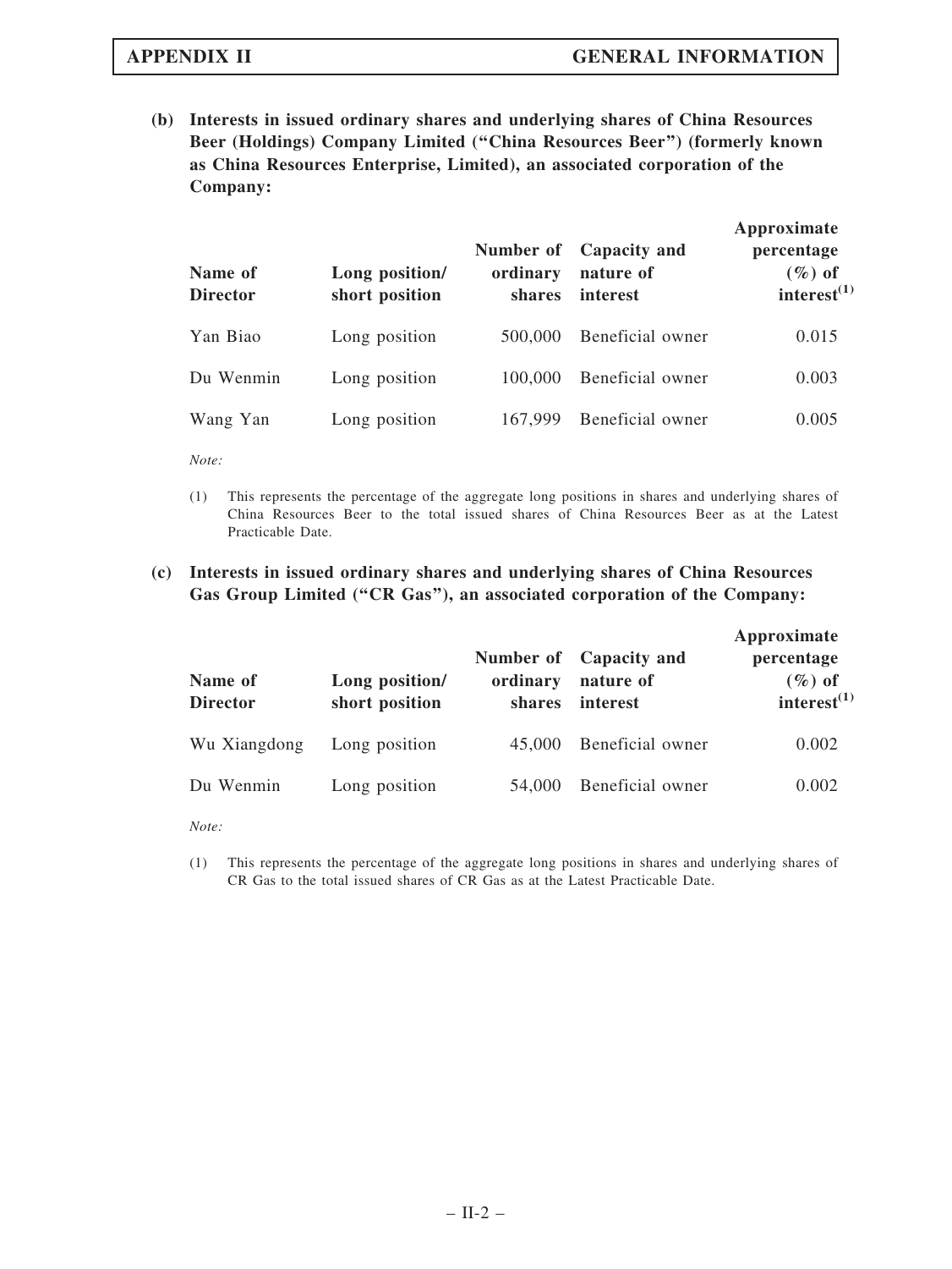**(b) Interests in issued ordinary shares and underlying shares of China Resources Beer (Holdings) Company Limited ("China Resources Beer") (formerly known as China Resources Enterprise, Limited), an associated corporation of the Company:**

| Name of Director | Long position/ short position | Number of ordinary shares | Capacity and nature of interest | Approximate percentage (%) of interest[(1)] |
|---|---|---|---|---|
| Yan Biao | Long position | 500,000 | Beneficial owner | 0.015 |
| Du Wenmin | Long position | 100,000 | Beneficial owner | 0.003 |
| Wang Yan | Long position | 167,999 | Beneficial owner | 0.005 |

*Note:*

(1) This represents the percentage of the aggregate long positions in shares and underlying shares of China Resources Beer to the total issued shares of China Resources Beer as at the Latest Practicable Date.

**(c) Interests in issued ordinary shares and underlying shares of China Resources Gas Group Limited ("CR Gas"), an associated corporation of the Company:**

| Name of Director | Long position/ short position | Number of ordinary shares | Capacity and nature of interest | Approximate percentage (%) of interest[(1)] |
|---|---|---|---|---|
| Wu Xiangdong | Long position | 45,000 | Beneficial owner | 0.002 |
| Du Wenmin | Long position | 54,000 | Beneficial owner | 0.002 |

*Note:*

(1) This represents the percentage of the aggregate long positions in shares and underlying shares of CR Gas to the total issued shares of CR Gas as at the Latest Practicable Date.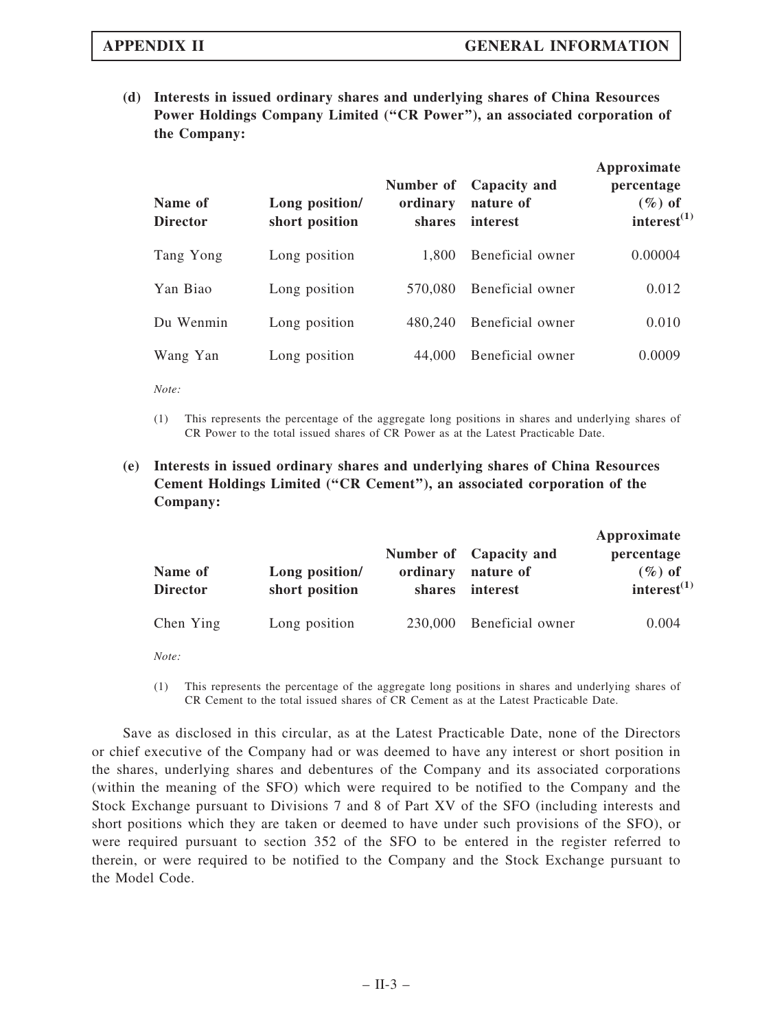**(d) Interests in issued ordinary shares and underlying shares of China Resources Power Holdings Company Limited ("CR Power"), an associated corporation of the Company:**

| Name of Director | Long position/ short position | Number of ordinary shares | Capacity and nature of interest | Approximate percentage (%) of interest[(1)] |
|---|---|---|---|---|
| Tang Yong | Long position | 1,800 | Beneficial owner | 0.00004 |
| Yan Biao | Long position | 570,080 | Beneficial owner | 0.012 |
| Du Wenmin | Long position | 480,240 | Beneficial owner | 0.010 |
| Wang Yan | Long position | 44,000 | Beneficial owner | 0.0009 |

*Note:*

(1) This represents the percentage of the aggregate long positions in shares and underlying shares of CR Power to the total issued shares of CR Power as at the Latest Practicable Date.

**(e) Interests in issued ordinary shares and underlying shares of China Resources Cement Holdings Limited ("CR Cement"), an associated corporation of the Company:**

| Name of Director | Long position/ short position | Number of ordinary shares | Capacity and nature of interest | Approximate percentage (%) of interest[(1)] |
|---|---|---|---|---|
| Chen Ying | Long position | 230,000 | Beneficial owner | 0.004 |

*Note:*

(1) This represents the percentage of the aggregate long positions in shares and underlying shares of CR Cement to the total issued shares of CR Cement as at the Latest Practicable Date.

Save as disclosed in this circular, as at the Latest Practicable Date, none of the Directors or chief executive of the Company had or was deemed to have any interest or short position in the shares, underlying shares and debentures of the Company and its associated corporations (within the meaning of the SFO) which were required to be notified to the Company and the Stock Exchange pursuant to Divisions 7 and 8 of Part XV of the SFO (including interests and short positions which they are taken or deemed to have under such provisions of the SFO), or were required pursuant to section 352 of the SFO to be entered in the register referred to therein, or were required to be notified to the Company and the Stock Exchange pursuant to the Model Code.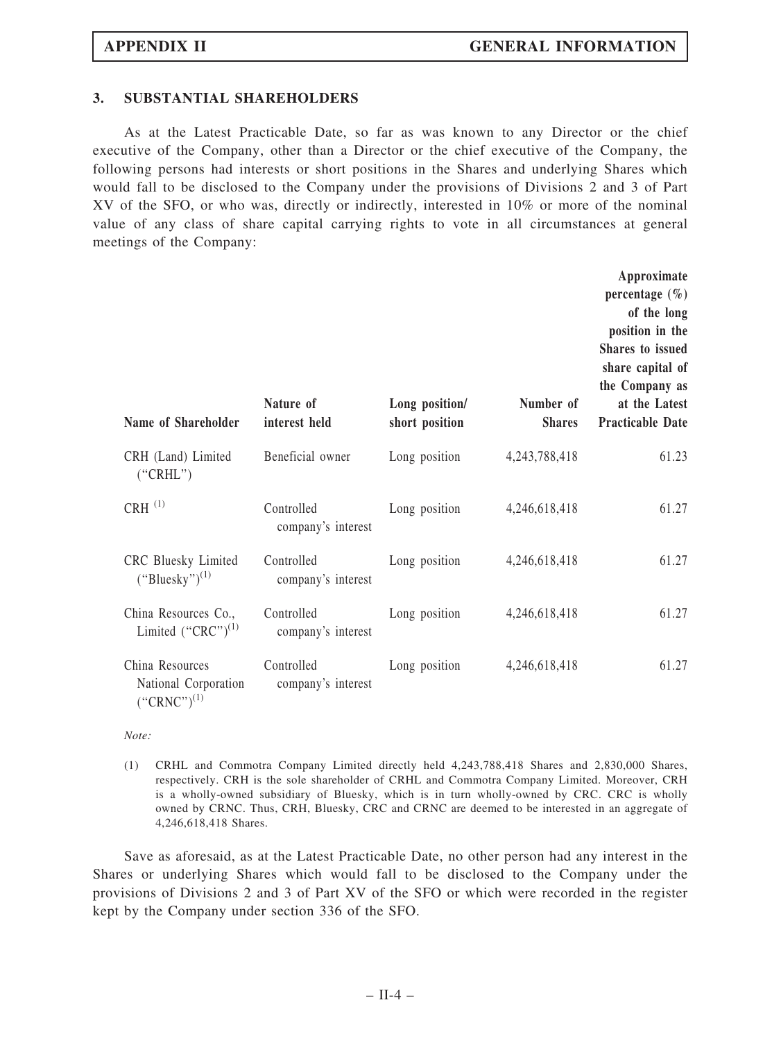### 3. SUBSTANTIAL SHAREHOLDERS

As at the Latest Practicable Date, so far as was known to any Director or the chief executive of the Company, other than a Director or the chief executive of the Company, the following persons had interests or short positions in the Shares and underlying Shares which would fall to be disclosed to the Company under the provisions of Divisions 2 and 3 of Part XV of the SFO, or who was, directly or indirectly, interested in 10% or more of the nominal value of any class of share capital carrying rights to vote in all circumstances at general meetings of the Company:

| Name of Shareholder | Nature of interest held | Long position/ short position | Number of Shares | Approximate percentage (%) of the long position in the Shares to issued share capital of the Company as at the Latest Practicable Date |
|---|---|---|---|---|
| CRH (Land) Limited ("CRHL") | Beneficial owner | Long position | 4,243,788,418 | 61.23 |
| CRH [(1)] | Controlled company's interest | Long position | 4,246,618,418 | 61.27 |
| CRC Bluesky Limited ("Bluesky")[(1)] | Controlled company's interest | Long position | 4,246,618,418 | 61.27 |
| China Resources Co., Limited ("CRC")[(1)] | Controlled company's interest | Long position | 4,246,618,418 | 61.27 |
| China Resources National Corporation ("CRNC")[(1)] | Controlled company's interest | Long position | 4,246,618,418 | 61.27 |

*Note:*

(1) CRHL and Commotra Company Limited directly held 4,243,788,418 Shares and 2,830,000 Shares, respectively. CRH is the sole shareholder of CRHL and Commotra Company Limited. Moreover, CRH is a wholly-owned subsidiary of Bluesky, which is in turn wholly-owned by CRC. CRC is wholly owned by CRNC. Thus, CRH, Bluesky, CRC and CRNC are deemed to be interested in an aggregate of 4,246,618,418 Shares.

Save as aforesaid, as at the Latest Practicable Date, no other person had any interest in the Shares or underlying Shares which would fall to be disclosed to the Company under the provisions of Divisions 2 and 3 of Part XV of the SFO or which were recorded in the register kept by the Company under section 336 of the SFO.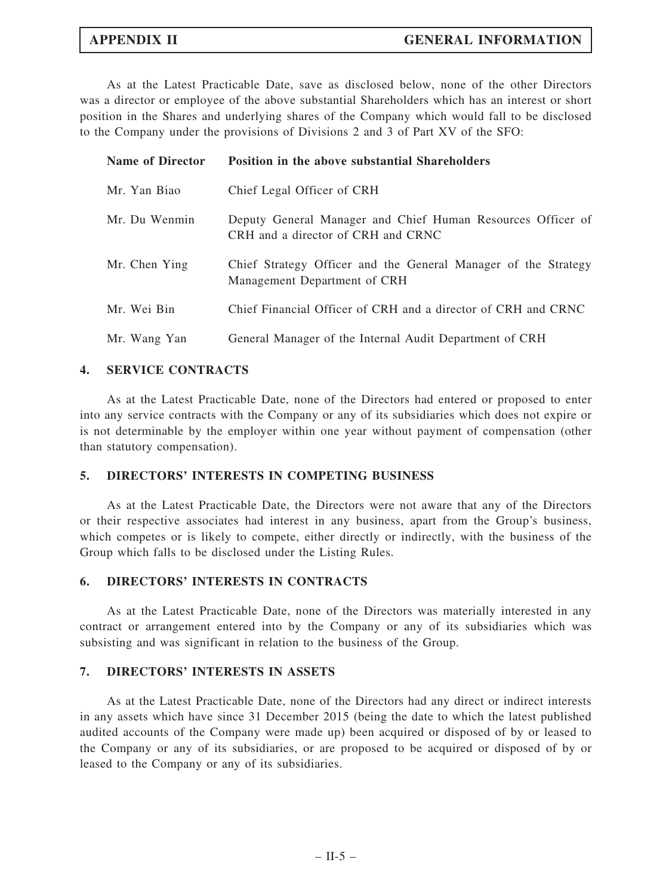As at the Latest Practicable Date, save as disclosed below, none of the other Directors was a director or employee of the above substantial Shareholders which has an interest or short position in the Shares and underlying shares of the Company which would fall to be disclosed to the Company under the provisions of Divisions 2 and 3 of Part XV of the SFO:

| Name of Director | Position in the above substantial Shareholders |
| --- | --- |
| Mr. Yan Biao | Chief Legal Officer of CRH |
| Mr. Du Wenmin | Deputy General Manager and Chief Human Resources Officer of CRH and a director of CRH and CRNC |
| Mr. Chen Ying | Chief Strategy Officer and the General Manager of the Strategy Management Department of CRH |
| Mr. Wei Bin | Chief Financial Officer of CRH and a director of CRH and CRNC |
| Mr. Wang Yan | General Manager of the Internal Audit Department of CRH |

## 4. SERVICE CONTRACTS

As at the Latest Practicable Date, none of the Directors had entered or proposed to enter into any service contracts with the Company or any of its subsidiaries which does not expire or is not determinable by the employer within one year without payment of compensation (other than statutory compensation).

## 5. DIRECTORS' INTERESTS IN COMPETING BUSINESS

As at the Latest Practicable Date, the Directors were not aware that any of the Directors or their respective associates had interest in any business, apart from the Group's business, which competes or is likely to compete, either directly or indirectly, with the business of the Group which falls to be disclosed under the Listing Rules.

## 6. DIRECTORS' INTERESTS IN CONTRACTS

As at the Latest Practicable Date, none of the Directors was materially interested in any contract or arrangement entered into by the Company or any of its subsidiaries which was subsisting and was significant in relation to the business of the Group.

## 7. DIRECTORS' INTERESTS IN ASSETS

As at the Latest Practicable Date, none of the Directors had any direct or indirect interests in any assets which have since 31 December 2015 (being the date to which the latest published audited accounts of the Company were made up) been acquired or disposed of by or leased to the Company or any of its subsidiaries, or are proposed to be acquired or disposed of by or leased to the Company or any of its subsidiaries.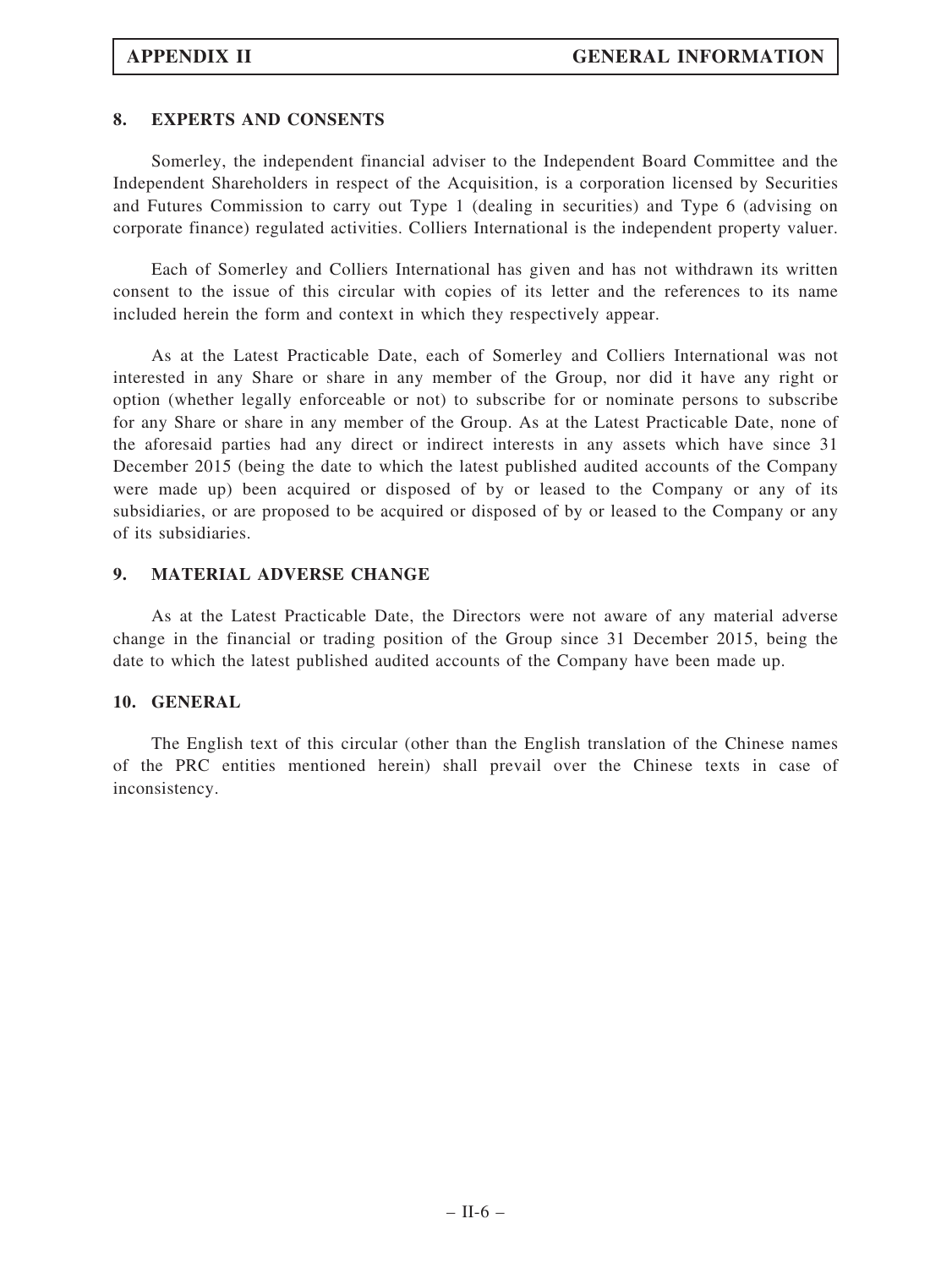## 8. EXPERTS AND CONSENTS

Somerley, the independent financial adviser to the Independent Board Committee and the Independent Shareholders in respect of the Acquisition, is a corporation licensed by Securities and Futures Commission to carry out Type 1 (dealing in securities) and Type 6 (advising on corporate finance) regulated activities. Colliers International is the independent property valuer.

Each of Somerley and Colliers International has given and has not withdrawn its written consent to the issue of this circular with copies of its letter and the references to its name included herein the form and context in which they respectively appear.

As at the Latest Practicable Date, each of Somerley and Colliers International was not interested in any Share or share in any member of the Group, nor did it have any right or option (whether legally enforceable or not) to subscribe for or nominate persons to subscribe for any Share or share in any member of the Group. As at the Latest Practicable Date, none of the aforesaid parties had any direct or indirect interests in any assets which have since 31 December 2015 (being the date to which the latest published audited accounts of the Company were made up) been acquired or disposed of by or leased to the Company or any of its subsidiaries, or are proposed to be acquired or disposed of by or leased to the Company or any of its subsidiaries.

## 9. MATERIAL ADVERSE CHANGE

As at the Latest Practicable Date, the Directors were not aware of any material adverse change in the financial or trading position of the Group since 31 December 2015, being the date to which the latest published audited accounts of the Company have been made up.

## 10. GENERAL

The English text of this circular (other than the English translation of the Chinese names of the PRC entities mentioned herein) shall prevail over the Chinese texts in case of inconsistency.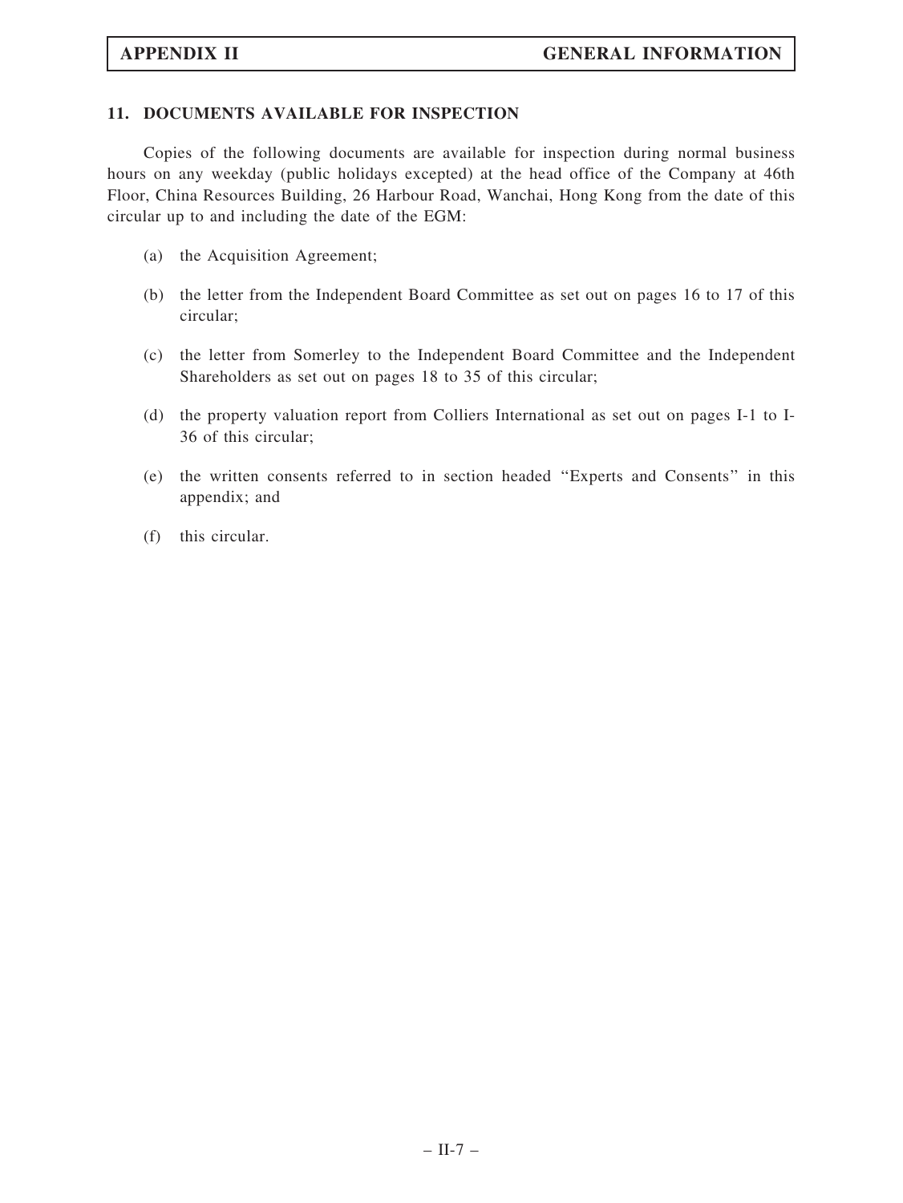## 11. DOCUMENTS AVAILABLE FOR INSPECTION

Copies of the following documents are available for inspection during normal business hours on any weekday (public holidays excepted) at the head office of the Company at 46th Floor, China Resources Building, 26 Harbour Road, Wanchai, Hong Kong from the date of this circular up to and including the date of the EGM:

(a) the Acquisition Agreement;

(b) the letter from the Independent Board Committee as set out on pages 16 to 17 of this circular;

(c) the letter from Somerley to the Independent Board Committee and the Independent Shareholders as set out on pages 18 to 35 of this circular;

(d) the property valuation report from Colliers International as set out on pages I-1 to I-36 of this circular;

(e) the written consents referred to in section headed "Experts and Consents" in this appendix; and

(f) this circular.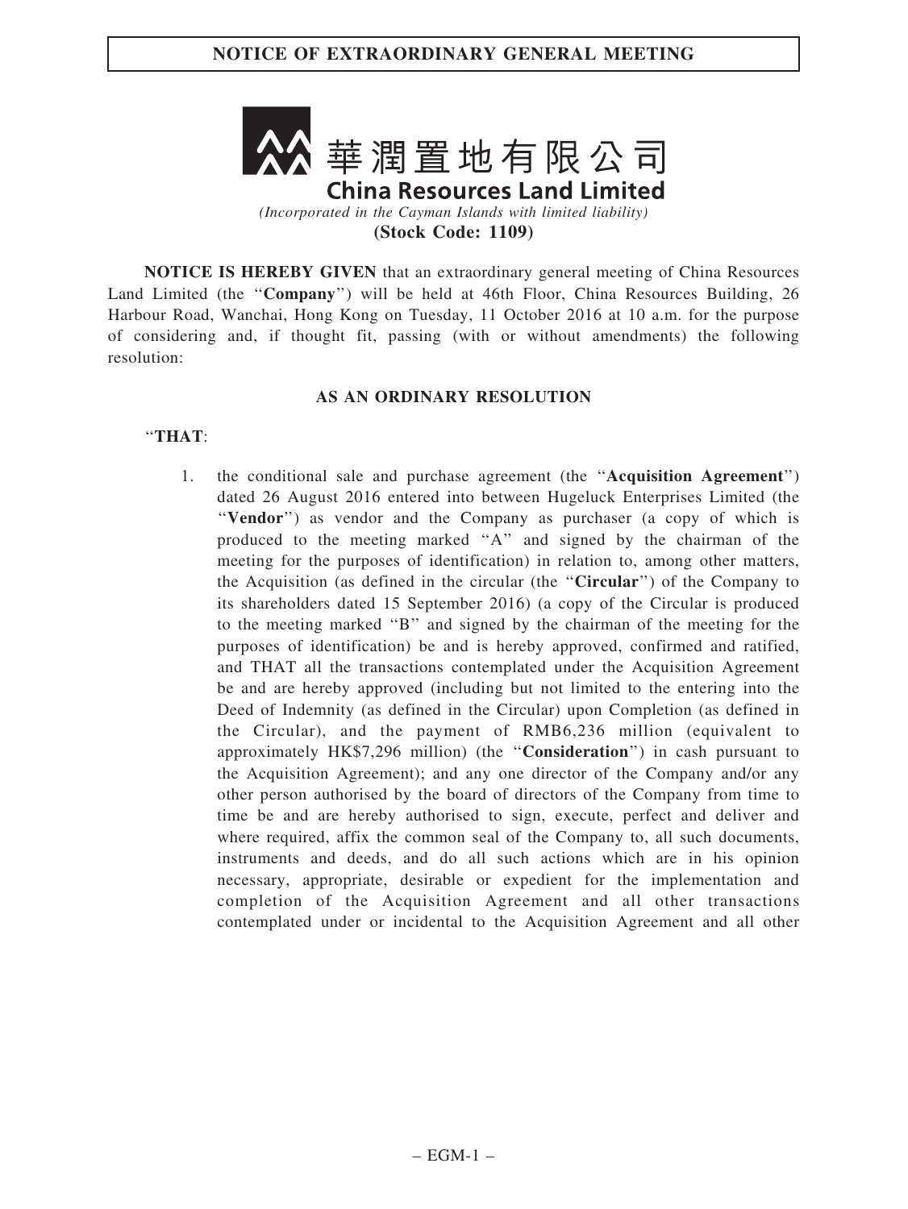# NOTICE OF EXTRAORDINARY GENERAL MEETING

華潤置地有限公司

**China Resources Land Limited**

*(Incorporated in the Cayman Islands with limited liability)*

**(Stock Code: 1109)**

**NOTICE IS HEREBY GIVEN** that an extraordinary general meeting of China Resources Land Limited (the "**Company**") will be held at 46th Floor, China Resources Building, 26 Harbour Road, Wanchai, Hong Kong on Tuesday, 11 October 2016 at 10 a.m. for the purpose of considering and, if thought fit, passing (with or without amendments) the following resolution:

**AS AN ORDINARY RESOLUTION**

"**THAT**:

1. the conditional sale and purchase agreement (the "**Acquisition Agreement**") dated 26 August 2016 entered into between Hugeluck Enterprises Limited (the "**Vendor**") as vendor and the Company as purchaser (a copy of which is produced to the meeting marked "A" and signed by the chairman of the meeting for the purposes of identification) in relation to, among other matters, the Acquisition (as defined in the circular (the "**Circular**") of the Company to its shareholders dated 15 September 2016) (a copy of the Circular is produced to the meeting marked "B" and signed by the chairman of the meeting for the purposes of identification) be and is hereby approved, confirmed and ratified, and THAT all the transactions contemplated under the Acquisition Agreement be and are hereby approved (including but not limited to the entering into the Deed of Indemnity (as defined in the Circular) upon Completion (as defined in the Circular), and the payment of RMB6,236 million (equivalent to approximately HK$7,296 million) (the "**Consideration**") in cash pursuant to the Acquisition Agreement); and any one director of the Company and/or any other person authorised by the board of directors of the Company from time to time be and are hereby authorised to sign, execute, perfect and deliver and where required, affix the common seal of the Company to, all such documents, instruments and deeds, and do all such actions which are in his opinion necessary, appropriate, desirable or expedient for the implementation and completion of the Acquisition Agreement and all other transactions contemplated under or incidental to the Acquisition Agreement and all other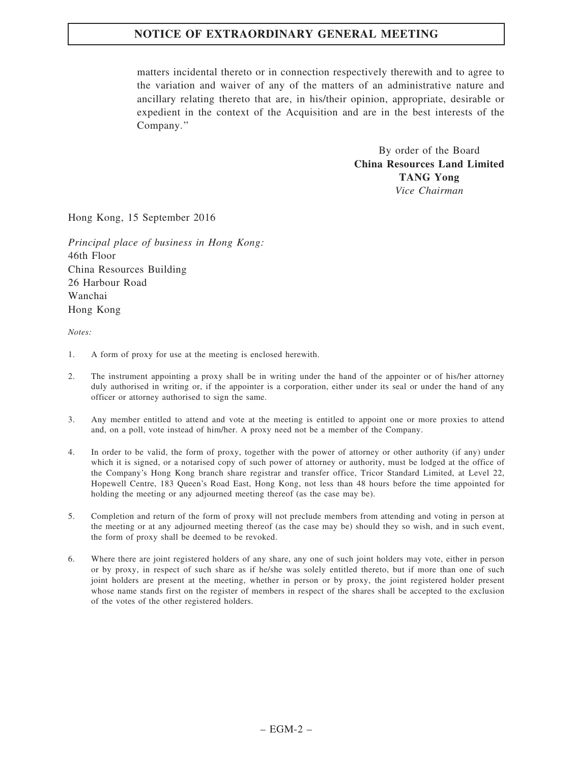matters incidental thereto or in connection respectively therewith and to agree to the variation and waiver of any of the matters of an administrative nature and ancillary relating thereto that are, in his/their opinion, appropriate, desirable or expedient in the context of the Acquisition and are in the best interests of the Company."

By order of the Board
**China Resources Land Limited**
**TANG Yong**
*Vice Chairman*

Hong Kong, 15 September 2016

*Principal place of business in Hong Kong:*
46th Floor
China Resources Building
26 Harbour Road
Wanchai
Hong Kong

*Notes:*

1. A form of proxy for use at the meeting is enclosed herewith.

2. The instrument appointing a proxy shall be in writing under the hand of the appointer or of his/her attorney duly authorised in writing or, if the appointer is a corporation, either under its seal or under the hand of any officer or attorney authorised to sign the same.

3. Any member entitled to attend and vote at the meeting is entitled to appoint one or more proxies to attend and, on a poll, vote instead of him/her. A proxy need not be a member of the Company.

4. In order to be valid, the form of proxy, together with the power of attorney or other authority (if any) under which it is signed, or a notarised copy of such power of attorney or authority, must be lodged at the office of the Company's Hong Kong branch share registrar and transfer office, Tricor Standard Limited, at Level 22, Hopewell Centre, 183 Queen's Road East, Hong Kong, not less than 48 hours before the time appointed for holding the meeting or any adjourned meeting thereof (as the case may be).

5. Completion and return of the form of proxy will not preclude members from attending and voting in person at the meeting or at any adjourned meeting thereof (as the case may be) should they so wish, and in such event, the form of proxy shall be deemed to be revoked.

6. Where there are joint registered holders of any share, any one of such joint holders may vote, either in person or by proxy, in respect of such share as if he/she was solely entitled thereto, but if more than one of such joint holders are present at the meeting, whether in person or by proxy, the joint registered holder present whose name stands first on the register of members in respect of the shares shall be accepted to the exclusion of the votes of the other registered holders.